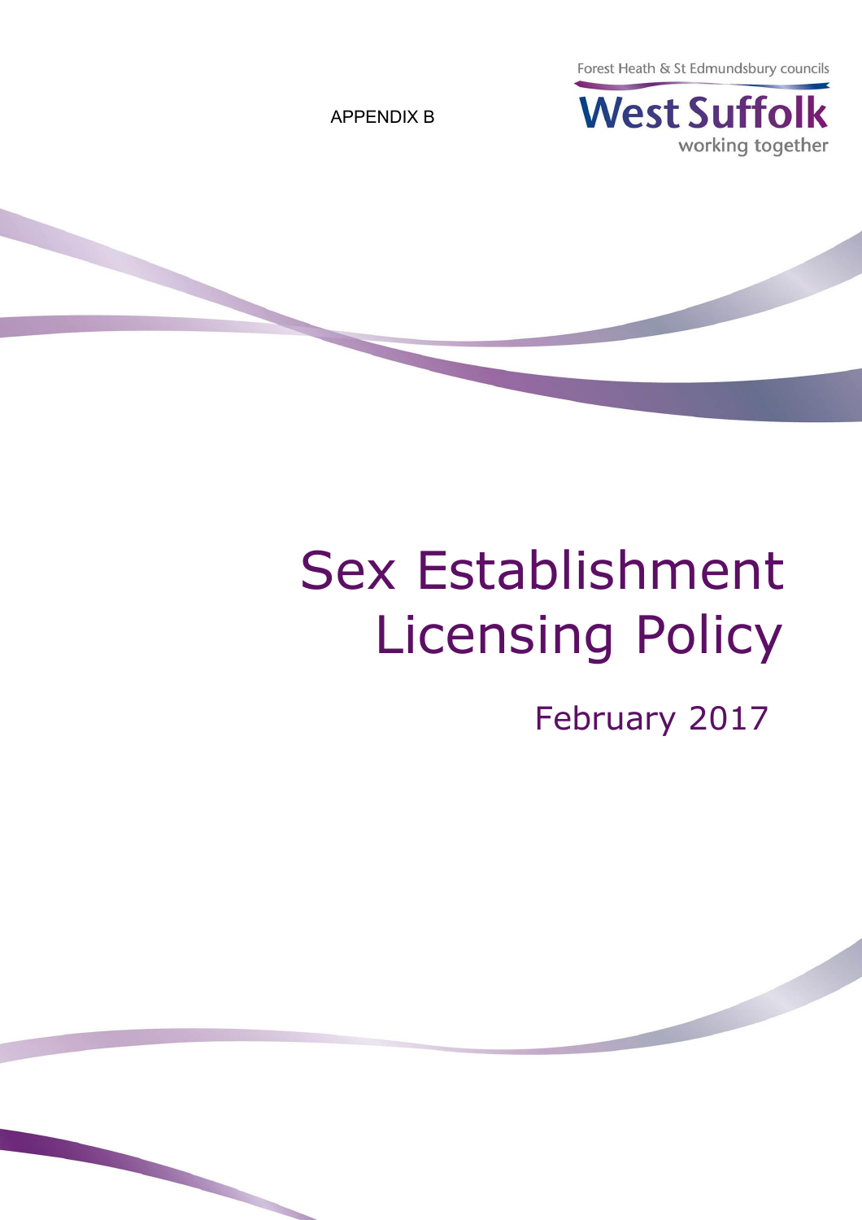APPENDIX B

Forest Heath & St Edmundsbury councils

West Suffolk

working together

# Sex Establishment Licensing Policy

February 2017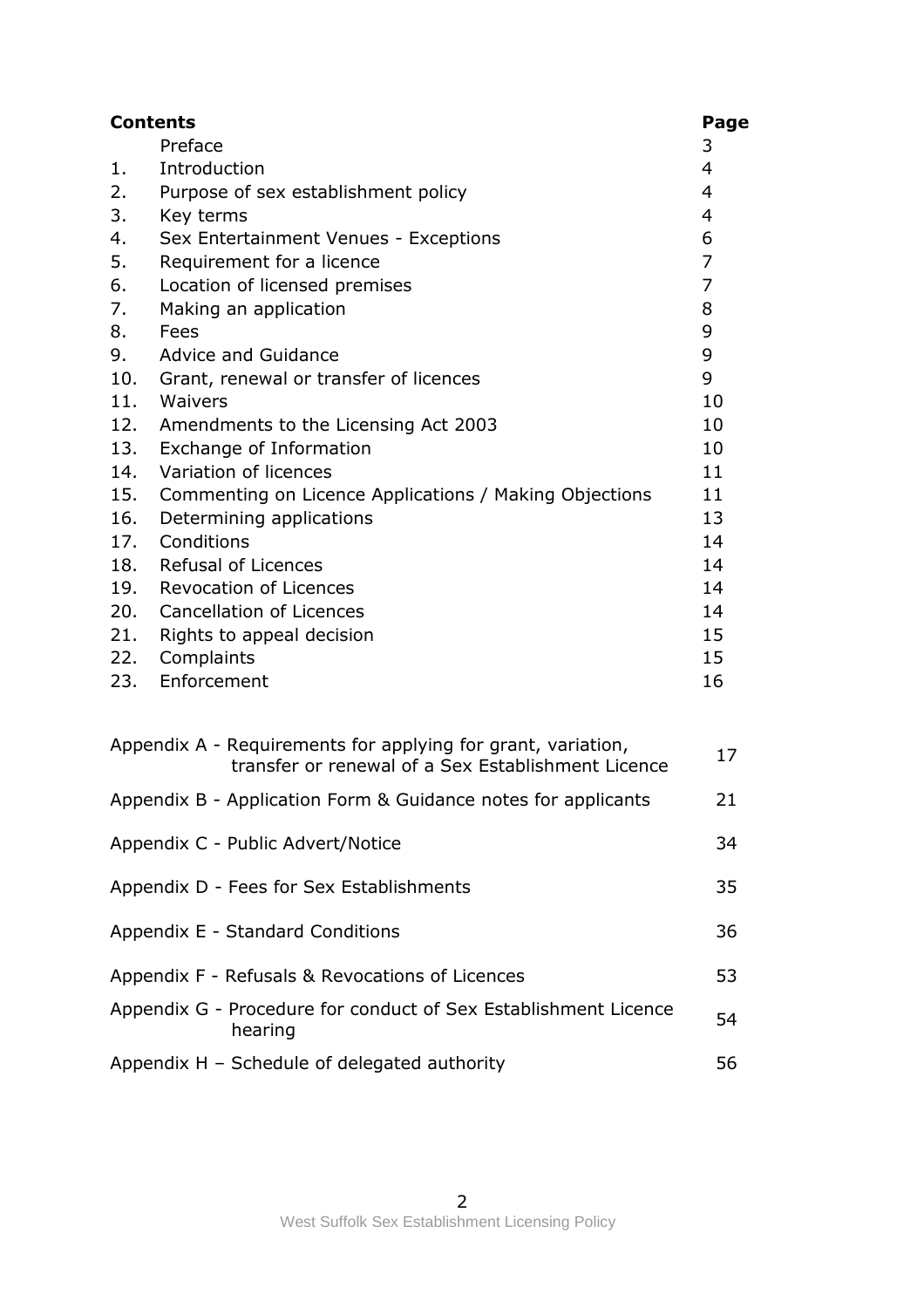| Contents | | Page |
|---|---|---|
| | Preface | 3 |
| 1. | Introduction | 4 |
| 2. | Purpose of sex establishment policy | 4 |
| 3. | Key terms | 4 |
| 4. | Sex Entertainment Venues - Exceptions | 6 |
| 5. | Requirement for a licence | 7 |
| 6. | Location of licensed premises | 7 |
| 7. | Making an application | 8 |
| 8. | Fees | 9 |
| 9. | Advice and Guidance | 9 |
| 10. | Grant, renewal or transfer of licences | 9 |
| 11. | Waivers | 10 |
| 12. | Amendments to the Licensing Act 2003 | 10 |
| 13. | Exchange of Information | 10 |
| 14. | Variation of licences | 11 |
| 15. | Commenting on Licence Applications / Making Objections | 11 |
| 16. | Determining applications | 13 |
| 17. | Conditions | 14 |
| 18. | Refusal of Licences | 14 |
| 19. | Revocation of Licences | 14 |
| 20. | Cancellation of Licences | 14 |
| 21. | Rights to appeal decision | 15 |
| 22. | Complaints | 15 |
| 23. | Enforcement | 16 |

| | |
|---|---|
| Appendix A - Requirements for applying for grant, variation, transfer or renewal of a Sex Establishment Licence | 17 |
| Appendix B - Application Form & Guidance notes for applicants | 21 |
| Appendix C - Public Advert/Notice | 34 |
| Appendix D - Fees for Sex Establishments | 35 |
| Appendix E - Standard Conditions | 36 |
| Appendix F - Refusals & Revocations of Licences | 53 |
| Appendix G - Procedure for conduct of Sex Establishment Licence hearing | 54 |
| Appendix H – Schedule of delegated authority | 56 |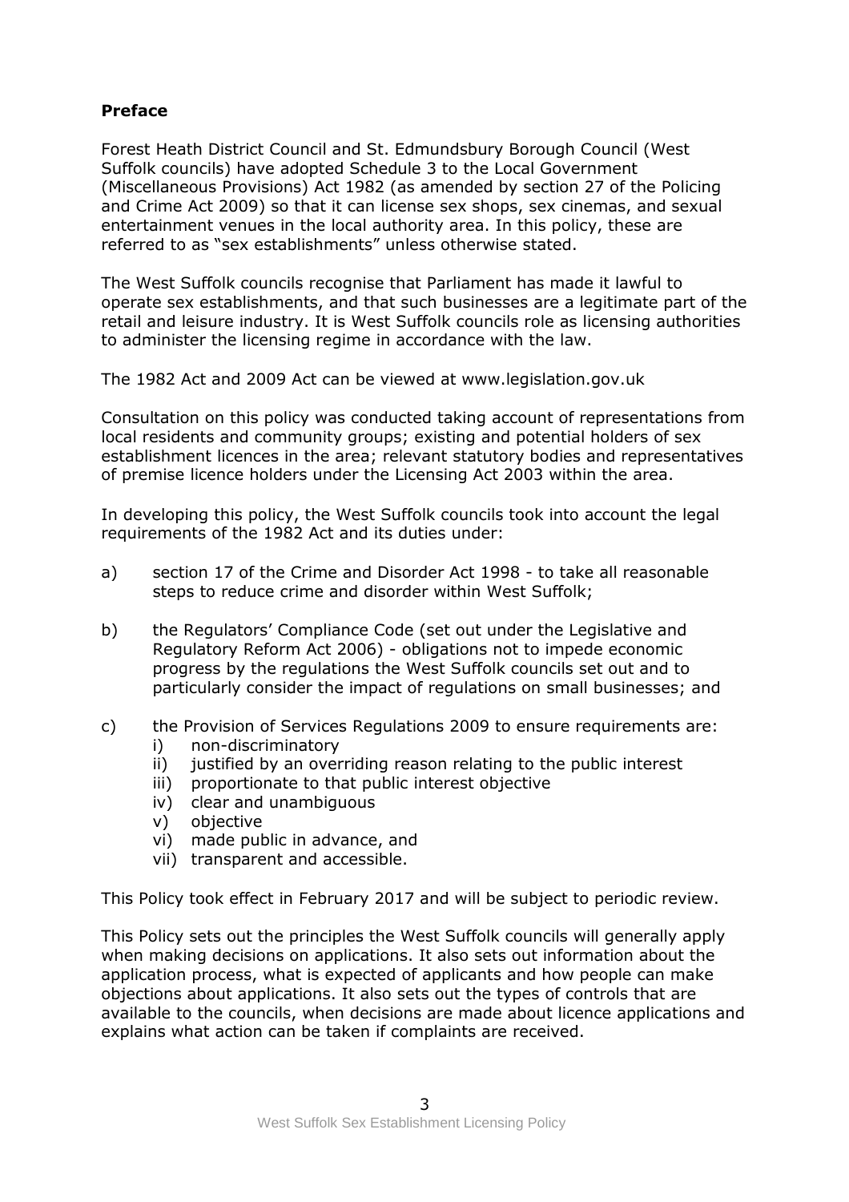**Preface**

Forest Heath District Council and St. Edmundsbury Borough Council (West Suffolk councils) have adopted Schedule 3 to the Local Government (Miscellaneous Provisions) Act 1982 (as amended by section 27 of the Policing and Crime Act 2009) so that it can license sex shops, sex cinemas, and sexual entertainment venues in the local authority area. In this policy, these are referred to as "sex establishments" unless otherwise stated.

The West Suffolk councils recognise that Parliament has made it lawful to operate sex establishments, and that such businesses are a legitimate part of the retail and leisure industry. It is West Suffolk councils role as licensing authorities to administer the licensing regime in accordance with the law.

The 1982 Act and 2009 Act can be viewed at www.legislation.gov.uk

Consultation on this policy was conducted taking account of representations from local residents and community groups; existing and potential holders of sex establishment licences in the area; relevant statutory bodies and representatives of premise licence holders under the Licensing Act 2003 within the area.

In developing this policy, the West Suffolk councils took into account the legal requirements of the 1982 Act and its duties under:

a) section 17 of the Crime and Disorder Act 1998 - to take all reasonable steps to reduce crime and disorder within West Suffolk;

b) the Regulators' Compliance Code (set out under the Legislative and Regulatory Reform Act 2006) - obligations not to impede economic progress by the regulations the West Suffolk councils set out and to particularly consider the impact of regulations on small businesses; and

c) the Provision of Services Regulations 2009 to ensure requirements are:
   i) non-discriminatory
   ii) justified by an overriding reason relating to the public interest
   iii) proportionate to that public interest objective
   iv) clear and unambiguous
   v) objective
   vi) made public in advance, and
   vii) transparent and accessible.

This Policy took effect in February 2017 and will be subject to periodic review.

This Policy sets out the principles the West Suffolk councils will generally apply when making decisions on applications. It also sets out information about the application process, what is expected of applicants and how people can make objections about applications. It also sets out the types of controls that are available to the councils, when decisions are made about licence applications and explains what action can be taken if complaints are received.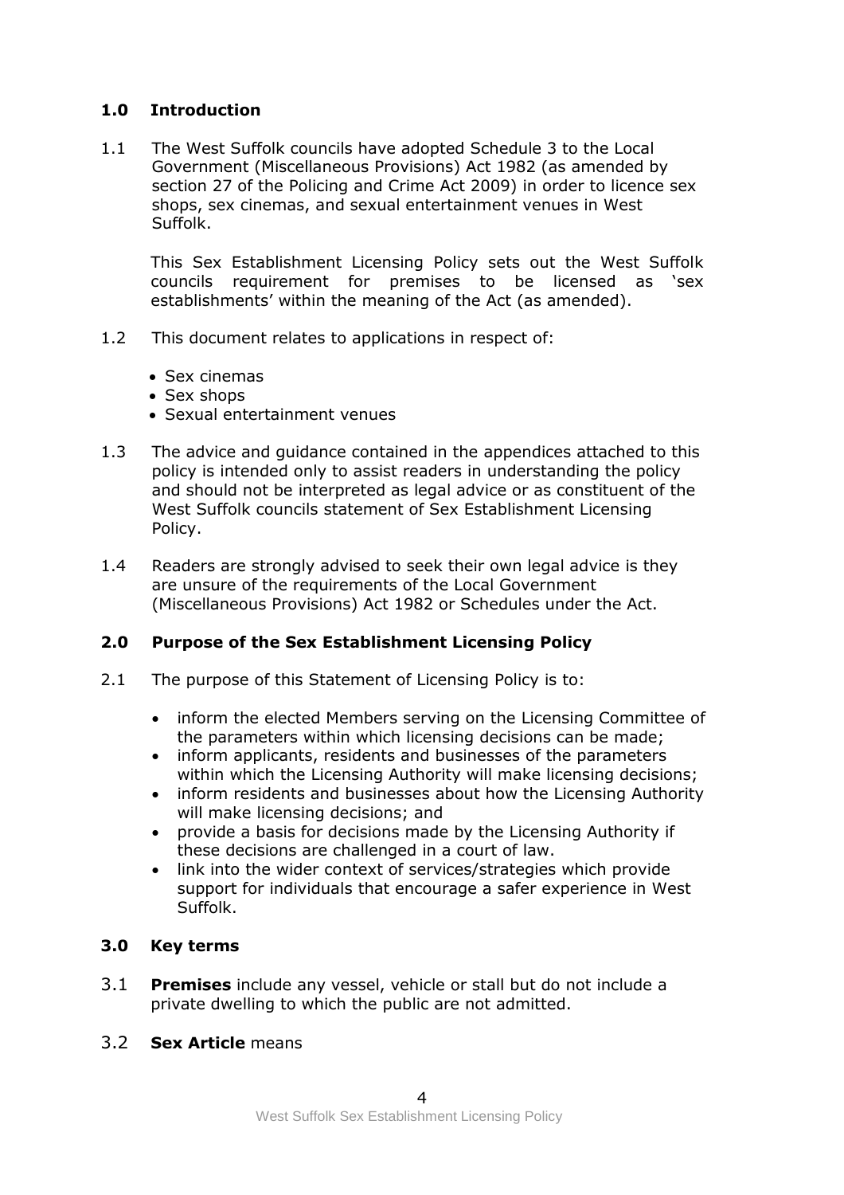## 1.0 Introduction

1.1 The West Suffolk councils have adopted Schedule 3 to the Local Government (Miscellaneous Provisions) Act 1982 (as amended by section 27 of the Policing and Crime Act 2009) in order to licence sex shops, sex cinemas, and sexual entertainment venues in West Suffolk.

This Sex Establishment Licensing Policy sets out the West Suffolk councils requirement for premises to be licensed as 'sex establishments' within the meaning of the Act (as amended).

1.2 This document relates to applications in respect of:

- Sex cinemas
- Sex shops
- Sexual entertainment venues

1.3 The advice and guidance contained in the appendices attached to this policy is intended only to assist readers in understanding the policy and should not be interpreted as legal advice or as constituent of the West Suffolk councils statement of Sex Establishment Licensing Policy.

1.4 Readers are strongly advised to seek their own legal advice is they are unsure of the requirements of the Local Government (Miscellaneous Provisions) Act 1982 or Schedules under the Act.

## 2.0 Purpose of the Sex Establishment Licensing Policy

2.1 The purpose of this Statement of Licensing Policy is to:

- inform the elected Members serving on the Licensing Committee of the parameters within which licensing decisions can be made;
- inform applicants, residents and businesses of the parameters within which the Licensing Authority will make licensing decisions;
- inform residents and businesses about how the Licensing Authority will make licensing decisions; and
- provide a basis for decisions made by the Licensing Authority if these decisions are challenged in a court of law.
- link into the wider context of services/strategies which provide support for individuals that encourage a safer experience in West Suffolk.

## 3.0 Key terms

3.1 **Premises** include any vessel, vehicle or stall but do not include a private dwelling to which the public are not admitted.

3.2 **Sex Article** means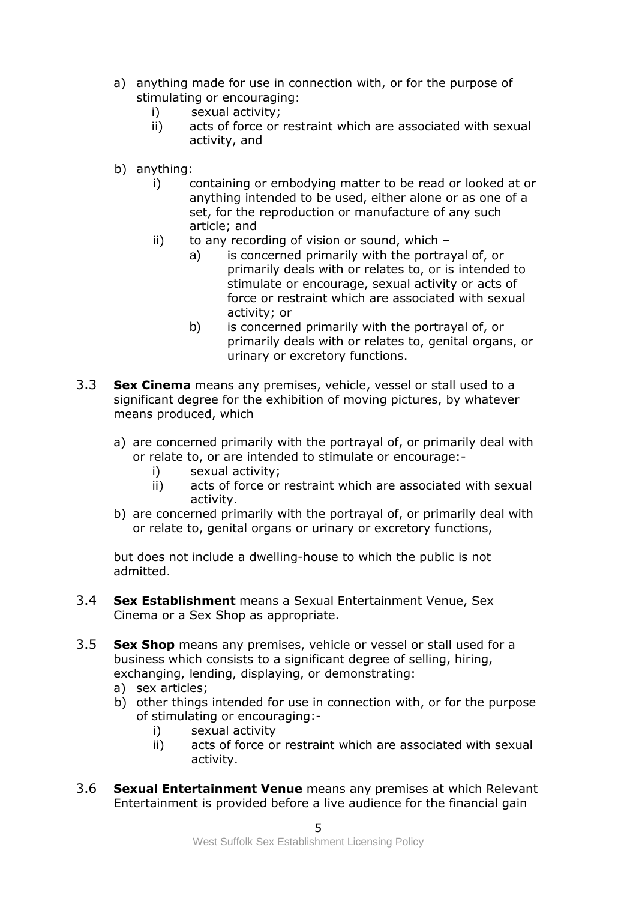a) anything made for use in connection with, or for the purpose of stimulating or encouraging:
   - i) sexual activity;
   - ii) acts of force or restraint which are associated with sexual activity, and

b) anything:
   - i) containing or embodying matter to be read or looked at or anything intended to be used, either alone or as one of a set, for the reproduction or manufacture of any such article; and
   - ii) to any recording of vision or sound, which –
     - a) is concerned primarily with the portrayal of, or primarily deals with or relates to, or is intended to stimulate or encourage, sexual activity or acts of force or restraint which are associated with sexual activity; or
     - b) is concerned primarily with the portrayal of, or primarily deals with or relates to, genital organs, or urinary or excretory functions.

3.3 **Sex Cinema** means any premises, vehicle, vessel or stall used to a significant degree for the exhibition of moving pictures, by whatever means produced, which

a) are concerned primarily with the portrayal of, or primarily deal with or relate to, or are intended to stimulate or encourage:-
   - i) sexual activity;
   - ii) acts of force or restraint which are associated with sexual activity.

b) are concerned primarily with the portrayal of, or primarily deal with or relate to, genital organs or urinary or excretory functions,

but does not include a dwelling-house to which the public is not admitted.

3.4 **Sex Establishment** means a Sexual Entertainment Venue, Sex Cinema or a Sex Shop as appropriate.

3.5 **Sex Shop** means any premises, vehicle or vessel or stall used for a business which consists to a significant degree of selling, hiring, exchanging, lending, displaying, or demonstrating:

a) sex articles;

b) other things intended for use in connection with, or for the purpose of stimulating or encouraging:-
   - i) sexual activity
   - ii) acts of force or restraint which are associated with sexual activity.

3.6 **Sexual Entertainment Venue** means any premises at which Relevant Entertainment is provided before a live audience for the financial gain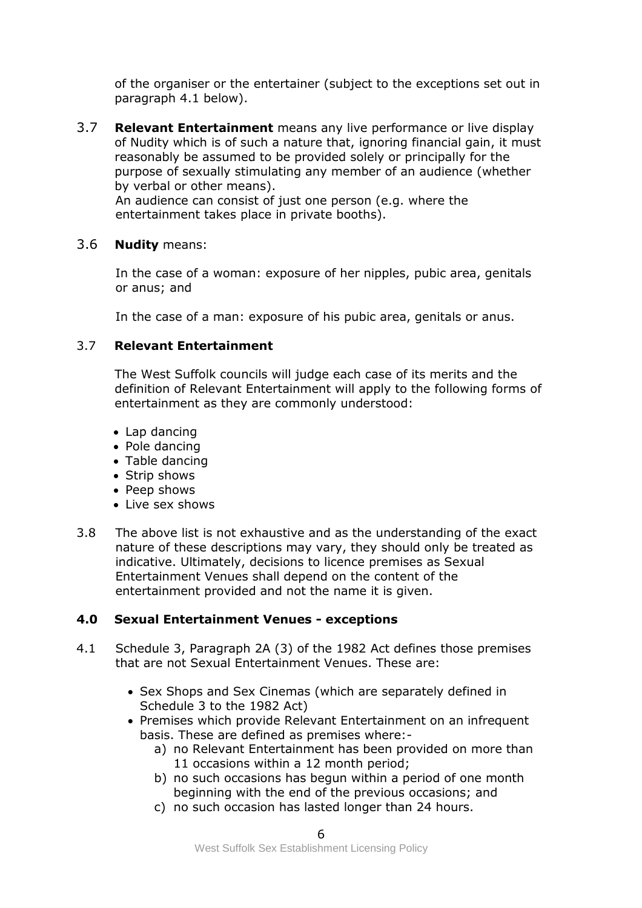of the organiser or the entertainer (subject to the exceptions set out in paragraph 4.1 below).

3.7 **Relevant Entertainment** means any live performance or live display of Nudity which is of such a nature that, ignoring financial gain, it must reasonably be assumed to be provided solely or principally for the purpose of sexually stimulating any member of an audience (whether by verbal or other means).
An audience can consist of just one person (e.g. where the entertainment takes place in private booths).

3.6 **Nudity** means:

In the case of a woman: exposure of her nipples, pubic area, genitals or anus; and

In the case of a man: exposure of his pubic area, genitals or anus.

3.7 **Relevant Entertainment**

The West Suffolk councils will judge each case of its merits and the definition of Relevant Entertainment will apply to the following forms of entertainment as they are commonly understood:

- Lap dancing
- Pole dancing
- Table dancing
- Strip shows
- Peep shows
- Live sex shows

3.8 The above list is not exhaustive and as the understanding of the exact nature of these descriptions may vary, they should only be treated as indicative. Ultimately, decisions to licence premises as Sexual Entertainment Venues shall depend on the content of the entertainment provided and not the name it is given.

### 4.0 Sexual Entertainment Venues - exceptions

4.1 Schedule 3, Paragraph 2A (3) of the 1982 Act defines those premises that are not Sexual Entertainment Venues. These are:

- Sex Shops and Sex Cinemas (which are separately defined in Schedule 3 to the 1982 Act)
- Premises which provide Relevant Entertainment on an infrequent basis. These are defined as premises where:-
    a) no Relevant Entertainment has been provided on more than 11 occasions within a 12 month period;
    b) no such occasions has begun within a period of one month beginning with the end of the previous occasions; and
    c) no such occasion has lasted longer than 24 hours.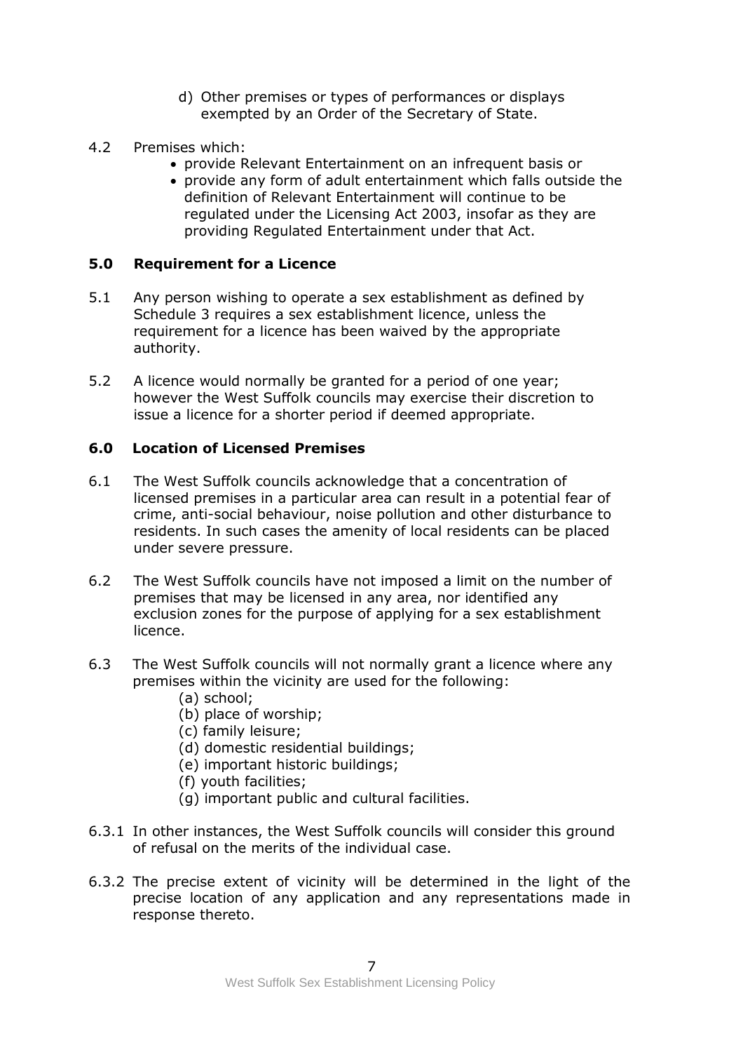d) Other premises or types of performances or displays exempted by an Order of the Secretary of State.

4.2 Premises which:

- provide Relevant Entertainment on an infrequent basis or
- provide any form of adult entertainment which falls outside the definition of Relevant Entertainment will continue to be regulated under the Licensing Act 2003, insofar as they are providing Regulated Entertainment under that Act.

## 5.0 Requirement for a Licence

5.1 Any person wishing to operate a sex establishment as defined by Schedule 3 requires a sex establishment licence, unless the requirement for a licence has been waived by the appropriate authority.

5.2 A licence would normally be granted for a period of one year; however the West Suffolk councils may exercise their discretion to issue a licence for a shorter period if deemed appropriate.

## 6.0 Location of Licensed Premises

6.1 The West Suffolk councils acknowledge that a concentration of licensed premises in a particular area can result in a potential fear of crime, anti-social behaviour, noise pollution and other disturbance to residents. In such cases the amenity of local residents can be placed under severe pressure.

6.2 The West Suffolk councils have not imposed a limit on the number of premises that may be licensed in any area, nor identified any exclusion zones for the purpose of applying for a sex establishment licence.

6.3 The West Suffolk councils will not normally grant a licence where any premises within the vicinity are used for the following:

(a) school;
(b) place of worship;
(c) family leisure;
(d) domestic residential buildings;
(e) important historic buildings;
(f) youth facilities;
(g) important public and cultural facilities.

6.3.1 In other instances, the West Suffolk councils will consider this ground of refusal on the merits of the individual case.

6.3.2 The precise extent of vicinity will be determined in the light of the precise location of any application and any representations made in response thereto.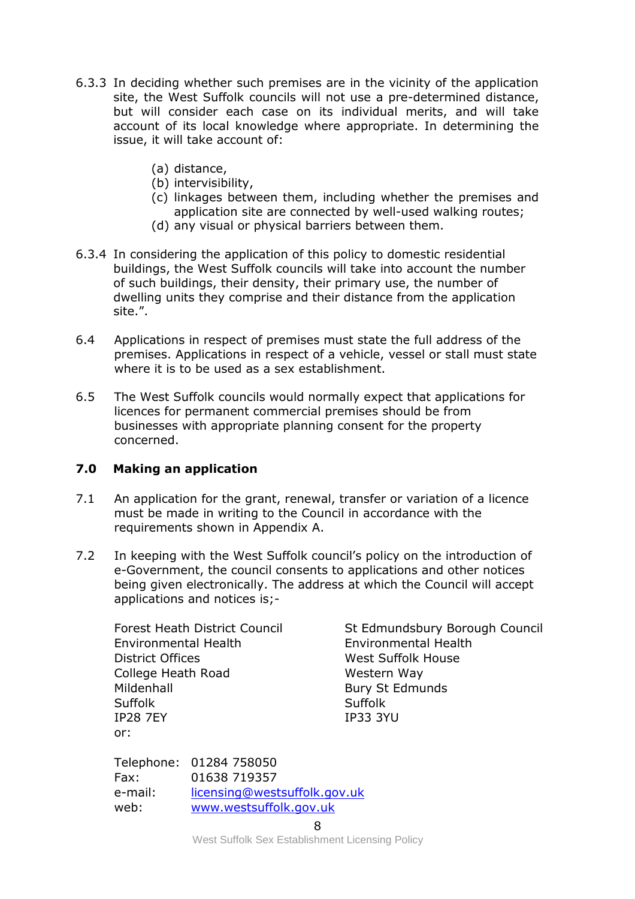6.3.3 In deciding whether such premises are in the vicinity of the application site, the West Suffolk councils will not use a pre-determined distance, but will consider each case on its individual merits, and will take account of its local knowledge where appropriate. In determining the issue, it will take account of:

   (a) distance,
   (b) intervisibility,
   (c) linkages between them, including whether the premises and application site are connected by well-used walking routes;
   (d) any visual or physical barriers between them.

6.3.4 In considering the application of this policy to domestic residential buildings, the West Suffolk councils will take into account the number of such buildings, their density, their primary use, the number of dwelling units they comprise and their distance from the application site.".

6.4 Applications in respect of premises must state the full address of the premises. Applications in respect of a vehicle, vessel or stall must state where it is to be used as a sex establishment.

6.5 The West Suffolk councils would normally expect that applications for licences for permanent commercial premises should be from businesses with appropriate planning consent for the property concerned.

## 7.0 Making an application

7.1 An application for the grant, renewal, transfer or variation of a licence must be made in writing to the Council in accordance with the requirements shown in Appendix A.

7.2 In keeping with the West Suffolk council's policy on the introduction of e-Government, the council consents to applications and other notices being given electronically. The address at which the Council will accept applications and notices is;-

Forest Heath District Council
Environmental Health
District Offices
College Heath Road
Mildenhall
Suffolk
IP28 7EY

St Edmundsbury Borough Council
Environmental Health
West Suffolk House
Western Way
Bury St Edmunds
Suffolk
IP33 3YU

or:

Telephone: 01284 758050
Fax: 01638 719357
e-mail: licensing@westsuffolk.gov.uk
web: www.westsuffolk.gov.uk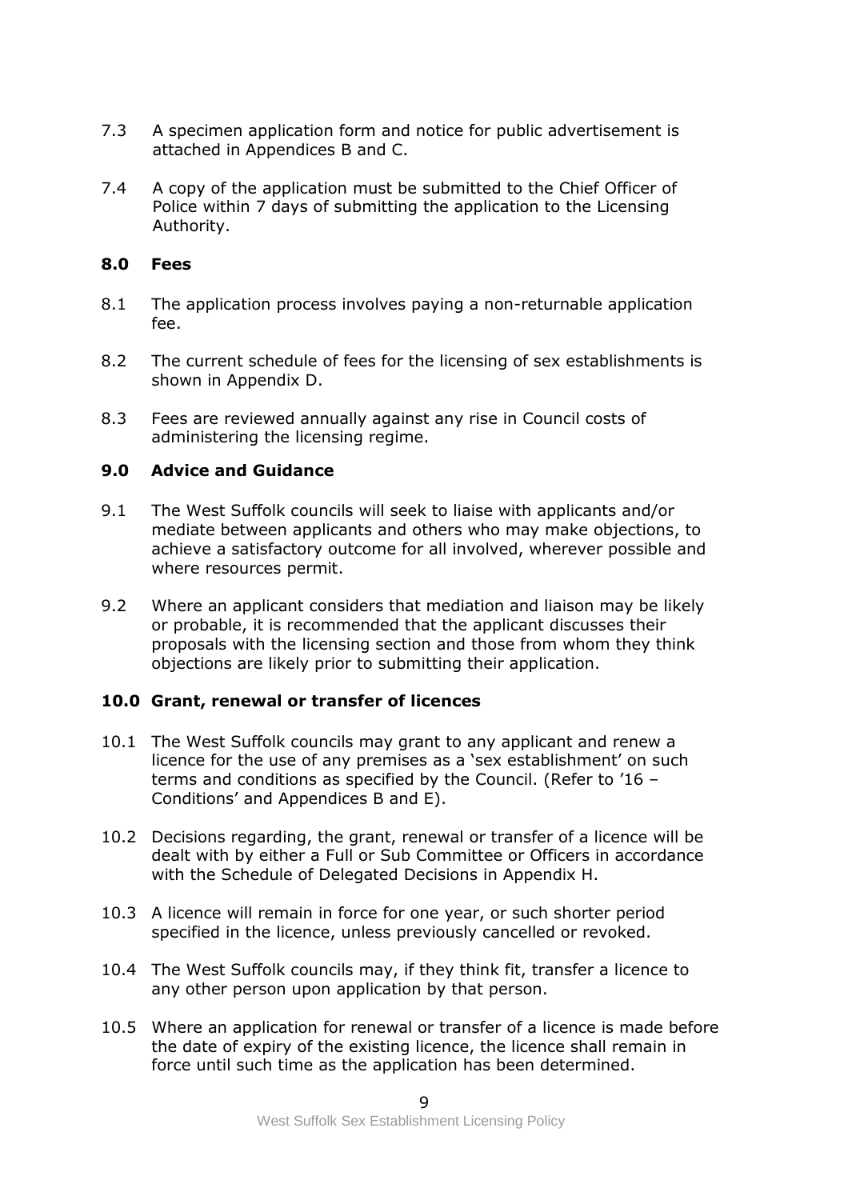7.3 A specimen application form and notice for public advertisement is attached in Appendices B and C.

7.4 A copy of the application must be submitted to the Chief Officer of Police within 7 days of submitting the application to the Licensing Authority.

## 8.0 Fees

8.1 The application process involves paying a non-returnable application fee.

8.2 The current schedule of fees for the licensing of sex establishments is shown in Appendix D.

8.3 Fees are reviewed annually against any rise in Council costs of administering the licensing regime.

## 9.0 Advice and Guidance

9.1 The West Suffolk councils will seek to liaise with applicants and/or mediate between applicants and others who may make objections, to achieve a satisfactory outcome for all involved, wherever possible and where resources permit.

9.2 Where an applicant considers that mediation and liaison may be likely or probable, it is recommended that the applicant discusses their proposals with the licensing section and those from whom they think objections are likely prior to submitting their application.

## 10.0 Grant, renewal or transfer of licences

10.1 The West Suffolk councils may grant to any applicant and renew a licence for the use of any premises as a 'sex establishment' on such terms and conditions as specified by the Council. (Refer to '16 – Conditions' and Appendices B and E).

10.2 Decisions regarding, the grant, renewal or transfer of a licence will be dealt with by either a Full or Sub Committee or Officers in accordance with the Schedule of Delegated Decisions in Appendix H.

10.3 A licence will remain in force for one year, or such shorter period specified in the licence, unless previously cancelled or revoked.

10.4 The West Suffolk councils may, if they think fit, transfer a licence to any other person upon application by that person.

10.5 Where an application for renewal or transfer of a licence is made before the date of expiry of the existing licence, the licence shall remain in force until such time as the application has been determined.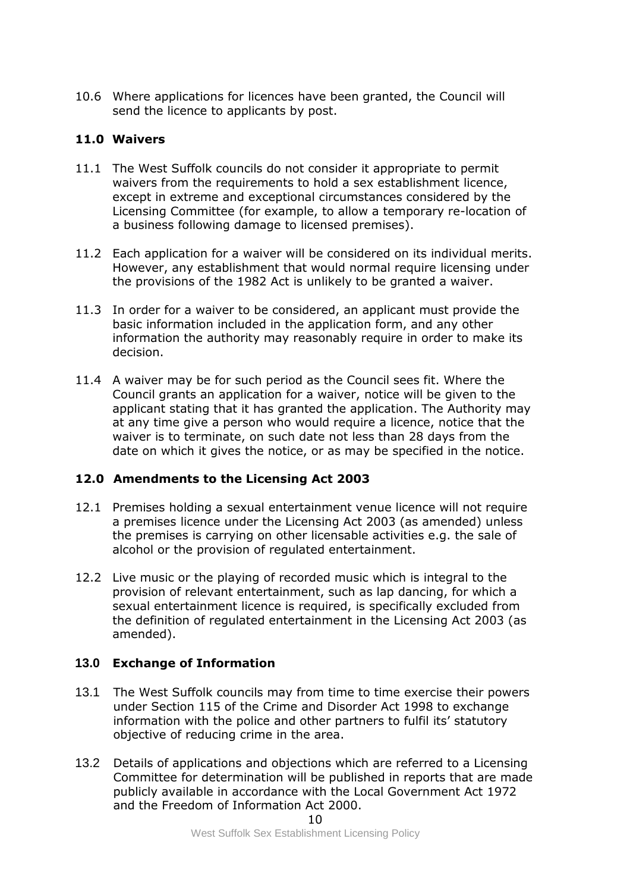10.6 Where applications for licences have been granted, the Council will send the licence to applicants by post.

## 11.0 Waivers

11.1 The West Suffolk councils do not consider it appropriate to permit waivers from the requirements to hold a sex establishment licence, except in extreme and exceptional circumstances considered by the Licensing Committee (for example, to allow a temporary re-location of a business following damage to licensed premises).

11.2 Each application for a waiver will be considered on its individual merits. However, any establishment that would normal require licensing under the provisions of the 1982 Act is unlikely to be granted a waiver.

11.3 In order for a waiver to be considered, an applicant must provide the basic information included in the application form, and any other information the authority may reasonably require in order to make its decision.

11.4 A waiver may be for such period as the Council sees fit. Where the Council grants an application for a waiver, notice will be given to the applicant stating that it has granted the application. The Authority may at any time give a person who would require a licence, notice that the waiver is to terminate, on such date not less than 28 days from the date on which it gives the notice, or as may be specified in the notice.

## 12.0 Amendments to the Licensing Act 2003

12.1 Premises holding a sexual entertainment venue licence will not require a premises licence under the Licensing Act 2003 (as amended) unless the premises is carrying on other licensable activities e.g. the sale of alcohol or the provision of regulated entertainment.

12.2 Live music or the playing of recorded music which is integral to the provision of relevant entertainment, such as lap dancing, for which a sexual entertainment licence is required, is specifically excluded from the definition of regulated entertainment in the Licensing Act 2003 (as amended).

## 13.0 Exchange of Information

13.1 The West Suffolk councils may from time to time exercise their powers under Section 115 of the Crime and Disorder Act 1998 to exchange information with the police and other partners to fulfil its' statutory objective of reducing crime in the area.

13.2 Details of applications and objections which are referred to a Licensing Committee for determination will be published in reports that are made publicly available in accordance with the Local Government Act 1972 and the Freedom of Information Act 2000.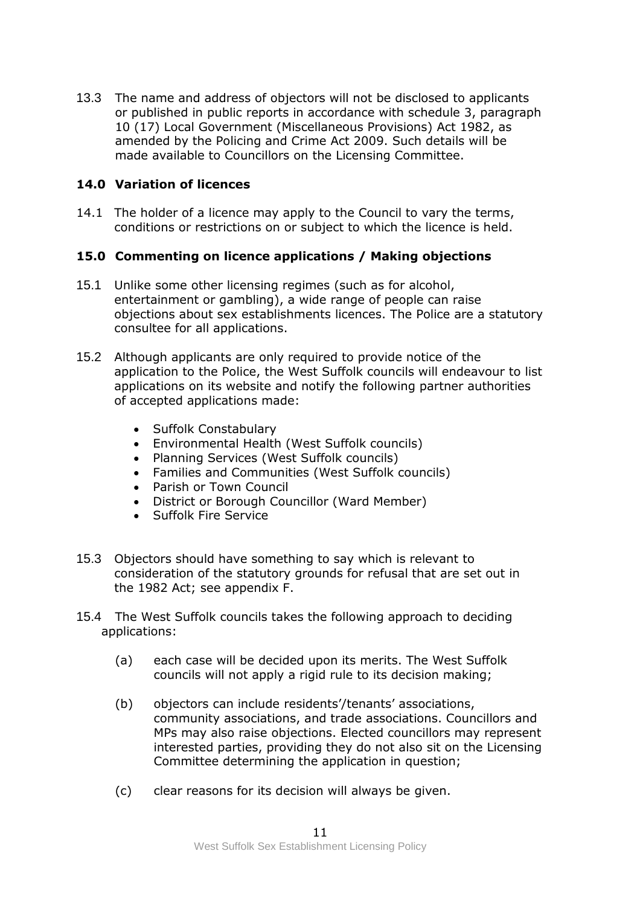13.3 The name and address of objectors will not be disclosed to applicants or published in public reports in accordance with schedule 3, paragraph 10 (17) Local Government (Miscellaneous Provisions) Act 1982, as amended by the Policing and Crime Act 2009. Such details will be made available to Councillors on the Licensing Committee.

## 14.0 Variation of licences

14.1 The holder of a licence may apply to the Council to vary the terms, conditions or restrictions on or subject to which the licence is held.

## 15.0 Commenting on licence applications / Making objections

15.1 Unlike some other licensing regimes (such as for alcohol, entertainment or gambling), a wide range of people can raise objections about sex establishments licences. The Police are a statutory consultee for all applications.

15.2 Although applicants are only required to provide notice of the application to the Police, the West Suffolk councils will endeavour to list applications on its website and notify the following partner authorities of accepted applications made:

- Suffolk Constabulary
- Environmental Health (West Suffolk councils)
- Planning Services (West Suffolk councils)
- Families and Communities (West Suffolk councils)
- Parish or Town Council
- District or Borough Councillor (Ward Member)
- Suffolk Fire Service

15.3 Objectors should have something to say which is relevant to consideration of the statutory grounds for refusal that are set out in the 1982 Act; see appendix F.

15.4 The West Suffolk councils takes the following approach to deciding applications:

(a) each case will be decided upon its merits. The West Suffolk councils will not apply a rigid rule to its decision making;

(b) objectors can include residents'/tenants' associations, community associations, and trade associations. Councillors and MPs may also raise objections. Elected councillors may represent interested parties, providing they do not also sit on the Licensing Committee determining the application in question;

(c) clear reasons for its decision will always be given.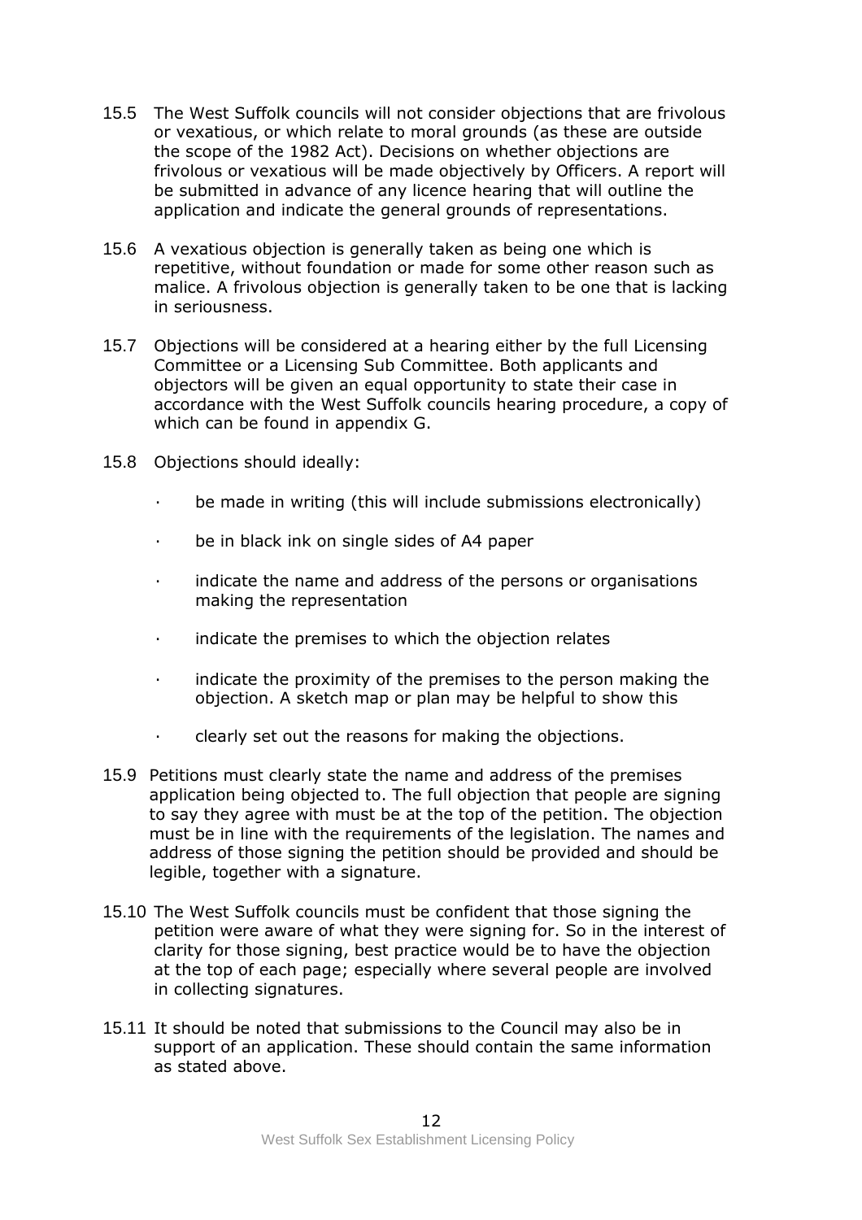15.5 The West Suffolk councils will not consider objections that are frivolous or vexatious, or which relate to moral grounds (as these are outside the scope of the 1982 Act). Decisions on whether objections are frivolous or vexatious will be made objectively by Officers. A report will be submitted in advance of any licence hearing that will outline the application and indicate the general grounds of representations.

15.6 A vexatious objection is generally taken as being one which is repetitive, without foundation or made for some other reason such as malice. A frivolous objection is generally taken to be one that is lacking in seriousness.

15.7 Objections will be considered at a hearing either by the full Licensing Committee or a Licensing Sub Committee. Both applicants and objectors will be given an equal opportunity to state their case in accordance with the West Suffolk councils hearing procedure, a copy of which can be found in appendix G.

15.8 Objections should ideally:

- be made in writing (this will include submissions electronically)
- be in black ink on single sides of A4 paper
- indicate the name and address of the persons or organisations making the representation
- indicate the premises to which the objection relates
- indicate the proximity of the premises to the person making the objection. A sketch map or plan may be helpful to show this
- clearly set out the reasons for making the objections.

15.9 Petitions must clearly state the name and address of the premises application being objected to. The full objection that people are signing to say they agree with must be at the top of the petition. The objection must be in line with the requirements of the legislation. The names and address of those signing the petition should be provided and should be legible, together with a signature.

15.10 The West Suffolk councils must be confident that those signing the petition were aware of what they were signing for. So in the interest of clarity for those signing, best practice would be to have the objection at the top of each page; especially where several people are involved in collecting signatures.

15.11 It should be noted that submissions to the Council may also be in support of an application. These should contain the same information as stated above.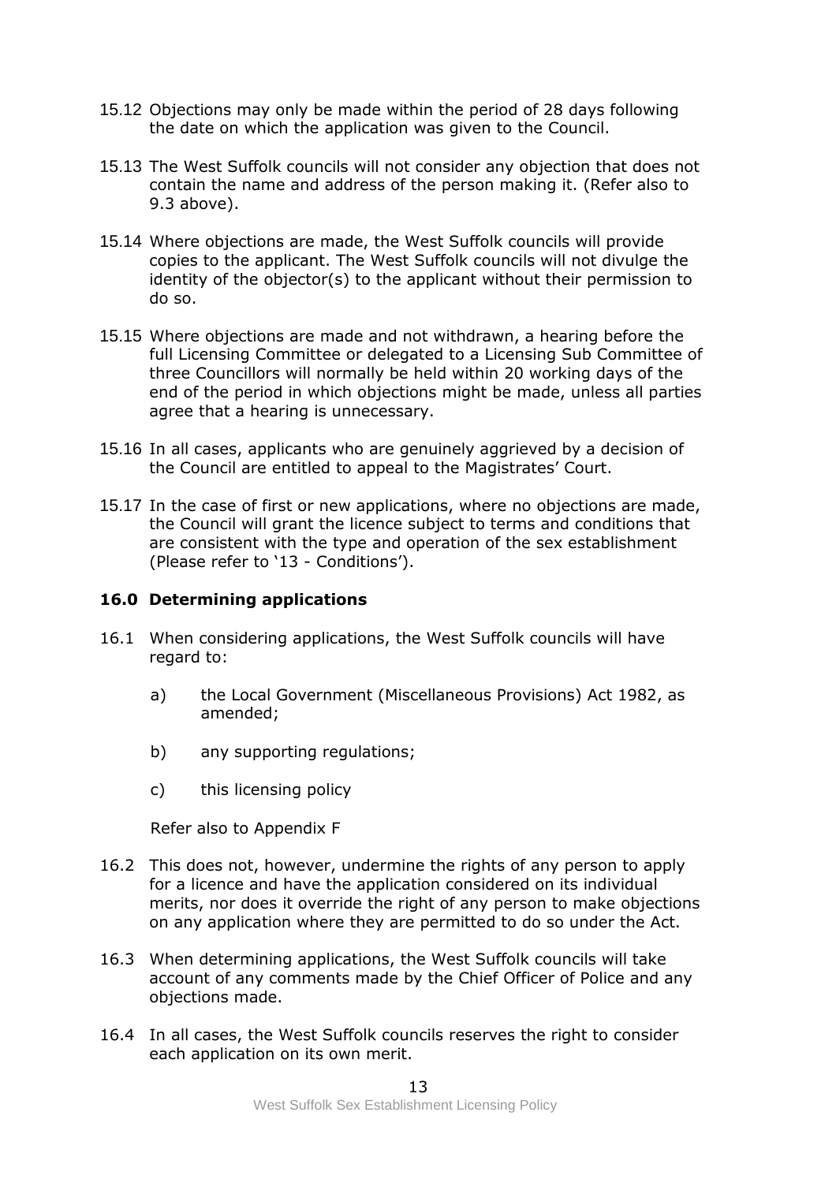15.12 Objections may only be made within the period of 28 days following the date on which the application was given to the Council.

15.13 The West Suffolk councils will not consider any objection that does not contain the name and address of the person making it. (Refer also to 9.3 above).

15.14 Where objections are made, the West Suffolk councils will provide copies to the applicant. The West Suffolk councils will not divulge the identity of the objector(s) to the applicant without their permission to do so.

15.15 Where objections are made and not withdrawn, a hearing before the full Licensing Committee or delegated to a Licensing Sub Committee of three Councillors will normally be held within 20 working days of the end of the period in which objections might be made, unless all parties agree that a hearing is unnecessary.

15.16 In all cases, applicants who are genuinely aggrieved by a decision of the Council are entitled to appeal to the Magistrates' Court.

15.17 In the case of first or new applications, where no objections are made, the Council will grant the licence subject to terms and conditions that are consistent with the type and operation of the sex establishment (Please refer to '13 - Conditions').

## 16.0 Determining applications

16.1 When considering applications, the West Suffolk councils will have regard to:

a) the Local Government (Miscellaneous Provisions) Act 1982, as amended;

b) any supporting regulations;

c) this licensing policy

Refer also to Appendix F

16.2 This does not, however, undermine the rights of any person to apply for a licence and have the application considered on its individual merits, nor does it override the right of any person to make objections on any application where they are permitted to do so under the Act.

16.3 When determining applications, the West Suffolk councils will take account of any comments made by the Chief Officer of Police and any objections made.

16.4 In all cases, the West Suffolk councils reserves the right to consider each application on its own merit.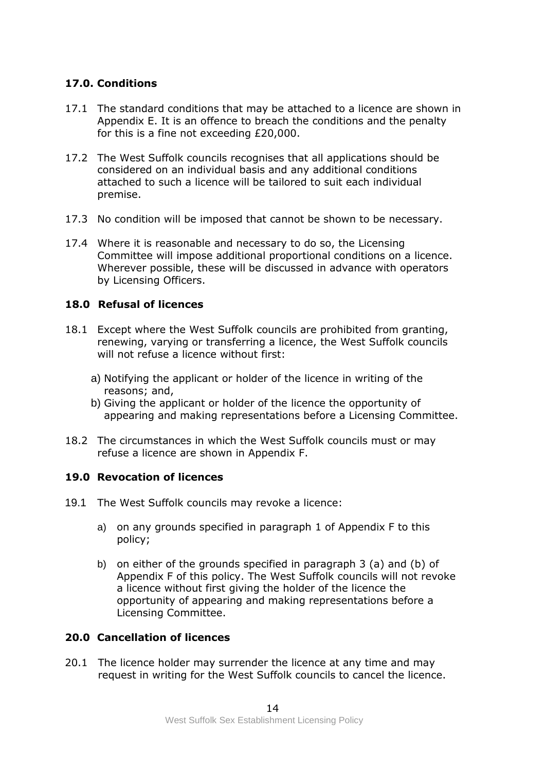## 17.0. Conditions

17.1 The standard conditions that may be attached to a licence are shown in Appendix E. It is an offence to breach the conditions and the penalty for this is a fine not exceeding £20,000.

17.2 The West Suffolk councils recognises that all applications should be considered on an individual basis and any additional conditions attached to such a licence will be tailored to suit each individual premise.

17.3 No condition will be imposed that cannot be shown to be necessary.

17.4 Where it is reasonable and necessary to do so, the Licensing Committee will impose additional proportional conditions on a licence. Wherever possible, these will be discussed in advance with operators by Licensing Officers.

## 18.0 Refusal of licences

18.1 Except where the West Suffolk councils are prohibited from granting, renewing, varying or transferring a licence, the West Suffolk councils will not refuse a licence without first:

a) Notifying the applicant or holder of the licence in writing of the reasons; and,
b) Giving the applicant or holder of the licence the opportunity of appearing and making representations before a Licensing Committee.

18.2 The circumstances in which the West Suffolk councils must or may refuse a licence are shown in Appendix F.

## 19.0 Revocation of licences

19.1 The West Suffolk councils may revoke a licence:

a) on any grounds specified in paragraph 1 of Appendix F to this policy;

b) on either of the grounds specified in paragraph 3 (a) and (b) of Appendix F of this policy. The West Suffolk councils will not revoke a licence without first giving the holder of the licence the opportunity of appearing and making representations before a Licensing Committee.

## 20.0 Cancellation of licences

20.1 The licence holder may surrender the licence at any time and may request in writing for the West Suffolk councils to cancel the licence.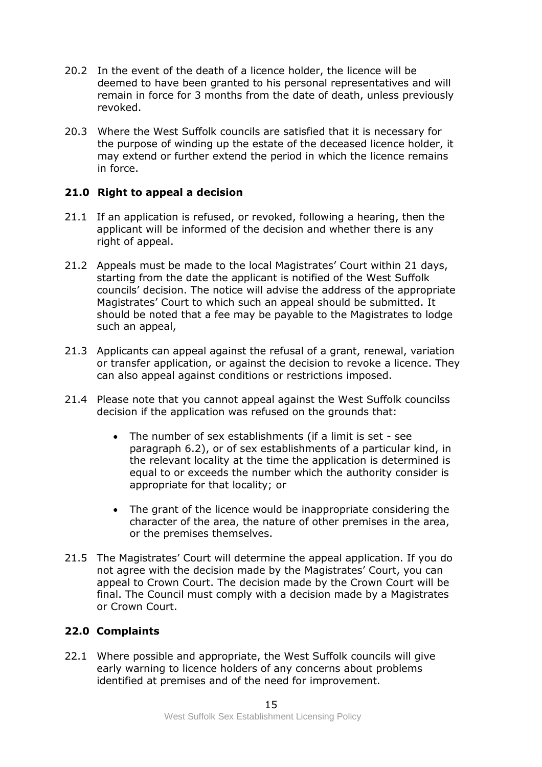20.2 In the event of the death of a licence holder, the licence will be deemed to have been granted to his personal representatives and will remain in force for 3 months from the date of death, unless previously revoked.

20.3 Where the West Suffolk councils are satisfied that it is necessary for the purpose of winding up the estate of the deceased licence holder, it may extend or further extend the period in which the licence remains in force.

## 21.0 Right to appeal a decision

21.1 If an application is refused, or revoked, following a hearing, then the applicant will be informed of the decision and whether there is any right of appeal.

21.2 Appeals must be made to the local Magistrates' Court within 21 days, starting from the date the applicant is notified of the West Suffolk councils' decision. The notice will advise the address of the appropriate Magistrates' Court to which such an appeal should be submitted. It should be noted that a fee may be payable to the Magistrates to lodge such an appeal,

21.3 Applicants can appeal against the refusal of a grant, renewal, variation or transfer application, or against the decision to revoke a licence. They can also appeal against conditions or restrictions imposed.

21.4 Please note that you cannot appeal against the West Suffolk councilss decision if the application was refused on the grounds that:

- The number of sex establishments (if a limit is set - see paragraph 6.2), or of sex establishments of a particular kind, in the relevant locality at the time the application is determined is equal to or exceeds the number which the authority consider is appropriate for that locality; or

- The grant of the licence would be inappropriate considering the character of the area, the nature of other premises in the area, or the premises themselves.

21.5 The Magistrates' Court will determine the appeal application. If you do not agree with the decision made by the Magistrates' Court, you can appeal to Crown Court. The decision made by the Crown Court will be final. The Council must comply with a decision made by a Magistrates or Crown Court.

## 22.0 Complaints

22.1 Where possible and appropriate, the West Suffolk councils will give early warning to licence holders of any concerns about problems identified at premises and of the need for improvement.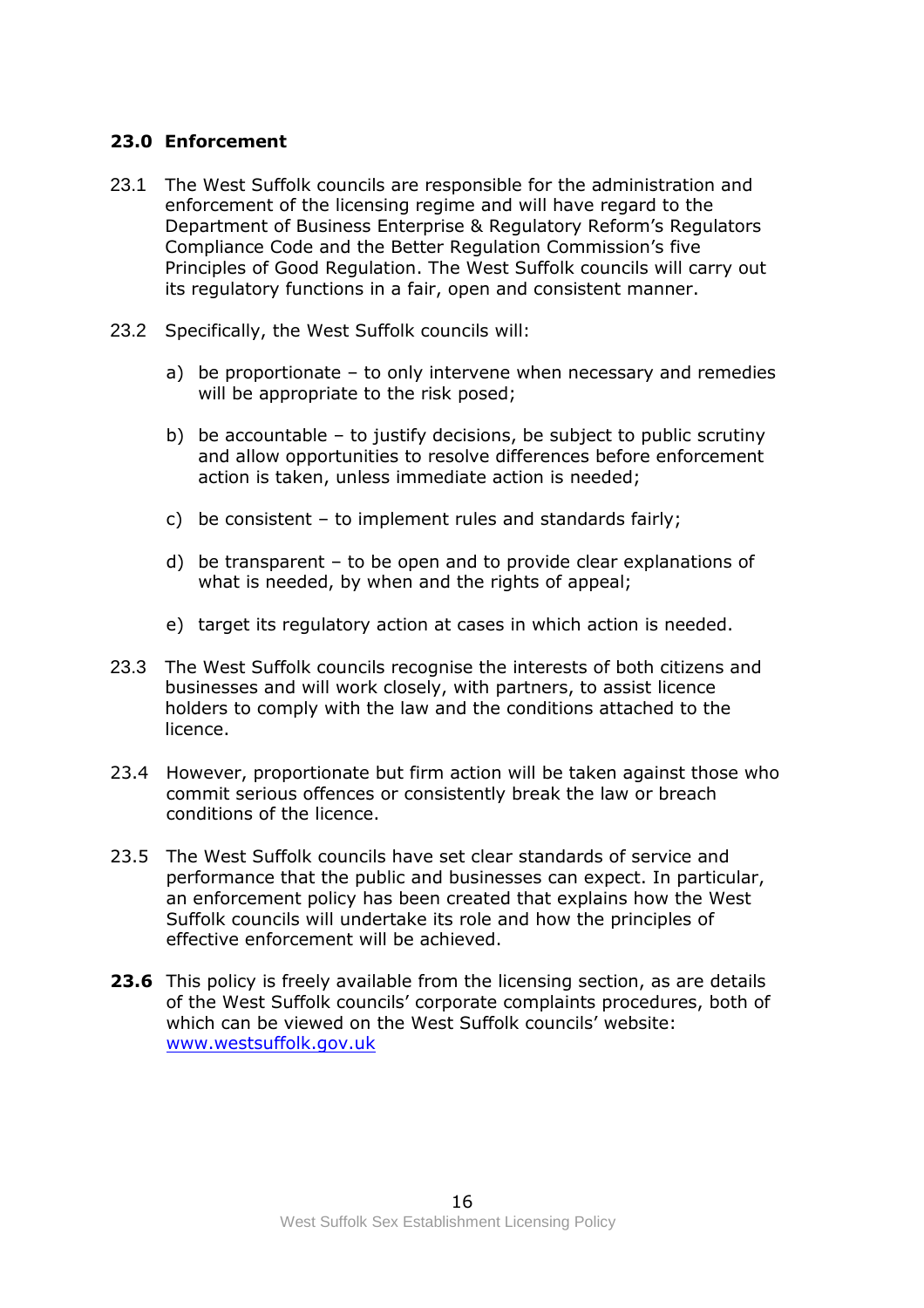## 23.0 Enforcement

23.1 The West Suffolk councils are responsible for the administration and enforcement of the licensing regime and will have regard to the Department of Business Enterprise & Regulatory Reform's Regulators Compliance Code and the Better Regulation Commission's five Principles of Good Regulation. The West Suffolk councils will carry out its regulatory functions in a fair, open and consistent manner.

23.2 Specifically, the West Suffolk councils will:

a) be proportionate – to only intervene when necessary and remedies will be appropriate to the risk posed;

b) be accountable – to justify decisions, be subject to public scrutiny and allow opportunities to resolve differences before enforcement action is taken, unless immediate action is needed;

c) be consistent – to implement rules and standards fairly;

d) be transparent – to be open and to provide clear explanations of what is needed, by when and the rights of appeal;

e) target its regulatory action at cases in which action is needed.

23.3 The West Suffolk councils recognise the interests of both citizens and businesses and will work closely, with partners, to assist licence holders to comply with the law and the conditions attached to the licence.

23.4 However, proportionate but firm action will be taken against those who commit serious offences or consistently break the law or breach conditions of the licence.

23.5 The West Suffolk councils have set clear standards of service and performance that the public and businesses can expect. In particular, an enforcement policy has been created that explains how the West Suffolk councils will undertake its role and how the principles of effective enforcement will be achieved.

**23.6** This policy is freely available from the licensing section, as are details of the West Suffolk councils' corporate complaints procedures, both of which can be viewed on the West Suffolk councils' website: [www.westsuffolk.gov.uk](www.westsuffolk.gov.uk)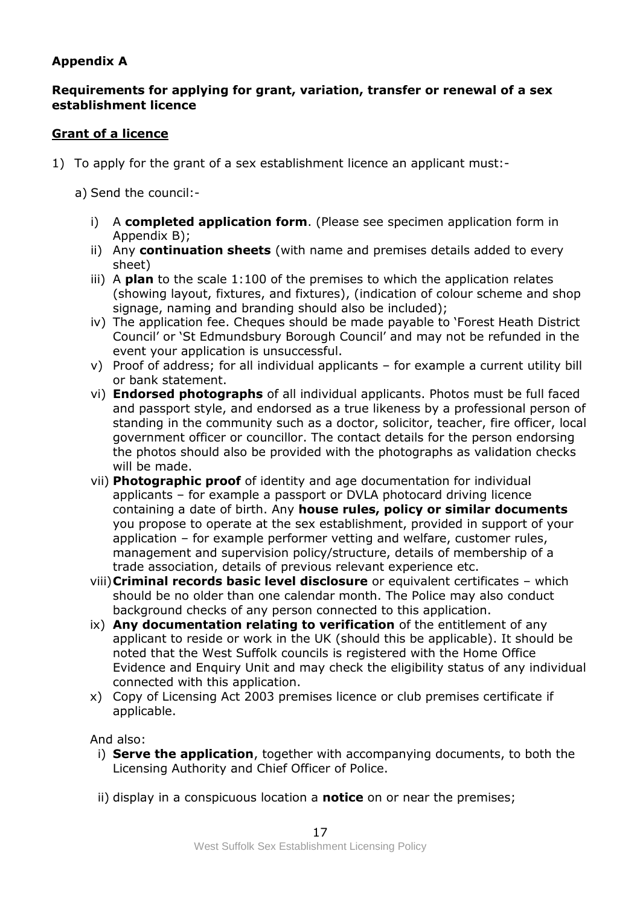**Appendix A**

**Requirements for applying for grant, variation, transfer or renewal of a sex establishment licence**

**Grant of a licence**

1) To apply for the grant of a sex establishment licence an applicant must:-

   a) Send the council:-

      i) A **completed application form**. (Please see specimen application form in Appendix B);
      ii) Any **continuation sheets** (with name and premises details added to every sheet)
      iii) A **plan** to the scale 1:100 of the premises to which the application relates (showing layout, fixtures, and fixtures), (indication of colour scheme and shop signage, naming and branding should also be included);
      iv) The application fee. Cheques should be made payable to 'Forest Heath District Council' or 'St Edmundsbury Borough Council' and may not be refunded in the event your application is unsuccessful.
      v) Proof of address; for all individual applicants – for example a current utility bill or bank statement.
      vi) **Endorsed photographs** of all individual applicants. Photos must be full faced and passport style, and endorsed as a true likeness by a professional person of standing in the community such as a doctor, solicitor, teacher, fire officer, local government officer or councillor. The contact details for the person endorsing the photos should also be provided with the photographs as validation checks will be made.
      vii) **Photographic proof** of identity and age documentation for individual applicants – for example a passport or DVLA photocard driving licence containing a date of birth. Any **house rules, policy or similar documents** you propose to operate at the sex establishment, provided in support of your application – for example performer vetting and welfare, customer rules, management and supervision policy/structure, details of membership of a trade association, details of previous relevant experience etc.
      viii) **Criminal records basic level disclosure** or equivalent certificates – which should be no older than one calendar month. The Police may also conduct background checks of any person connected to this application.
      ix) **Any documentation relating to verification** of the entitlement of any applicant to reside or work in the UK (should this be applicable). It should be noted that the West Suffolk councils is registered with the Home Office Evidence and Enquiry Unit and may check the eligibility status of any individual connected with this application.
      x) Copy of Licensing Act 2003 premises licence or club premises certificate if applicable.

   And also:

      i) **Serve the application**, together with accompanying documents, to both the Licensing Authority and Chief Officer of Police.
      ii) display in a conspicuous location a **notice** on or near the premises;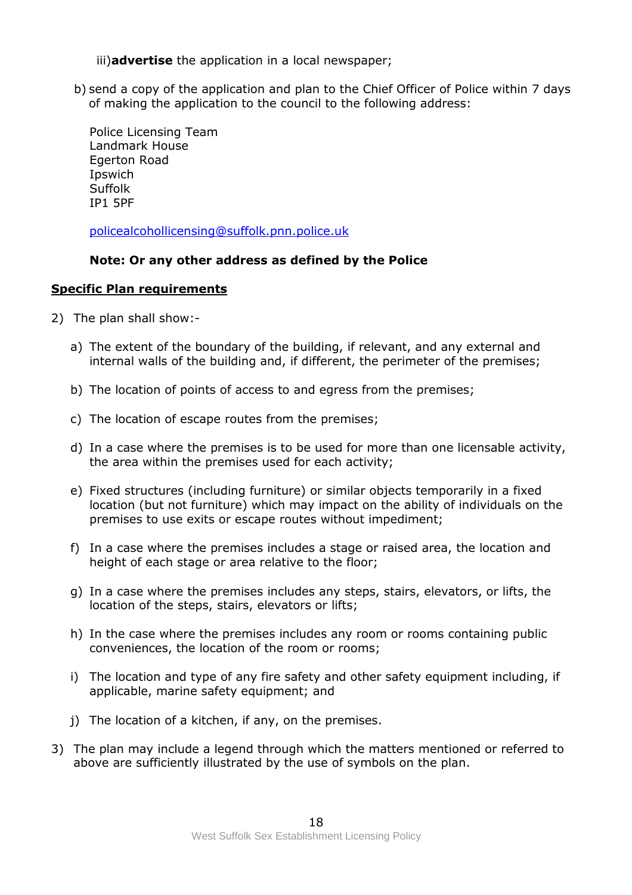iii) **advertise** the application in a local newspaper;

b) send a copy of the application and plan to the Chief Officer of Police within 7 days of making the application to the council to the following address:

Police Licensing Team
Landmark House
Egerton Road
Ipswich
Suffolk
IP1 5PF

policealcohollicensing@suffolk.pnn.police.uk

**Note: Or any other address as defined by the Police**

**Specific Plan requirements**

2) The plan shall show:-

   a) The extent of the boundary of the building, if relevant, and any external and internal walls of the building and, if different, the perimeter of the premises;

   b) The location of points of access to and egress from the premises;

   c) The location of escape routes from the premises;

   d) In a case where the premises is to be used for more than one licensable activity, the area within the premises used for each activity;

   e) Fixed structures (including furniture) or similar objects temporarily in a fixed location (but not furniture) which may impact on the ability of individuals on the premises to use exits or escape routes without impediment;

   f) In a case where the premises includes a stage or raised area, the location and height of each stage or area relative to the floor;

   g) In a case where the premises includes any steps, stairs, elevators, or lifts, the location of the steps, stairs, elevators or lifts;

   h) In the case where the premises includes any room or rooms containing public conveniences, the location of the room or rooms;

   i) The location and type of any fire safety and other safety equipment including, if applicable, marine safety equipment; and

   j) The location of a kitchen, if any, on the premises.

3) The plan may include a legend through which the matters mentioned or referred to above are sufficiently illustrated by the use of symbols on the plan.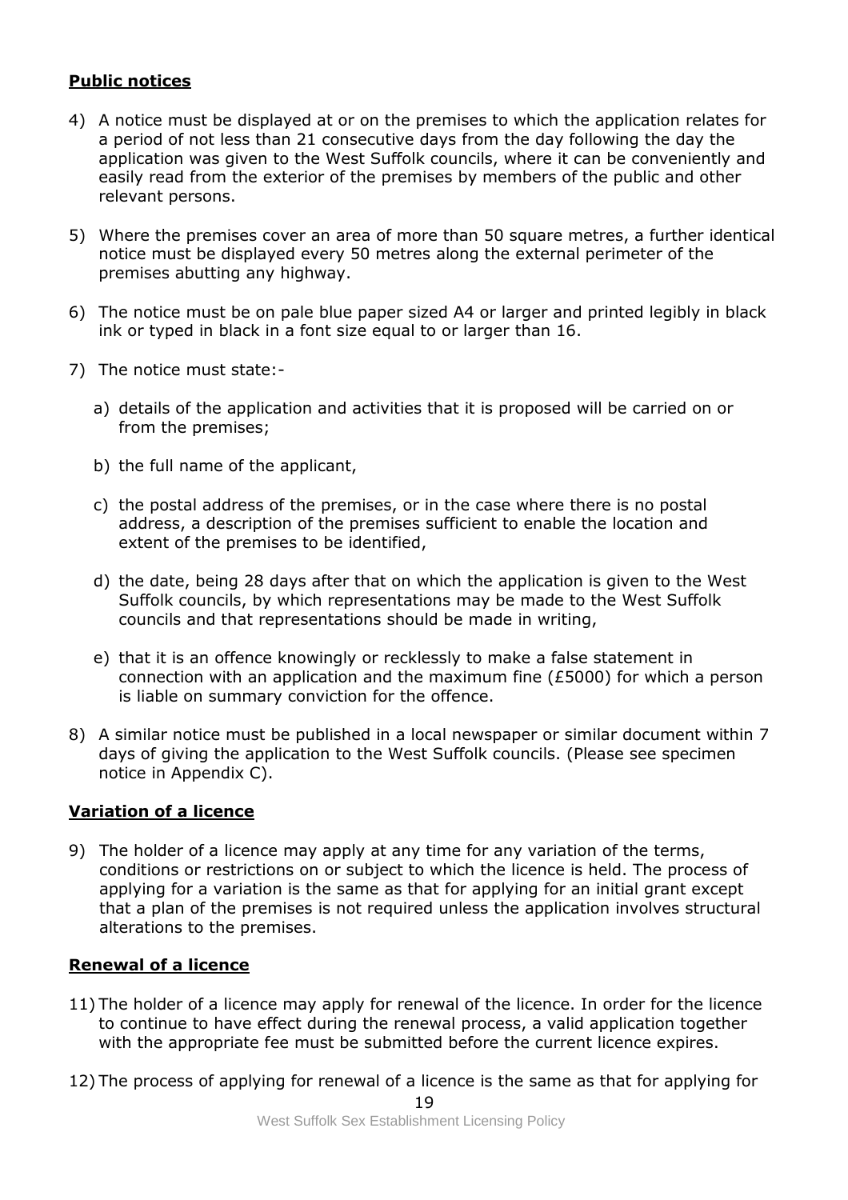**Public notices**

4) A notice must be displayed at or on the premises to which the application relates for a period of not less than 21 consecutive days from the day following the day the application was given to the West Suffolk councils, where it can be conveniently and easily read from the exterior of the premises by members of the public and other relevant persons.

5) Where the premises cover an area of more than 50 square metres, a further identical notice must be displayed every 50 metres along the external perimeter of the premises abutting any highway.

6) The notice must be on pale blue paper sized A4 or larger and printed legibly in black ink or typed in black in a font size equal to or larger than 16.

7) The notice must state:-

   a) details of the application and activities that it is proposed will be carried on or from the premises;

   b) the full name of the applicant,

   c) the postal address of the premises, or in the case where there is no postal address, a description of the premises sufficient to enable the location and extent of the premises to be identified,

   d) the date, being 28 days after that on which the application is given to the West Suffolk councils, by which representations may be made to the West Suffolk councils and that representations should be made in writing,

   e) that it is an offence knowingly or recklessly to make a false statement in connection with an application and the maximum fine (£5000) for which a person is liable on summary conviction for the offence.

8) A similar notice must be published in a local newspaper or similar document within 7 days of giving the application to the West Suffolk councils. (Please see specimen notice in Appendix C).

**Variation of a licence**

9) The holder of a licence may apply at any time for any variation of the terms, conditions or restrictions on or subject to which the licence is held. The process of applying for a variation is the same as that for applying for an initial grant except that a plan of the premises is not required unless the application involves structural alterations to the premises.

**Renewal of a licence**

11) The holder of a licence may apply for renewal of the licence. In order for the licence to continue to have effect during the renewal process, a valid application together with the appropriate fee must be submitted before the current licence expires.

12) The process of applying for renewal of a licence is the same as that for applying for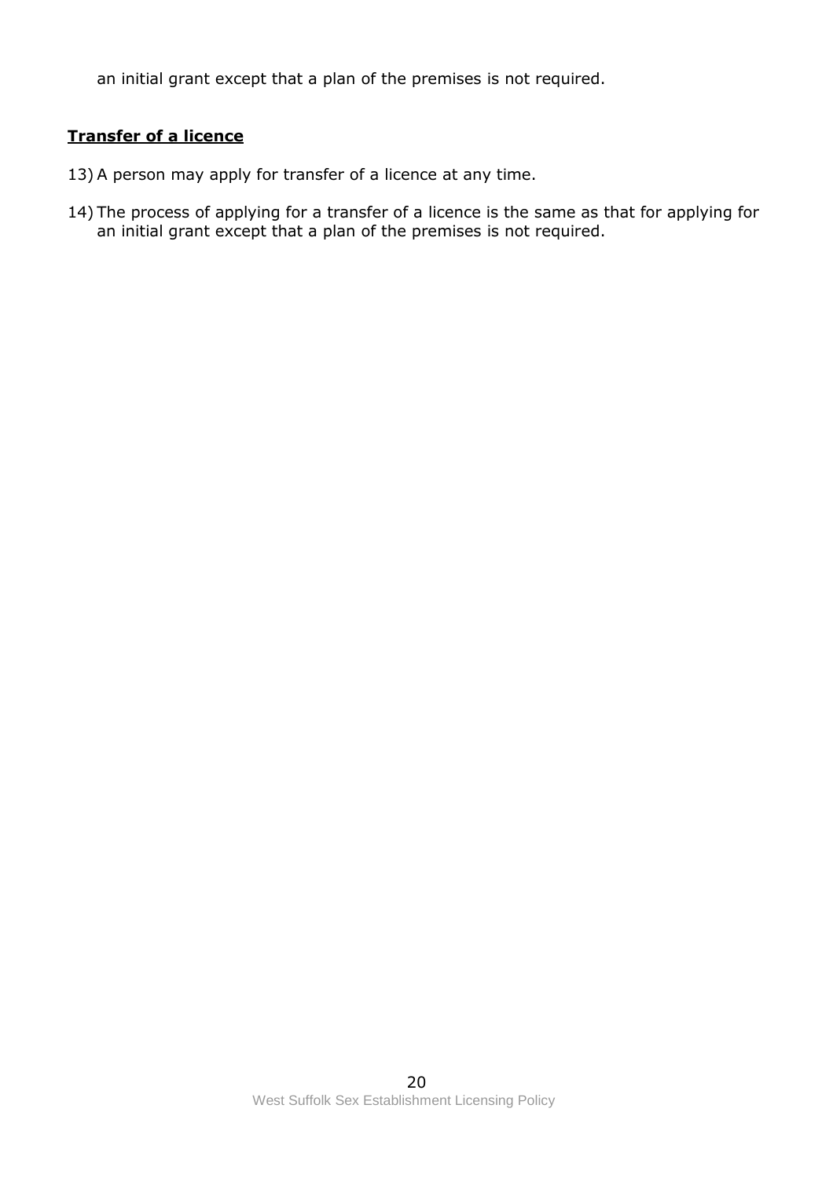an initial grant except that a plan of the premises is not required.

**Transfer of a licence**

13) A person may apply for transfer of a licence at any time.

14) The process of applying for a transfer of a licence is the same as that for applying for an initial grant except that a plan of the premises is not required.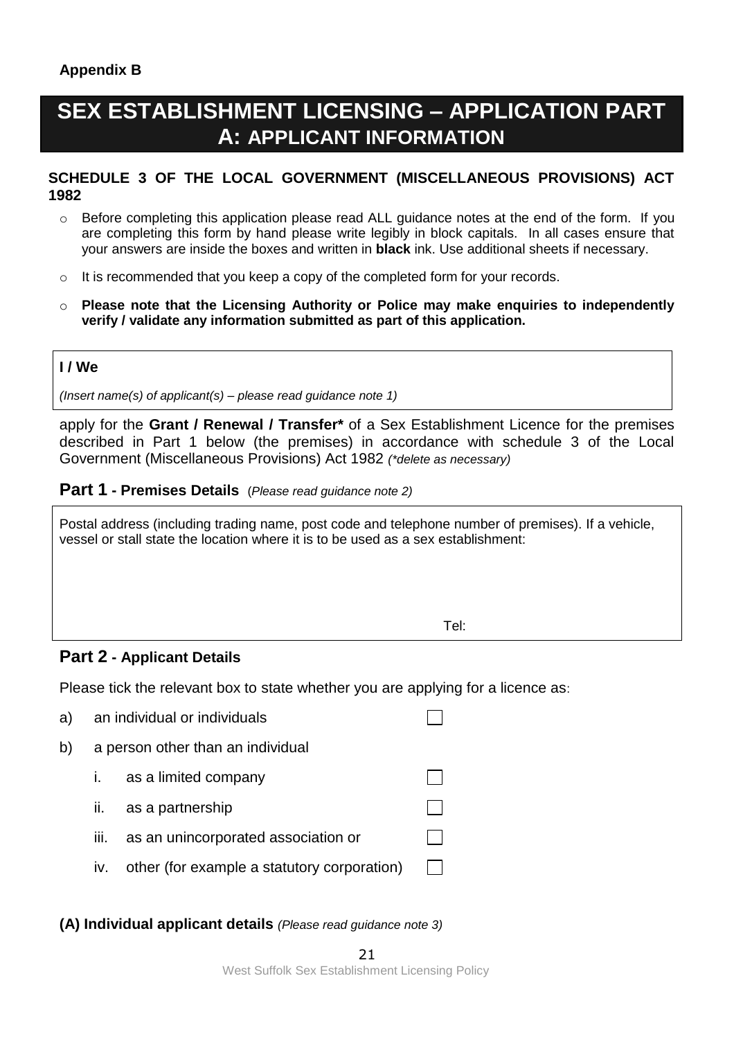**Appendix B**

# SEX ESTABLISHMENT LICENSING – APPLICATION PART A: APPLICANT INFORMATION

**SCHEDULE 3 OF THE LOCAL GOVERNMENT (MISCELLANEOUS PROVISIONS) ACT 1982**

- Before completing this application please read ALL guidance notes at the end of the form. If you are completing this form by hand please write legibly in block capitals. In all cases ensure that your answers are inside the boxes and written in **black** ink. Use additional sheets if necessary.
- It is recommended that you keep a copy of the completed form for your records.
- **Please note that the Licensing Authority or Police may make enquiries to independently verify / validate any information submitted as part of this application.**

**I / We**

*(Insert name(s) of applicant(s) – please read guidance note 1)*

apply for the **Grant / Renewal / Transfer*** of a Sex Establishment Licence for the premises described in Part 1 below (the premises) in accordance with schedule 3 of the Local Government (Miscellaneous Provisions) Act 1982 *(*delete as necessary)*

## Part 1 - Premises Details (*Please read guidance note 2)*

Postal address (including trading name, post code and telephone number of premises). If a vehicle, vessel or stall state the location where it is to be used as a sex establishment:

Tel:

## Part 2 - Applicant Details

Please tick the relevant box to state whether you are applying for a licence as:

a) an individual or individuals ☐

b) a person other than an individual

- i. as a limited company ☐
- ii. as a partnership ☐
- iii. as an unincorporated association or ☐
- iv. other (for example a statutory corporation) ☐

**(A) Individual applicant details** *(Please read guidance note 3)*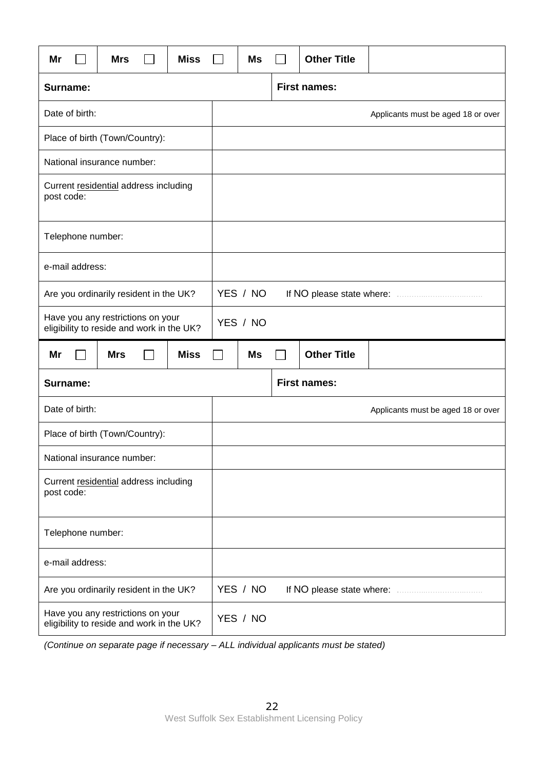| Mr ☐ | Mrs ☐ | Miss ☐ | Ms ☐ | Other Title | |
|---|---|---|---|---|---|
| **Surname:** | | | | **First names:** | |
| Date of birth: | | | | | Applicants must be aged 18 or over |
| Place of birth (Town/Country): | | | | | |
| National insurance number: | | | | | |
| Current residential address including post code: | | | | | |
| Telephone number: | | | | | |
| e-mail address: | | | | | |
| Are you ordinarily resident in the UK? | YES / NO | | If NO please state where: ……………………………… | | |
| Have you any restrictions on your eligibility to reside and work in the UK? | YES / NO | | | | |

| Mr ☐ | Mrs ☐ | Miss ☐ | Ms ☐ | Other Title | |
|---|---|---|---|---|---|
| **Surname:** | | | | **First names:** | |
| Date of birth: | | | | | Applicants must be aged 18 or over |
| Place of birth (Town/Country): | | | | | |
| National insurance number: | | | | | |
| Current residential address including post code: | | | | | |
| Telephone number: | | | | | |
| e-mail address: | | | | | |
| Are you ordinarily resident in the UK? | YES / NO | | If NO please state where: ……………………………… | | |
| Have you any restrictions on your eligibility to reside and work in the UK? | YES / NO | | | | |

*(Continue on separate page if necessary – ALL individual applicants must be stated)*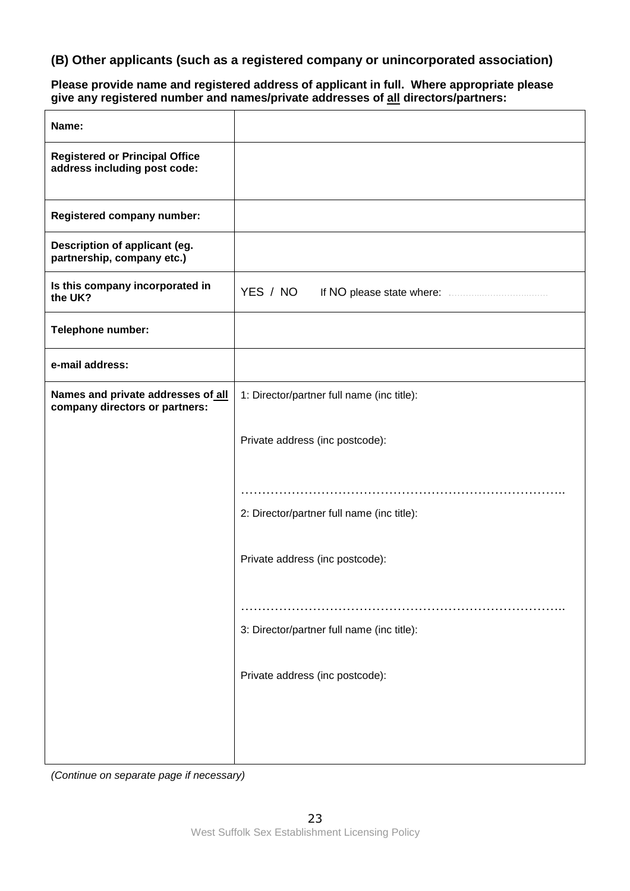## (B) Other applicants (such as a registered company or unincorporated association)

**Please provide name and registered address of applicant in full. Where appropriate please give any registered number and names/private addresses of all directors/partners:**

| | |
|---|---|
| **Name:** | |
| **Registered or Principal Office address including post code:** | |
| **Registered company number:** | |
| **Description of applicant (eg. partnership, company etc.)** | |
| **Is this company incorporated in the UK?** | YES / NO If NO please state where: ................................... |
| **Telephone number:** | |
| **e-mail address:** | |
| **Names and private addresses of all company directors or partners:** | 1: Director/partner full name (inc title):<br><br>Private address (inc postcode):<br><br>…………………………………………………………………..<br>2: Director/partner full name (inc title):<br><br>Private address (inc postcode):<br><br>…………………………………………………………………..<br>3: Director/partner full name (inc title):<br><br>Private address (inc postcode): |

*(Continue on separate page if necessary)*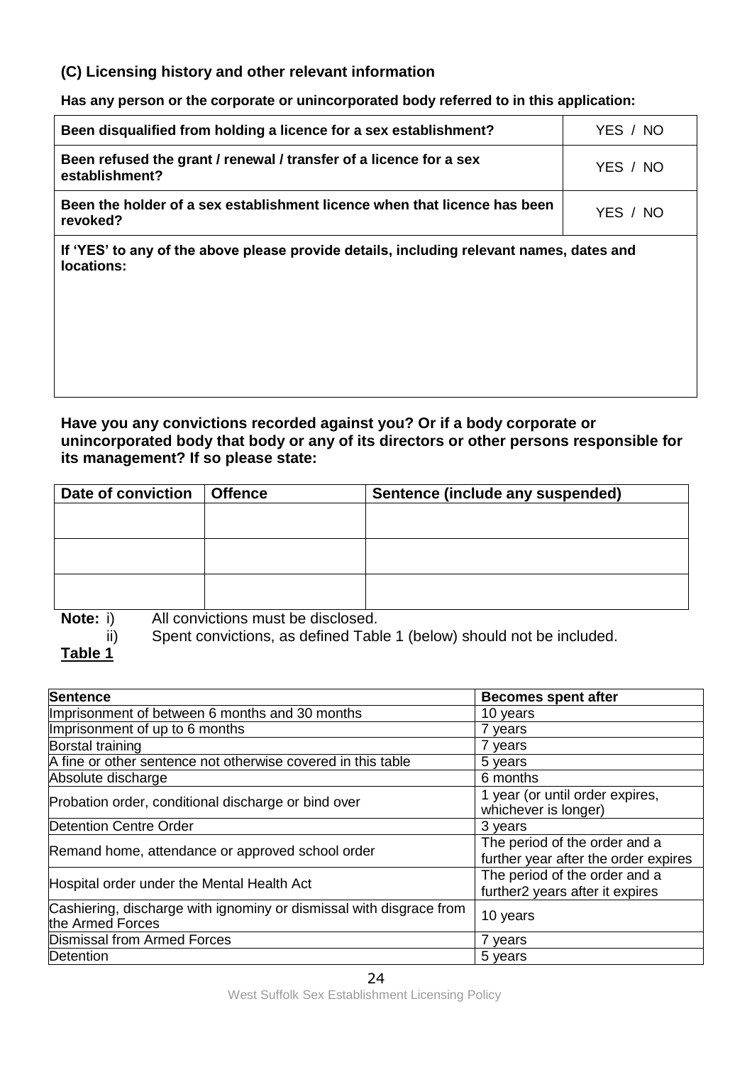### (C) Licensing history and other relevant information

**Has any person or the corporate or unincorporated body referred to in this application:**

| | |
|---|---|
| **Been disqualified from holding a licence for a sex establishment?** | YES / NO |
| **Been refused the grant / renewal / transfer of a licence for a sex establishment?** | YES / NO |
| **Been the holder of a sex establishment licence when that licence has been revoked?** | YES / NO |
| **If 'YES' to any of the above please provide details, including relevant names, dates and locations:** | |

**Have you any convictions recorded against you? Or if a body corporate or unincorporated body that body or any of its directors or other persons responsible for its management? If so please state:**

| Date of conviction | Offence | Sentence (include any suspended) |
|---|---|---|
| | | |
| | | |
| | | |

**Note:** i) All convictions must be disclosed.
ii) Spent convictions, as defined Table 1 (below) should not be included.

**Table 1**

| Sentence | Becomes spent after |
|---|---|
| Imprisonment of between 6 months and 30 months | 10 years |
| Imprisonment of up to 6 months | 7 years |
| Borstal training | 7 years |
| A fine or other sentence not otherwise covered in this table | 5 years |
| Absolute discharge | 6 months |
| Probation order, conditional discharge or bind over | 1 year (or until order expires, whichever is longer) |
| Detention Centre Order | 3 years |
| Remand home, attendance or approved school order | The period of the order and a further year after the order expires |
| Hospital order under the Mental Health Act | The period of the order and a further2 years after it expires |
| Cashiering, discharge with ignominy or dismissal with disgrace from the Armed Forces | 10 years |
| Dismissal from Armed Forces | 7 years |
| Detention | 5 years |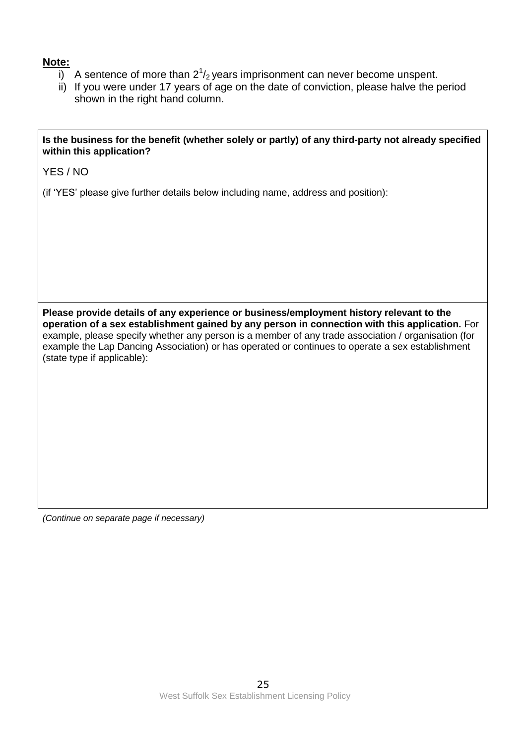**Note:**

i) A sentence of more than $2^1/_2$ years imprisonment can never become unspent.
ii) If you were under 17 years of age on the date of conviction, please halve the period shown in the right hand column.

**Is the business for the benefit (whether solely or partly) of any third-party not already specified within this application?**

YES / NO

(if 'YES' please give further details below including name, address and position):

**Please provide details of any experience or business/employment history relevant to the operation of a sex establishment gained by any person in connection with this application.** For example, please specify whether any person is a member of any trade association / organisation (for example the Lap Dancing Association) or has operated or continues to operate a sex establishment (state type if applicable):

*(Continue on separate page if necessary)*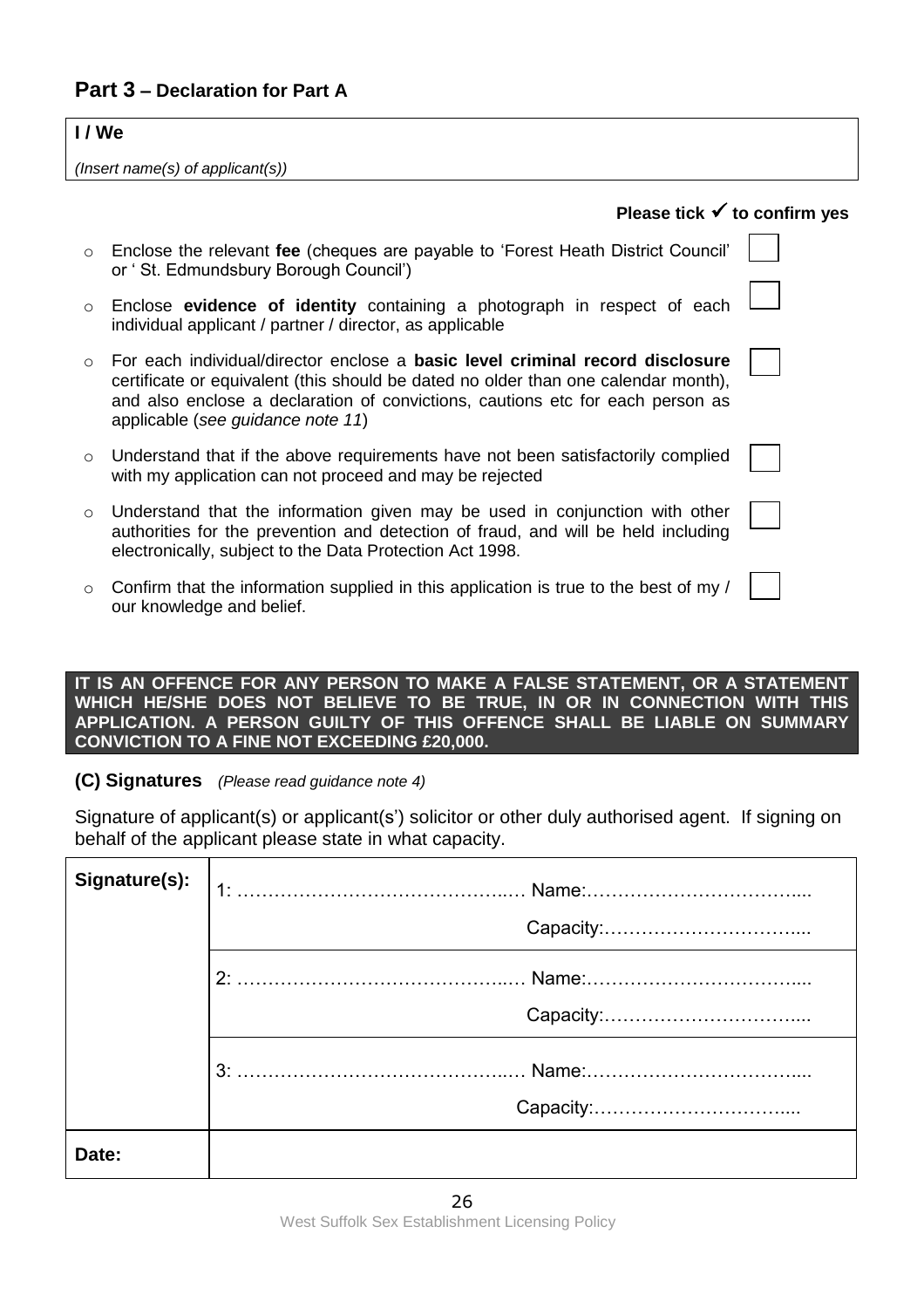## Part 3 – Declaration for Part A

| I / We |
|---|
| *(Insert name(s) of applicant(s))* |

**Please tick ✓ to confirm yes**

| | |
|---|---|
| Enclose the relevant **fee** (cheques are payable to 'Forest Heath District Council' or ' St. Edmundsbury Borough Council') | ☐ |
| Enclose **evidence of identity** containing a photograph in respect of each individual applicant / partner / director, as applicable | ☐ |
| For each individual/director enclose a **basic level criminal record disclosure** certificate or equivalent (this should be dated no older than one calendar month), and also enclose a declaration of convictions, cautions etc for each person as applicable (*see guidance note 11*) | ☐ |
| Understand that if the above requirements have not been satisfactorily complied with my application can not proceed and may be rejected | ☐ |
| Understand that the information given may be used in conjunction with other authorities for the prevention and detection of fraud, and will be held including electronically, subject to the Data Protection Act 1998. | ☐ |
| Confirm that the information supplied in this application is true to the best of my / our knowledge and belief. | ☐ |

**IT IS AN OFFENCE FOR ANY PERSON TO MAKE A FALSE STATEMENT, OR A STATEMENT WHICH HE/SHE DOES NOT BELIEVE TO BE TRUE, IN OR IN CONNECTION WITH THIS APPLICATION. A PERSON GUILTY OF THIS OFFENCE SHALL BE LIABLE ON SUMMARY CONVICTION TO A FINE NOT EXCEEDING £20,000.**

### (C) Signatures *(Please read guidance note 4)*

Signature of applicant(s) or applicant(s') solicitor or other duly authorised agent. If signing on behalf of the applicant please state in what capacity.

| | |
|---|---|
| **Signature(s):** | 1: ………………………………….… Name:…………………………….... Capacity:………………………….... |
| | 2: ………………………………….… Name:…………………………….... Capacity:………………………….... |
| | 3: ………………………………….… Name:…………………………….... Capacity:………………………….... |
| **Date:** | |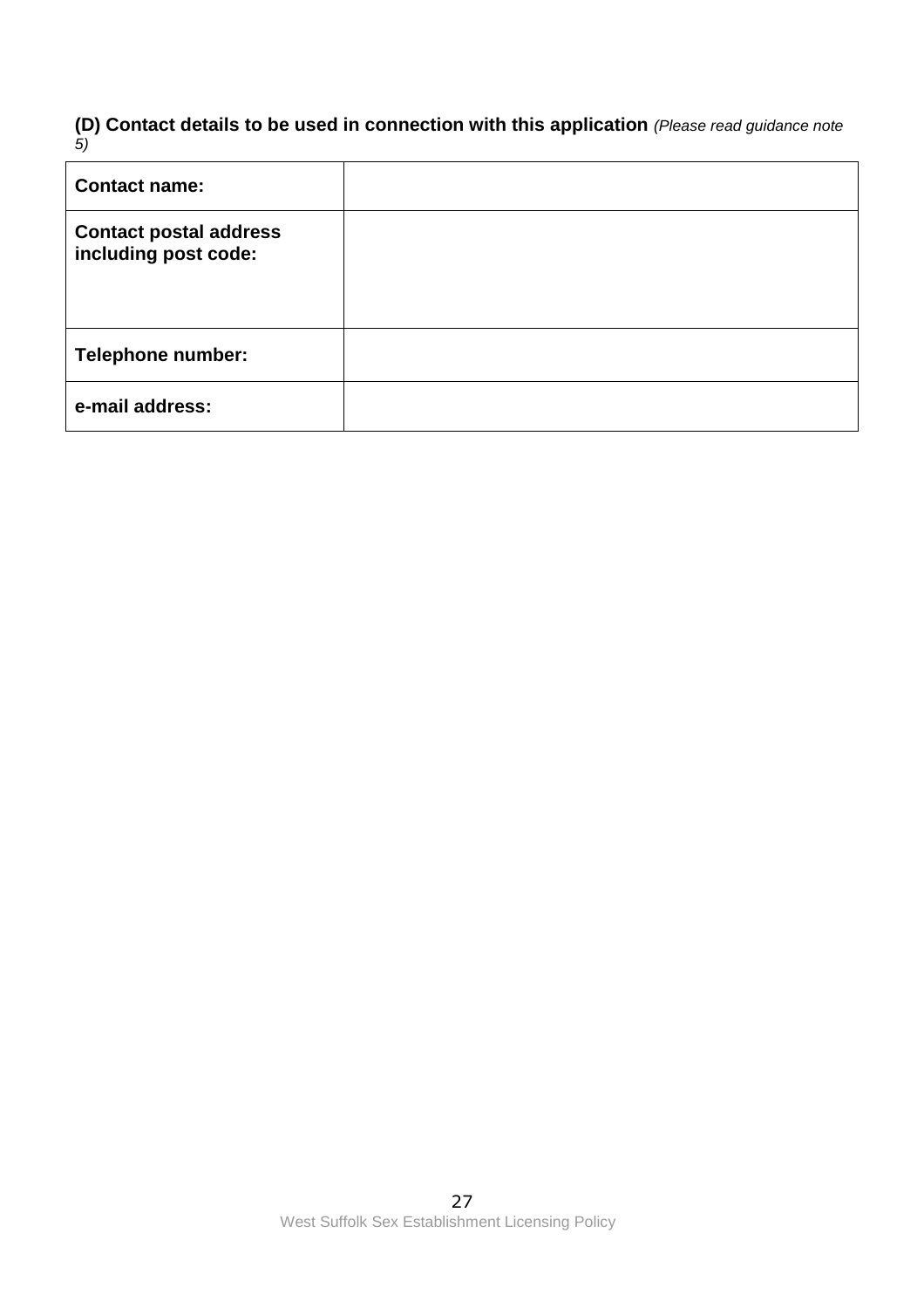**(D) Contact details to be used in connection with this application** *(Please read guidance note 5)*

| | |
|---|---|
| **Contact name:** | |
| **Contact postal address including post code:** | |
| **Telephone number:** | |
| **e-mail address:** | |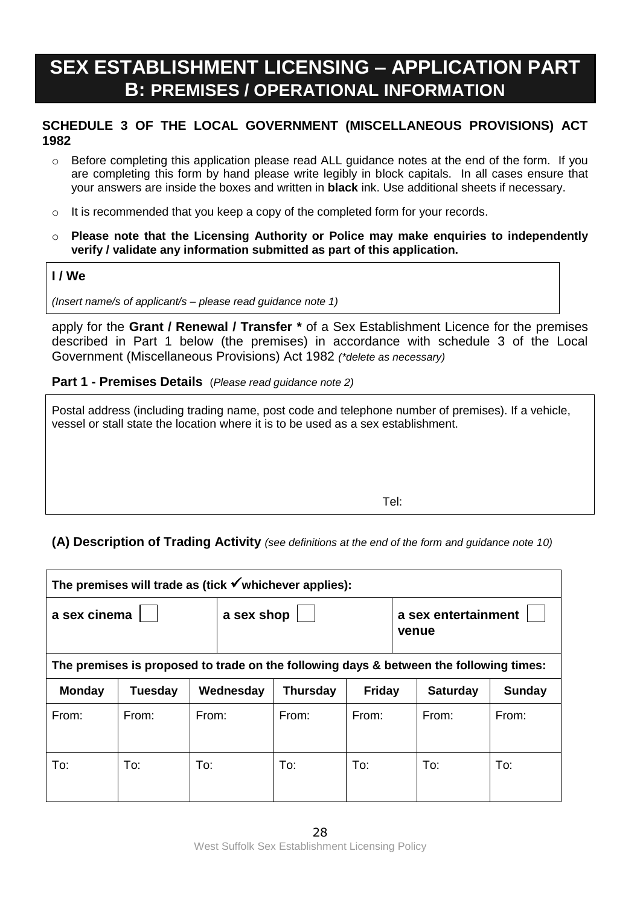# SEX ESTABLISHMENT LICENSING – APPLICATION PART B: PREMISES / OPERATIONAL INFORMATION

**SCHEDULE 3 OF THE LOCAL GOVERNMENT (MISCELLANEOUS PROVISIONS) ACT 1982**

- Before completing this application please read ALL guidance notes at the end of the form. If you are completing this form by hand please write legibly in block capitals. In all cases ensure that your answers are inside the boxes and written in **black** ink. Use additional sheets if necessary.
- It is recommended that you keep a copy of the completed form for your records.
- **Please note that the Licensing Authority or Police may make enquiries to independently verify / validate any information submitted as part of this application.**

**I / We**

*(Insert name/s of applicant/s – please read guidance note 1)*

apply for the **Grant / Renewal / Transfer \*** of a Sex Establishment Licence for the premises described in Part 1 below (the premises) in accordance with schedule 3 of the Local Government (Miscellaneous Provisions) Act 1982 *(\*delete as necessary)*

**Part 1 - Premises Details** (*Please read guidance note 2)*

Postal address (including trading name, post code and telephone number of premises). If a vehicle, vessel or stall state the location where it is to be used as a sex establishment.

Tel:

**(A) Description of Trading Activity** *(see definitions at the end of the form and guidance note 10)*

**The premises will trade as (tick ✓ whichever applies):**

| a sex cinema ☐ | a sex shop ☐ | a sex entertainment venue ☐ |
|---|---|---|

**The premises is proposed to trade on the following days & between the following times:**

| Monday | Tuesday | Wednesday | Thursday | Friday | Saturday | Sunday |
|---|---|---|---|---|---|---|
| From: | From: | From: | From: | From: | From: | From: |
| To: | To: | To: | To: | To: | To: | To: |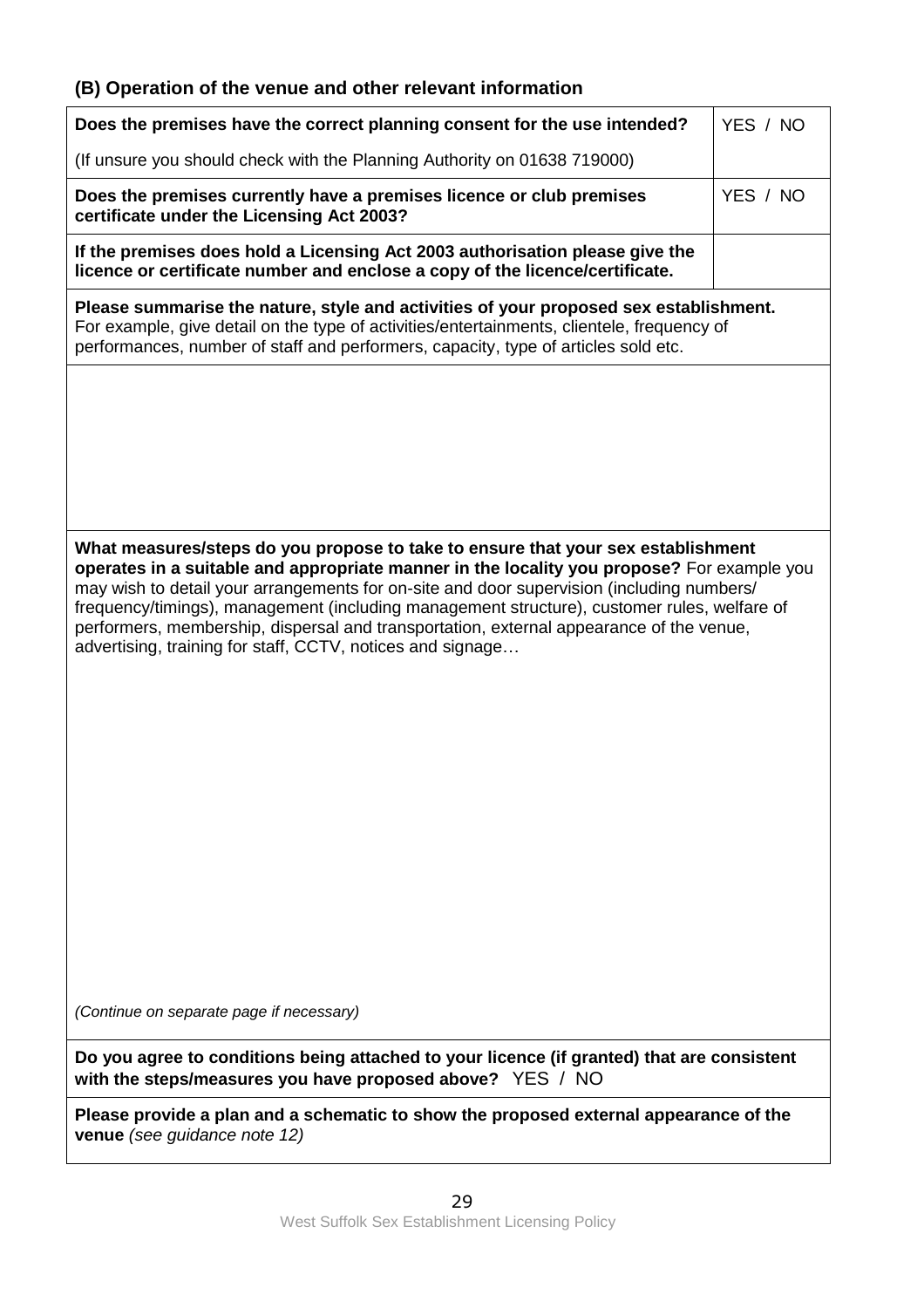### (B) Operation of the venue and other relevant information

| | |
|---|---|
| **Does the premises have the correct planning consent for the use intended?**<br><br>(If unsure you should check with the Planning Authority on 01638 719000) | YES / NO |
| **Does the premises currently have a premises licence or club premises certificate under the Licensing Act 2003?** | YES / NO |
| **If the premises does hold a Licensing Act 2003 authorisation please give the licence or certificate number and enclose a copy of the licence/certificate.** | |

**Please summarise the nature, style and activities of your proposed sex establishment.** For example, give detail on the type of activities/entertainments, clientele, frequency of performances, number of staff and performers, capacity, type of articles sold etc.

**What measures/steps do you propose to take to ensure that your sex establishment operates in a suitable and appropriate manner in the locality you propose?** For example you may wish to detail your arrangements for on-site and door supervision (including numbers/ frequency/timings), management (including management structure), customer rules, welfare of performers, membership, dispersal and transportation, external appearance of the venue, advertising, training for staff, CCTV, notices and signage…

*(Continue on separate page if necessary)*

**Do you agree to conditions being attached to your licence (if granted) that are consistent with the steps/measures you have proposed above?** YES / NO

**Please provide a plan and a schematic to show the proposed external appearance of the venue** *(see guidance note 12)*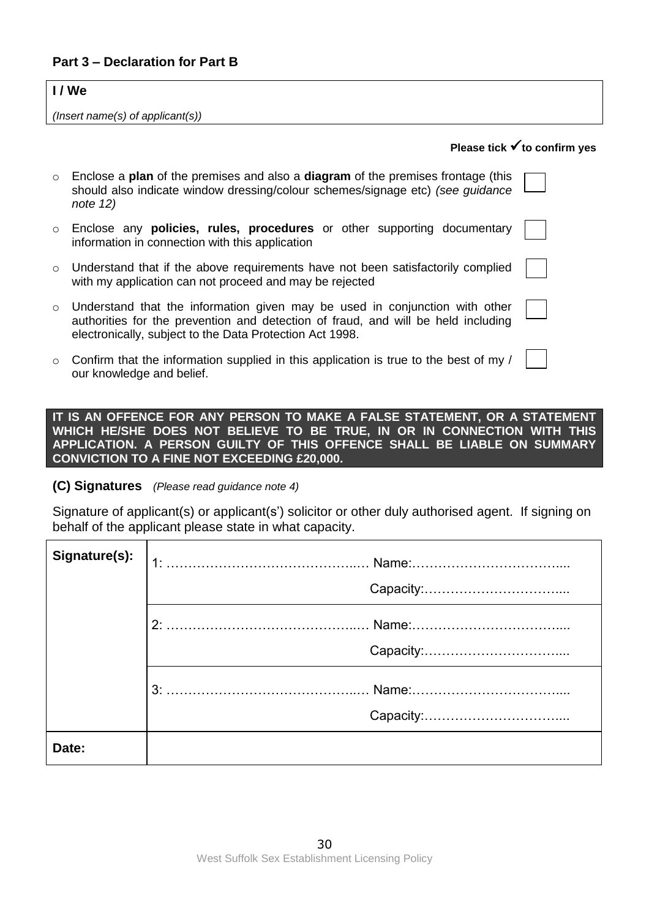## Part 3 – Declaration for Part B

| I / We |
|---|
| *(Insert name(s) of applicant(s))* |

**Please tick ✓ to confirm yes**

- Enclose a **plan** of the premises and also a **diagram** of the premises frontage (this should also indicate window dressing/colour schemes/signage etc) *(see guidance note 12)* ☐
- Enclose any **policies, rules, procedures** or other supporting documentary information in connection with this application ☐
- Understand that if the above requirements have not been satisfactorily complied with my application can not proceed and may be rejected ☐
- Understand that the information given may be used in conjunction with other authorities for the prevention and detection of fraud, and will be held including electronically, subject to the Data Protection Act 1998. ☐
- Confirm that the information supplied in this application is true to the best of my / our knowledge and belief. ☐

**IT IS AN OFFENCE FOR ANY PERSON TO MAKE A FALSE STATEMENT, OR A STATEMENT WHICH HE/SHE DOES NOT BELIEVE TO BE TRUE, IN OR IN CONNECTION WITH THIS APPLICATION. A PERSON GUILTY OF THIS OFFENCE SHALL BE LIABLE ON SUMMARY CONVICTION TO A FINE NOT EXCEEDING £20,000.**

### (C) Signatures *(Please read guidance note 4)*

Signature of applicant(s) or applicant(s') solicitor or other duly authorised agent. If signing on behalf of the applicant please state in what capacity.

| **Signature(s):** | 1: ……………………………………..… Name:…………………………….... Capacity:………………………….... |
|---|---|
| | 2: ……………………………………..… Name:…………………………….... Capacity:………………………….... |
| | 3: ……………………………………..… Name:…………………………….... Capacity:………………………….... |
| **Date:** | |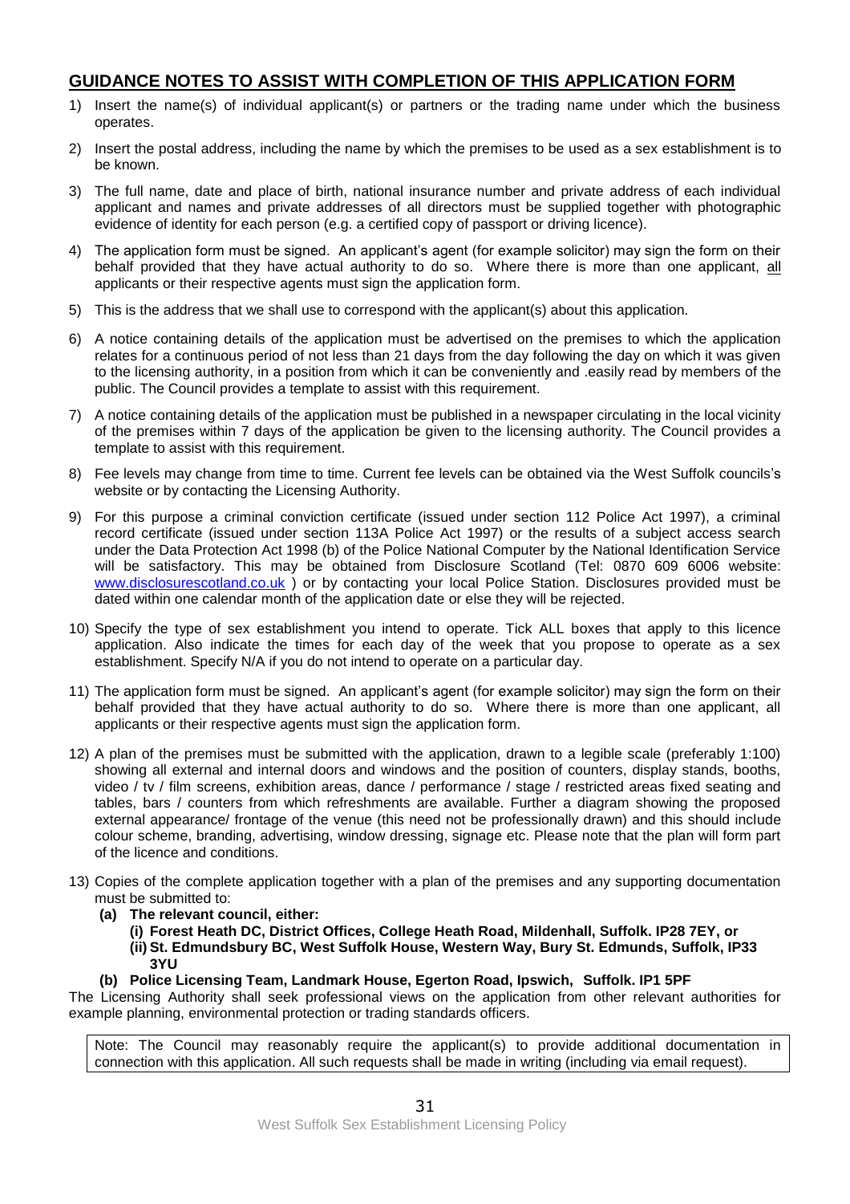## GUIDANCE NOTES TO ASSIST WITH COMPLETION OF THIS APPLICATION FORM

1) Insert the name(s) of individual applicant(s) or partners or the trading name under which the business operates.

2) Insert the postal address, including the name by which the premises to be used as a sex establishment is to be known.

3) The full name, date and place of birth, national insurance number and private address of each individual applicant and names and private addresses of all directors must be supplied together with photographic evidence of identity for each person (e.g. a certified copy of passport or driving licence).

4) The application form must be signed. An applicant's agent (for example solicitor) may sign the form on their behalf provided that they have actual authority to do so. Where there is more than one applicant, all applicants or their respective agents must sign the application form.

5) This is the address that we shall use to correspond with the applicant(s) about this application.

6) A notice containing details of the application must be advertised on the premises to which the application relates for a continuous period of not less than 21 days from the day following the day on which it was given to the licensing authority, in a position from which it can be conveniently and .easily read by members of the public. The Council provides a template to assist with this requirement.

7) A notice containing details of the application must be published in a newspaper circulating in the local vicinity of the premises within 7 days of the application be given to the licensing authority. The Council provides a template to assist with this requirement.

8) Fee levels may change from time to time. Current fee levels can be obtained via the West Suffolk councils's website or by contacting the Licensing Authority.

9) For this purpose a criminal conviction certificate (issued under section 112 Police Act 1997), a criminal record certificate (issued under section 113A Police Act 1997) or the results of a subject access search under the Data Protection Act 1998 (b) of the Police National Computer by the National Identification Service will be satisfactory. This may be obtained from Disclosure Scotland (Tel: 0870 609 6006 website: www.disclosurescotland.co.uk ) or by contacting your local Police Station. Disclosures provided must be dated within one calendar month of the application date or else they will be rejected.

10) Specify the type of sex establishment you intend to operate. Tick ALL boxes that apply to this licence application. Also indicate the times for each day of the week that you propose to operate as a sex establishment. Specify N/A if you do not intend to operate on a particular day.

11) The application form must be signed. An applicant's agent (for example solicitor) may sign the form on their behalf provided that they have actual authority to do so. Where there is more than one applicant, all applicants or their respective agents must sign the application form.

12) A plan of the premises must be submitted with the application, drawn to a legible scale (preferably 1:100) showing all external and internal doors and windows and the position of counters, display stands, booths, video / tv / film screens, exhibition areas, dance / performance / stage / restricted areas fixed seating and tables, bars / counters from which refreshments are available. Further a diagram showing the proposed external appearance/ frontage of the venue (this need not be professionally drawn) and this should include colour scheme, branding, advertising, window dressing, signage etc. Please note that the plan will form part of the licence and conditions.

13) Copies of the complete application together with a plan of the premises and any supporting documentation must be submitted to:
    - **(a) The relevant council, either:**
        - **(i) Forest Heath DC, District Offices, College Heath Road, Mildenhall, Suffolk. IP28 7EY, or**
        - **(ii) St. Edmundsbury BC, West Suffolk House, Western Way, Bury St. Edmunds, Suffolk, IP33 3YU**
    - **(b) Police Licensing Team, Landmark House, Egerton Road, Ipswich, Suffolk. IP1 5PF**

The Licensing Authority shall seek professional views on the application from other relevant authorities for example planning, environmental protection or trading standards officers.

Note: The Council may reasonably require the applicant(s) to provide additional documentation in connection with this application. All such requests shall be made in writing (including via email request).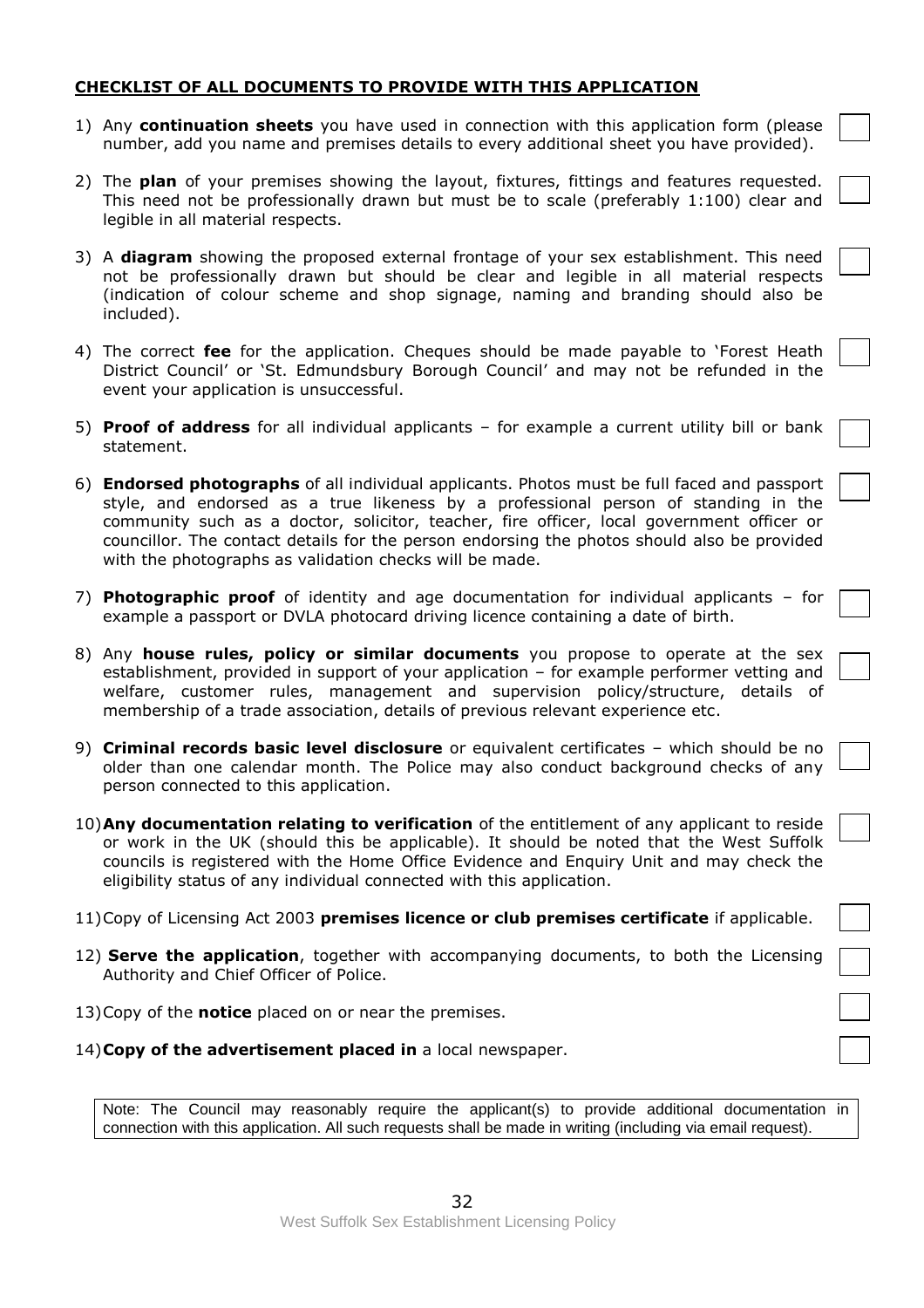**CHECKLIST OF ALL DOCUMENTS TO PROVIDE WITH THIS APPLICATION**

1) Any **continuation sheets** you have used in connection with this application form (please number, add you name and premises details to every additional sheet you have provided). ☐

2) The **plan** of your premises showing the layout, fixtures, fittings and features requested. This need not be professionally drawn but must be to scale (preferably 1:100) clear and legible in all material respects. ☐

3) A **diagram** showing the proposed external frontage of your sex establishment. This need not be professionally drawn but should be clear and legible in all material respects (indication of colour scheme and shop signage, naming and branding should also be included). ☐

4) The correct **fee** for the application. Cheques should be made payable to 'Forest Heath District Council' or 'St. Edmundsbury Borough Council' and may not be refunded in the event your application is unsuccessful. ☐

5) **Proof of address** for all individual applicants – for example a current utility bill or bank statement. ☐

6) **Endorsed photographs** of all individual applicants. Photos must be full faced and passport style, and endorsed as a true likeness by a professional person of standing in the community such as a doctor, solicitor, teacher, fire officer, local government officer or councillor. The contact details for the person endorsing the photos should also be provided with the photographs as validation checks will be made. ☐

7) **Photographic proof** of identity and age documentation for individual applicants – for example a passport or DVLA photocard driving licence containing a date of birth. ☐

8) Any **house rules, policy or similar documents** you propose to operate at the sex establishment, provided in support of your application – for example performer vetting and welfare, customer rules, management and supervision policy/structure, details of membership of a trade association, details of previous relevant experience etc. ☐

9) **Criminal records basic level disclosure** or equivalent certificates – which should be no older than one calendar month. The Police may also conduct background checks of any person connected to this application. ☐

10) **Any documentation relating to verification** of the entitlement of any applicant to reside or work in the UK (should this be applicable). It should be noted that the West Suffolk councils is registered with the Home Office Evidence and Enquiry Unit and may check the eligibility status of any individual connected with this application. ☐

11) Copy of Licensing Act 2003 **premises licence or club premises certificate** if applicable. ☐

12) **Serve the application**, together with accompanying documents, to both the Licensing Authority and Chief Officer of Police. ☐

13) Copy of the **notice** placed on or near the premises. ☐

14) **Copy of the advertisement placed in** a local newspaper. ☐

Note: The Council may reasonably require the applicant(s) to provide additional documentation in connection with this application. All such requests shall be made in writing (including via email request).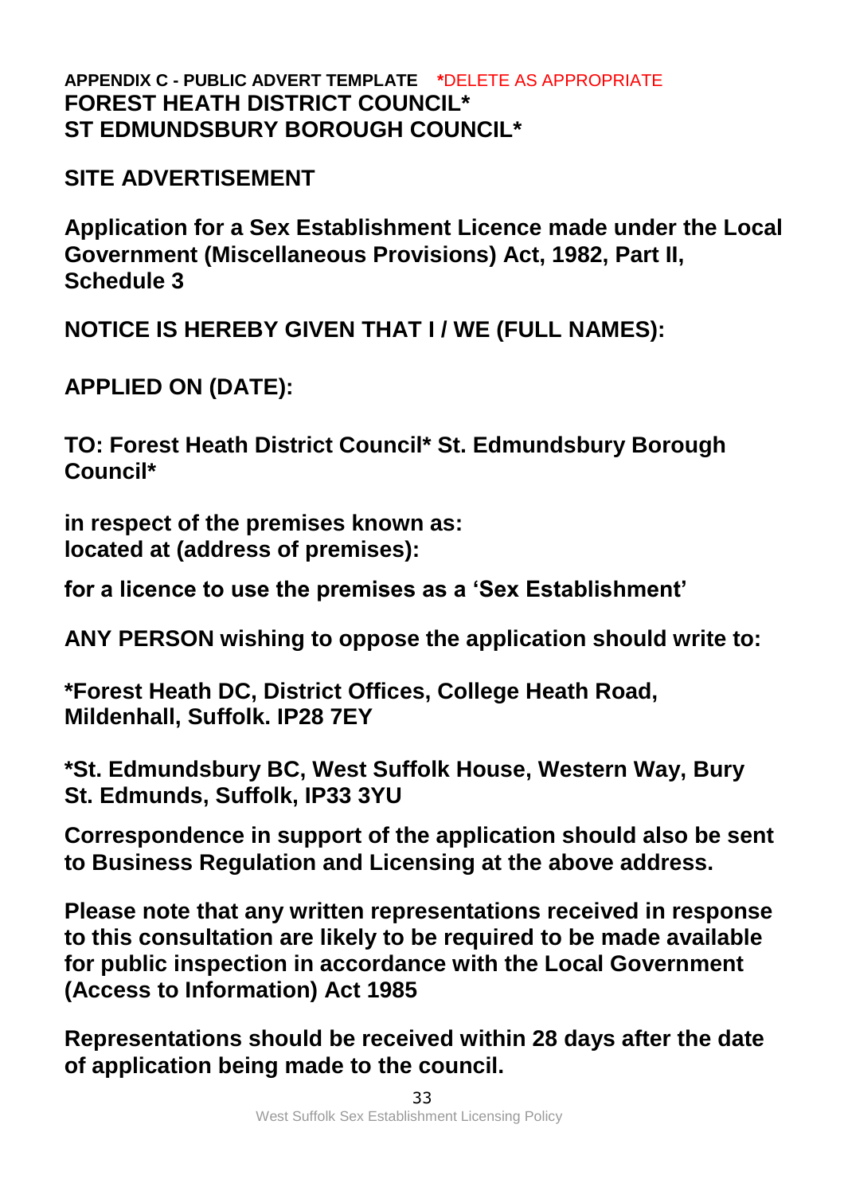**APPENDIX C - PUBLIC ADVERT TEMPLATE** *DELETE AS APPROPRIATE

**FOREST HEATH DISTRICT COUNCIL***

**ST EDMUNDSBURY BOROUGH COUNCIL***

## SITE ADVERTISEMENT

**Application for a Sex Establishment Licence made under the Local Government (Miscellaneous Provisions) Act, 1982, Part II, Schedule 3**

**NOTICE IS HEREBY GIVEN THAT I / WE (FULL NAMES):**

**APPLIED ON (DATE):**

**TO: Forest Heath District Council* St. Edmundsbury Borough Council***

**in respect of the premises known as:**
**located at (address of premises):**

**for a licence to use the premises as a 'Sex Establishment'**

**ANY PERSON wishing to oppose the application should write to:**

**\*Forest Heath DC, District Offices, College Heath Road, Mildenhall, Suffolk. IP28 7EY**

**\*St. Edmundsbury BC, West Suffolk House, Western Way, Bury St. Edmunds, Suffolk, IP33 3YU**

**Correspondence in support of the application should also be sent to Business Regulation and Licensing at the above address.**

**Please note that any written representations received in response to this consultation are likely to be required to be made available for public inspection in accordance with the Local Government (Access to Information) Act 1985**

**Representations should be received within 28 days after the date of application being made to the council.**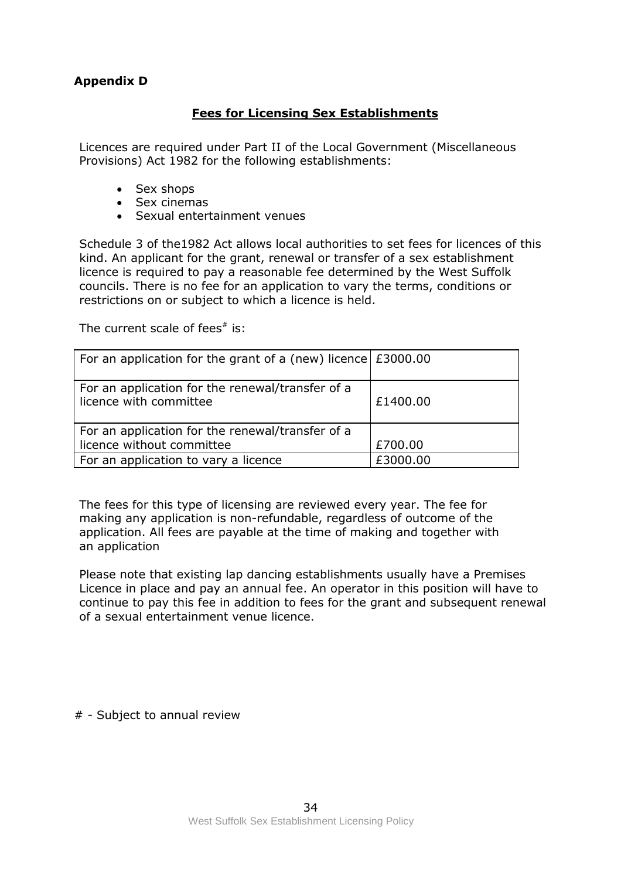**Appendix D**

## Fees for Licensing Sex Establishments

Licences are required under Part II of the Local Government (Miscellaneous Provisions) Act 1982 for the following establishments:

- Sex shops
- Sex cinemas
- Sexual entertainment venues

Schedule 3 of the1982 Act allows local authorities to set fees for licences of this kind. An applicant for the grant, renewal or transfer of a sex establishment licence is required to pay a reasonable fee determined by the West Suffolk councils. There is no fee for an application to vary the terms, conditions or restrictions on or subject to which a licence is held.

The current scale of fees# is:

| | |
|---|---|
| For an application for the grant of a (new) licence | £3000.00 |
| For an application for the renewal/transfer of a licence with committee | £1400.00 |
| For an application for the renewal/transfer of a licence without committee | £700.00 |
| For an application to vary a licence | £3000.00 |

The fees for this type of licensing are reviewed every year. The fee for making any application is non-refundable, regardless of outcome of the application. All fees are payable at the time of making and together with an application

Please note that existing lap dancing establishments usually have a Premises Licence in place and pay an annual fee. An operator in this position will have to continue to pay this fee in addition to fees for the grant and subsequent renewal of a sexual entertainment venue licence.

# - Subject to annual review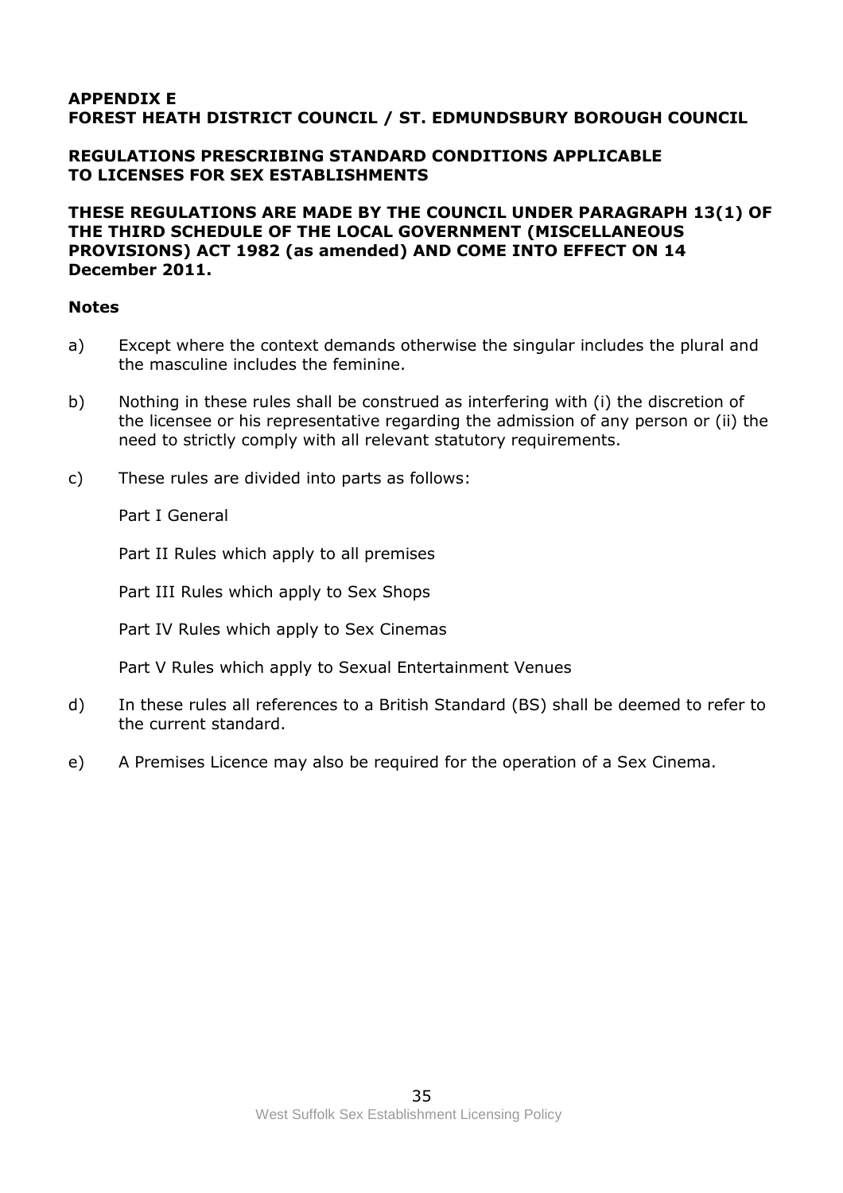**APPENDIX E**
**FOREST HEATH DISTRICT COUNCIL / ST. EDMUNDSBURY BOROUGH COUNCIL**

**REGULATIONS PRESCRIBING STANDARD CONDITIONS APPLICABLE TO LICENSES FOR SEX ESTABLISHMENTS**

**THESE REGULATIONS ARE MADE BY THE COUNCIL UNDER PARAGRAPH 13(1) OF THE THIRD SCHEDULE OF THE LOCAL GOVERNMENT (MISCELLANEOUS PROVISIONS) ACT 1982 (as amended) AND COME INTO EFFECT ON 14 December 2011.**

**Notes**

a) Except where the context demands otherwise the singular includes the plural and the masculine includes the feminine.

b) Nothing in these rules shall be construed as interfering with (i) the discretion of the licensee or his representative regarding the admission of any person or (ii) the need to strictly comply with all relevant statutory requirements.

c) These rules are divided into parts as follows:

   Part I General

   Part II Rules which apply to all premises

   Part III Rules which apply to Sex Shops

   Part IV Rules which apply to Sex Cinemas

   Part V Rules which apply to Sexual Entertainment Venues

d) In these rules all references to a British Standard (BS) shall be deemed to refer to the current standard.

e) A Premises Licence may also be required for the operation of a Sex Cinema.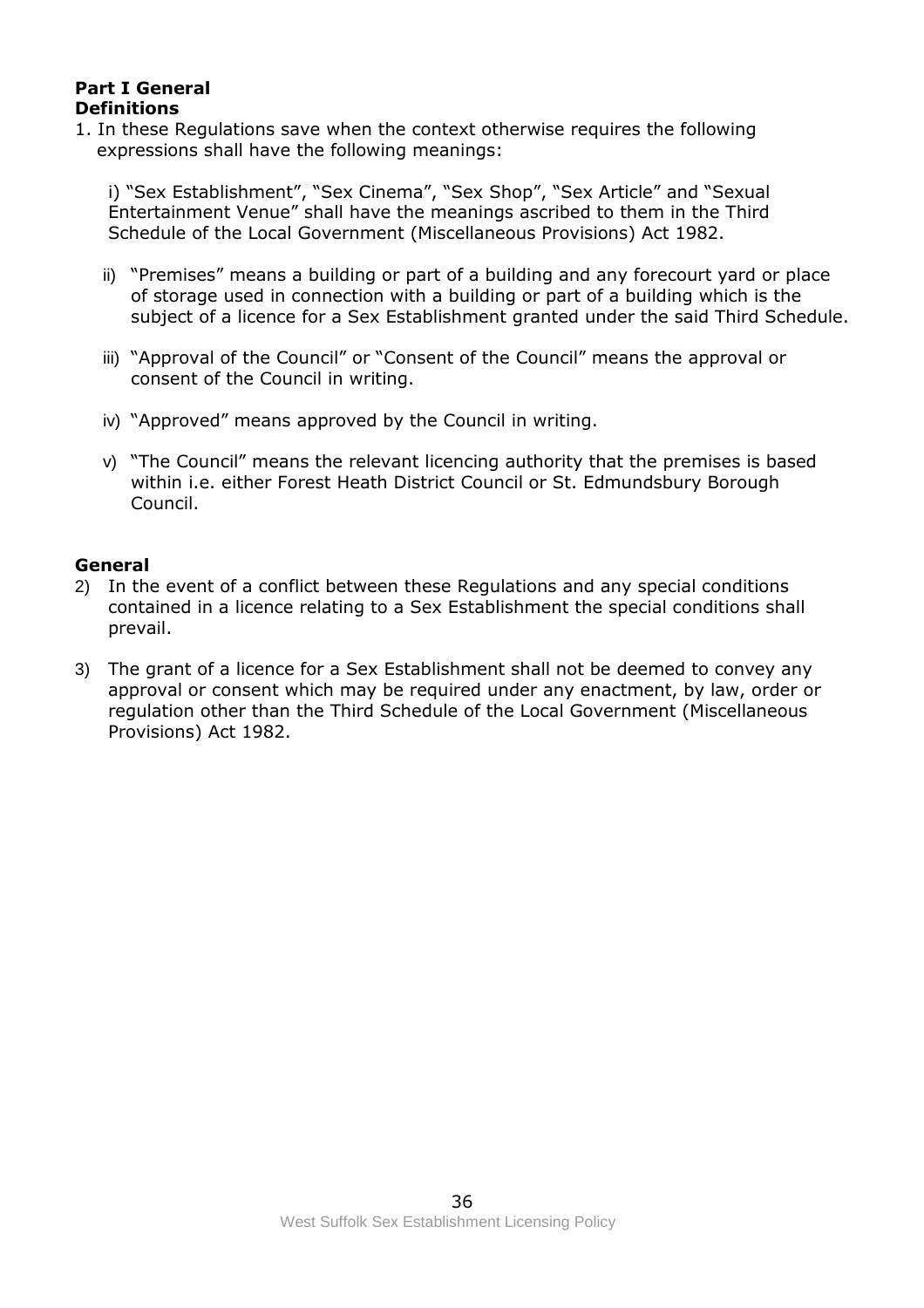**Part I General**
**Definitions**

1. In these Regulations save when the context otherwise requires the following expressions shall have the following meanings:

   i) "Sex Establishment", "Sex Cinema", "Sex Shop", "Sex Article" and "Sexual Entertainment Venue" shall have the meanings ascribed to them in the Third Schedule of the Local Government (Miscellaneous Provisions) Act 1982.

   ii) "Premises" means a building or part of a building and any forecourt yard or place of storage used in connection with a building or part of a building which is the subject of a licence for a Sex Establishment granted under the said Third Schedule.

   iii) "Approval of the Council" or "Consent of the Council" means the approval or consent of the Council in writing.

   iv) "Approved" means approved by the Council in writing.

   v) "The Council" means the relevant licencing authority that the premises is based within i.e. either Forest Heath District Council or St. Edmundsbury Borough Council.

**General**

2) In the event of a conflict between these Regulations and any special conditions contained in a licence relating to a Sex Establishment the special conditions shall prevail.

3) The grant of a licence for a Sex Establishment shall not be deemed to convey any approval or consent which may be required under any enactment, by law, order or regulation other than the Third Schedule of the Local Government (Miscellaneous Provisions) Act 1982.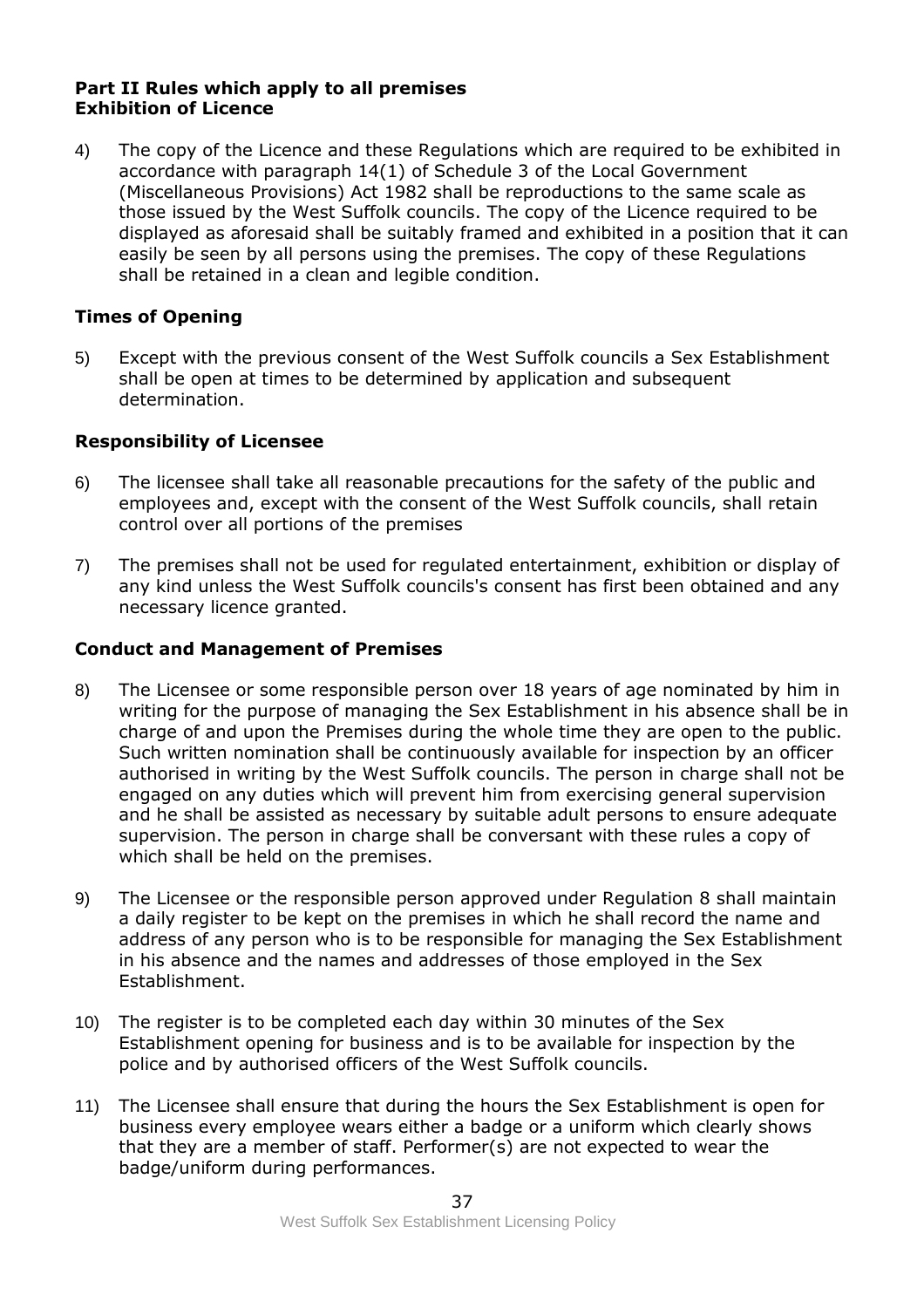### Part II Rules which apply to all premises
### Exhibition of Licence

4) The copy of the Licence and these Regulations which are required to be exhibited in accordance with paragraph 14(1) of Schedule 3 of the Local Government (Miscellaneous Provisions) Act 1982 shall be reproductions to the same scale as those issued by the West Suffolk councils. The copy of the Licence required to be displayed as aforesaid shall be suitably framed and exhibited in a position that it can easily be seen by all persons using the premises. The copy of these Regulations shall be retained in a clean and legible condition.

### Times of Opening

5) Except with the previous consent of the West Suffolk councils a Sex Establishment shall be open at times to be determined by application and subsequent determination.

### Responsibility of Licensee

6) The licensee shall take all reasonable precautions for the safety of the public and employees and, except with the consent of the West Suffolk councils, shall retain control over all portions of the premises

7) The premises shall not be used for regulated entertainment, exhibition or display of any kind unless the West Suffolk councils's consent has first been obtained and any necessary licence granted.

### Conduct and Management of Premises

8) The Licensee or some responsible person over 18 years of age nominated by him in writing for the purpose of managing the Sex Establishment in his absence shall be in charge of and upon the Premises during the whole time they are open to the public. Such written nomination shall be continuously available for inspection by an officer authorised in writing by the West Suffolk councils. The person in charge shall not be engaged on any duties which will prevent him from exercising general supervision and he shall be assisted as necessary by suitable adult persons to ensure adequate supervision. The person in charge shall be conversant with these rules a copy of which shall be held on the premises.

9) The Licensee or the responsible person approved under Regulation 8 shall maintain a daily register to be kept on the premises in which he shall record the name and address of any person who is to be responsible for managing the Sex Establishment in his absence and the names and addresses of those employed in the Sex Establishment.

10) The register is to be completed each day within 30 minutes of the Sex Establishment opening for business and is to be available for inspection by the police and by authorised officers of the West Suffolk councils.

11) The Licensee shall ensure that during the hours the Sex Establishment is open for business every employee wears either a badge or a uniform which clearly shows that they are a member of staff. Performer(s) are not expected to wear the badge/uniform during performances.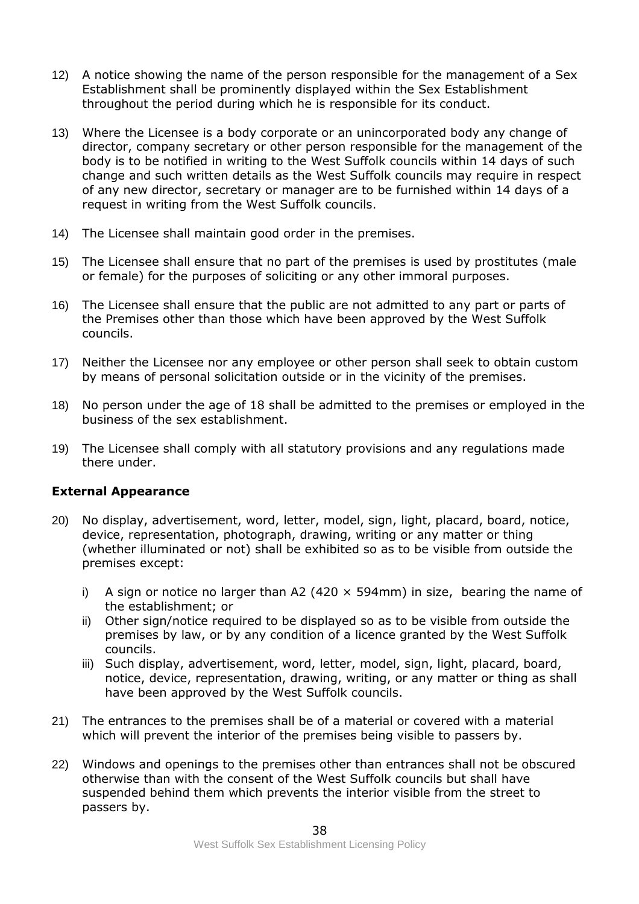12) A notice showing the name of the person responsible for the management of a Sex Establishment shall be prominently displayed within the Sex Establishment throughout the period during which he is responsible for its conduct.

13) Where the Licensee is a body corporate or an unincorporated body any change of director, company secretary or other person responsible for the management of the body is to be notified in writing to the West Suffolk councils within 14 days of such change and such written details as the West Suffolk councils may require in respect of any new director, secretary or manager are to be furnished within 14 days of a request in writing from the West Suffolk councils.

14) The Licensee shall maintain good order in the premises.

15) The Licensee shall ensure that no part of the premises is used by prostitutes (male or female) for the purposes of soliciting or any other immoral purposes.

16) The Licensee shall ensure that the public are not admitted to any part or parts of the Premises other than those which have been approved by the West Suffolk councils.

17) Neither the Licensee nor any employee or other person shall seek to obtain custom by means of personal solicitation outside or in the vicinity of the premises.

18) No person under the age of 18 shall be admitted to the premises or employed in the business of the sex establishment.

19) The Licensee shall comply with all statutory provisions and any regulations made there under.

### External Appearance

20) No display, advertisement, word, letter, model, sign, light, placard, board, notice, device, representation, photograph, drawing, writing or any matter or thing (whether illuminated or not) shall be exhibited so as to be visible from outside the premises except:

    i) A sign or notice no larger than A2 (420 × 594mm) in size, bearing the name of the establishment; or
    ii) Other sign/notice required to be displayed so as to be visible from outside the premises by law, or by any condition of a licence granted by the West Suffolk councils.
    iii) Such display, advertisement, word, letter, model, sign, light, placard, board, notice, device, representation, drawing, writing, or any matter or thing as shall have been approved by the West Suffolk councils.

21) The entrances to the premises shall be of a material or covered with a material which will prevent the interior of the premises being visible to passers by.

22) Windows and openings to the premises other than entrances shall not be obscured otherwise than with the consent of the West Suffolk councils but shall have suspended behind them which prevents the interior visible from the street to passers by.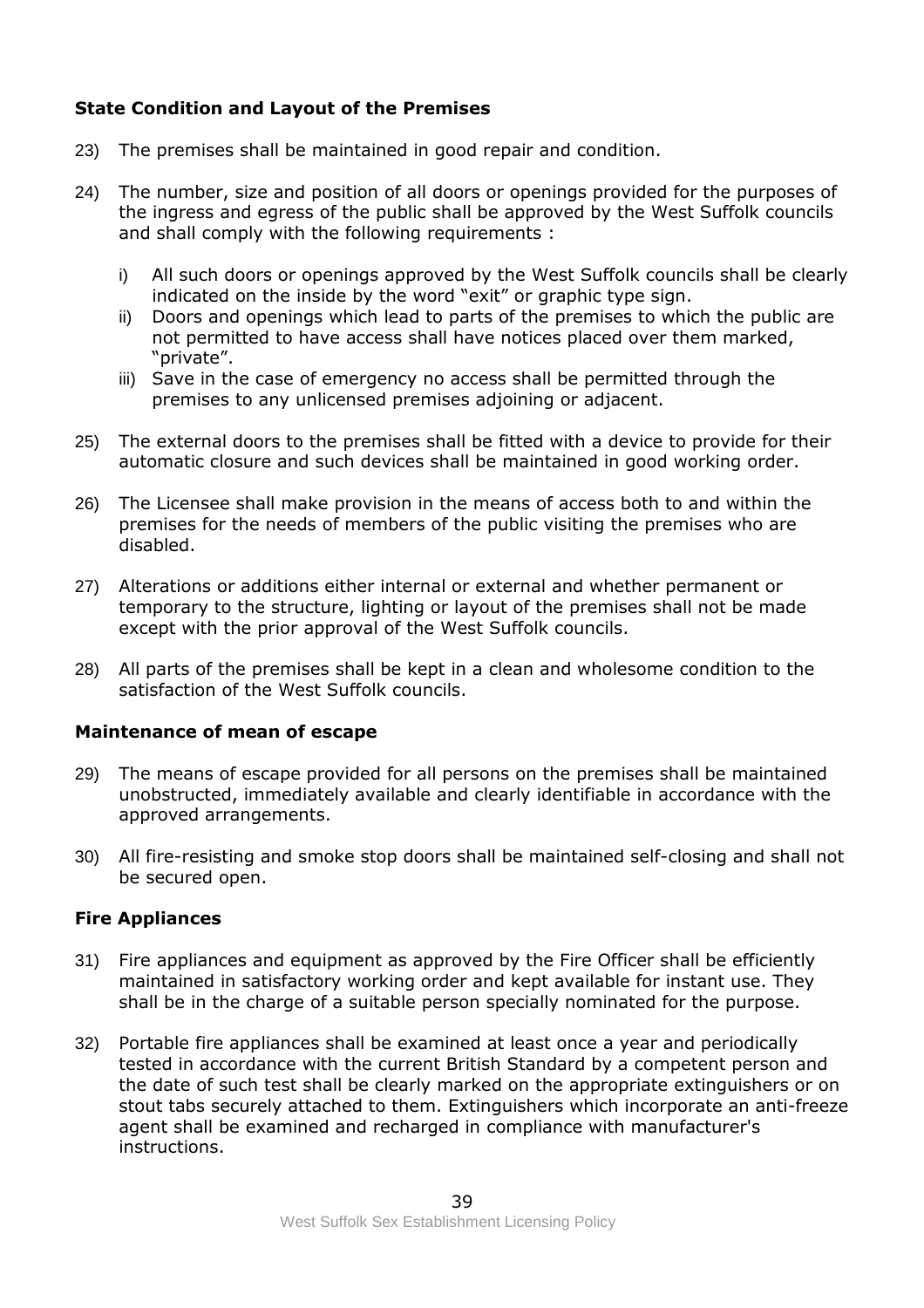**State Condition and Layout of the Premises**

23) The premises shall be maintained in good repair and condition.

24) The number, size and position of all doors or openings provided for the purposes of the ingress and egress of the public shall be approved by the West Suffolk councils and shall comply with the following requirements :

   i) All such doors or openings approved by the West Suffolk councils shall be clearly indicated on the inside by the word "exit" or graphic type sign.
   ii) Doors and openings which lead to parts of the premises to which the public are not permitted to have access shall have notices placed over them marked, "private".
   iii) Save in the case of emergency no access shall be permitted through the premises to any unlicensed premises adjoining or adjacent.

25) The external doors to the premises shall be fitted with a device to provide for their automatic closure and such devices shall be maintained in good working order.

26) The Licensee shall make provision in the means of access both to and within the premises for the needs of members of the public visiting the premises who are disabled.

27) Alterations or additions either internal or external and whether permanent or temporary to the structure, lighting or layout of the premises shall not be made except with the prior approval of the West Suffolk councils.

28) All parts of the premises shall be kept in a clean and wholesome condition to the satisfaction of the West Suffolk councils.

**Maintenance of mean of escape**

29) The means of escape provided for all persons on the premises shall be maintained unobstructed, immediately available and clearly identifiable in accordance with the approved arrangements.

30) All fire-resisting and smoke stop doors shall be maintained self-closing and shall not be secured open.

**Fire Appliances**

31) Fire appliances and equipment as approved by the Fire Officer shall be efficiently maintained in satisfactory working order and kept available for instant use. They shall be in the charge of a suitable person specially nominated for the purpose.

32) Portable fire appliances shall be examined at least once a year and periodically tested in accordance with the current British Standard by a competent person and the date of such test shall be clearly marked on the appropriate extinguishers or on stout tabs securely attached to them. Extinguishers which incorporate an anti-freeze agent shall be examined and recharged in compliance with manufacturer's instructions.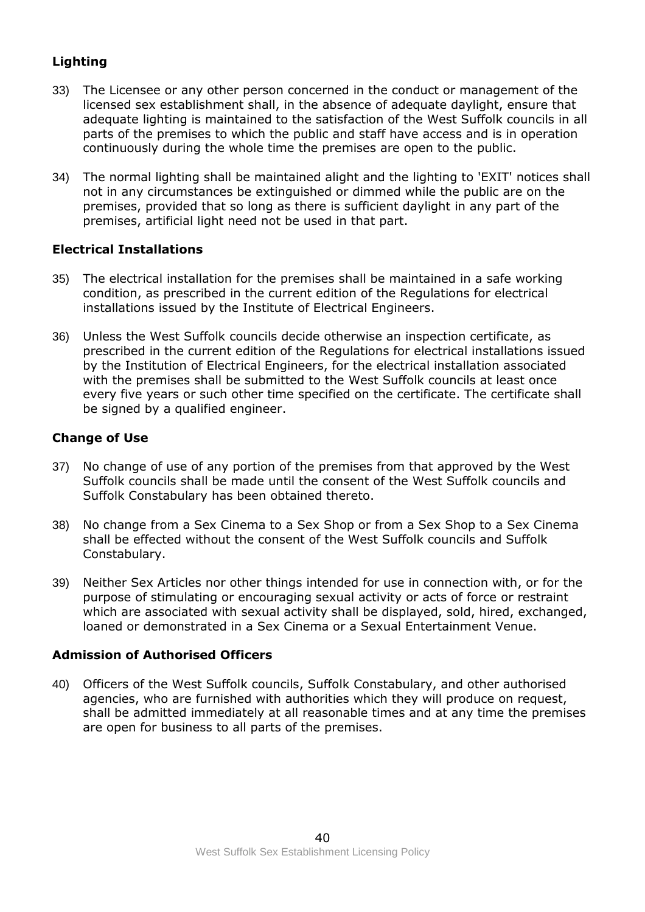### Lighting

33) The Licensee or any other person concerned in the conduct or management of the licensed sex establishment shall, in the absence of adequate daylight, ensure that adequate lighting is maintained to the satisfaction of the West Suffolk councils in all parts of the premises to which the public and staff have access and is in operation continuously during the whole time the premises are open to the public.

34) The normal lighting shall be maintained alight and the lighting to 'EXIT' notices shall not in any circumstances be extinguished or dimmed while the public are on the premises, provided that so long as there is sufficient daylight in any part of the premises, artificial light need not be used in that part.

### Electrical Installations

35) The electrical installation for the premises shall be maintained in a safe working condition, as prescribed in the current edition of the Regulations for electrical installations issued by the Institute of Electrical Engineers.

36) Unless the West Suffolk councils decide otherwise an inspection certificate, as prescribed in the current edition of the Regulations for electrical installations issued by the Institution of Electrical Engineers, for the electrical installation associated with the premises shall be submitted to the West Suffolk councils at least once every five years or such other time specified on the certificate. The certificate shall be signed by a qualified engineer.

### Change of Use

37) No change of use of any portion of the premises from that approved by the West Suffolk councils shall be made until the consent of the West Suffolk councils and Suffolk Constabulary has been obtained thereto.

38) No change from a Sex Cinema to a Sex Shop or from a Sex Shop to a Sex Cinema shall be effected without the consent of the West Suffolk councils and Suffolk Constabulary.

39) Neither Sex Articles nor other things intended for use in connection with, or for the purpose of stimulating or encouraging sexual activity or acts of force or restraint which are associated with sexual activity shall be displayed, sold, hired, exchanged, loaned or demonstrated in a Sex Cinema or a Sexual Entertainment Venue.

### Admission of Authorised Officers

40) Officers of the West Suffolk councils, Suffolk Constabulary, and other authorised agencies, who are furnished with authorities which they will produce on request, shall be admitted immediately at all reasonable times and at any time the premises are open for business to all parts of the premises.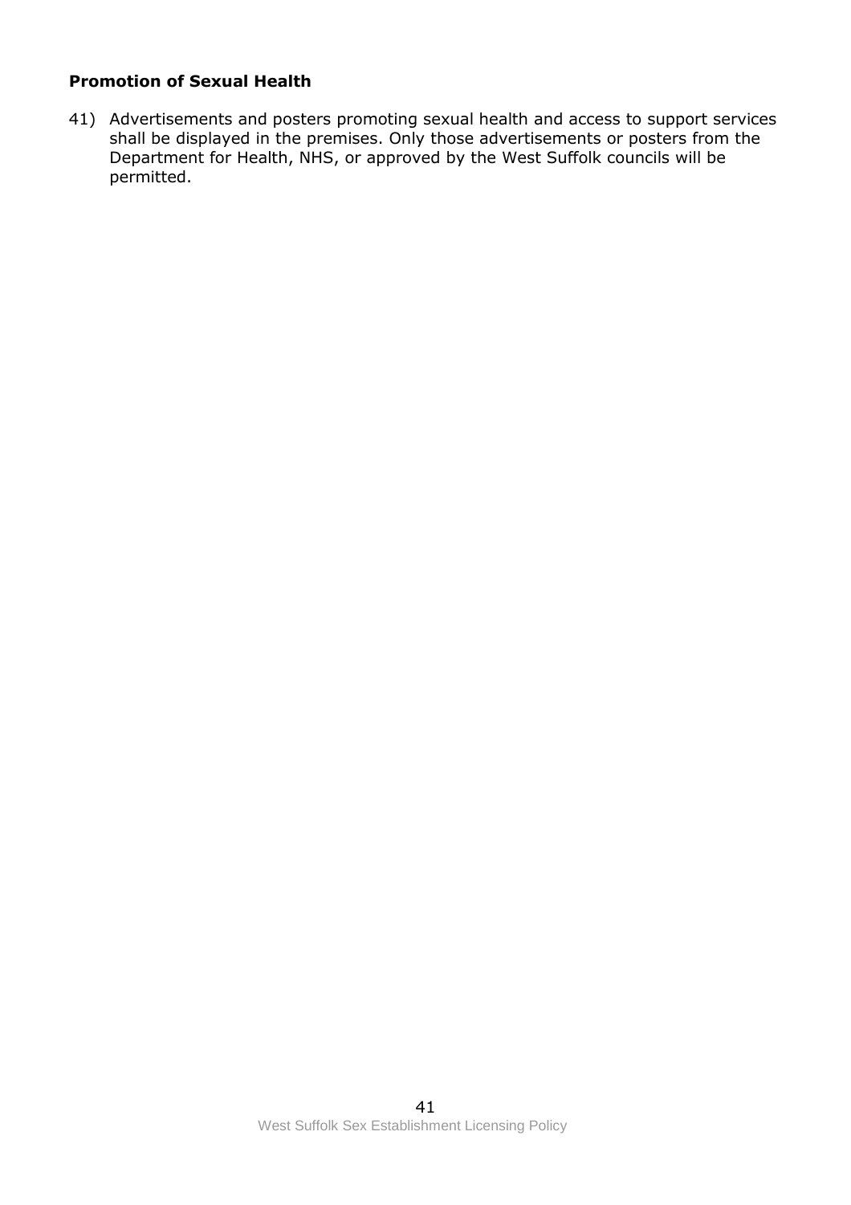**Promotion of Sexual Health**

41) Advertisements and posters promoting sexual health and access to support services shall be displayed in the premises. Only those advertisements or posters from the Department for Health, NHS, or approved by the West Suffolk councils will be permitted.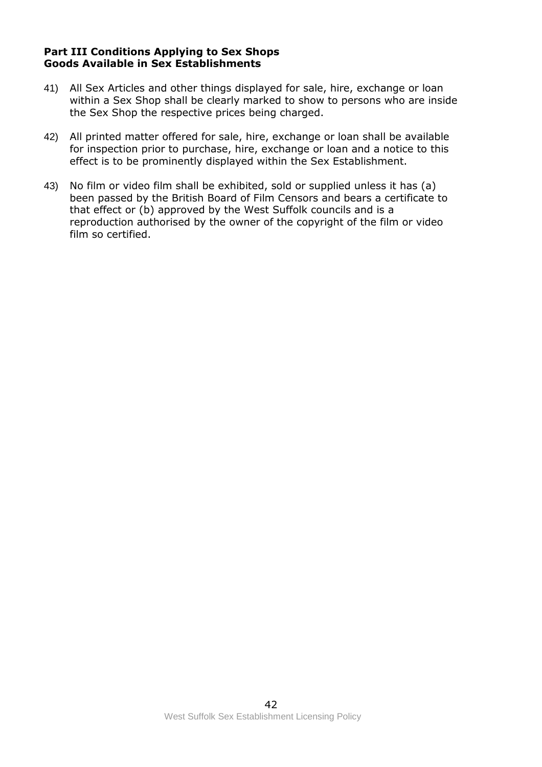**Part III Conditions Applying to Sex Shops**
**Goods Available in Sex Establishments**

41) All Sex Articles and other things displayed for sale, hire, exchange or loan within a Sex Shop shall be clearly marked to show to persons who are inside the Sex Shop the respective prices being charged.

42) All printed matter offered for sale, hire, exchange or loan shall be available for inspection prior to purchase, hire, exchange or loan and a notice to this effect is to be prominently displayed within the Sex Establishment.

43) No film or video film shall be exhibited, sold or supplied unless it has (a) been passed by the British Board of Film Censors and bears a certificate to that effect or (b) approved by the West Suffolk councils and is a reproduction authorised by the owner of the copyright of the film or video film so certified.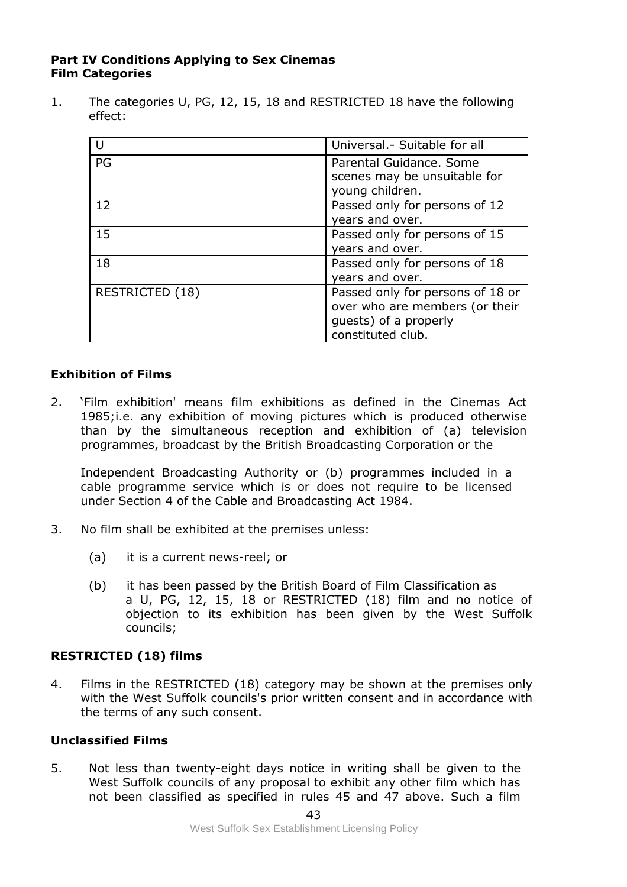**Part IV Conditions Applying to Sex Cinemas**
**Film Categories**

1. The categories U, PG, 12, 15, 18 and RESTRICTED 18 have the following effect:

| | |
|---|---|
| U | Universal.- Suitable for all |
| PG | Parental Guidance. Some scenes may be unsuitable for young children. |
| 12 | Passed only for persons of 12 years and over. |
| 15 | Passed only for persons of 15 years and over. |
| 18 | Passed only for persons of 18 years and over. |
| RESTRICTED (18) | Passed only for persons of 18 or over who are members (or their guests) of a properly constituted club. |

**Exhibition of Films**

2. 'Film exhibition' means film exhibitions as defined in the Cinemas Act 1985;i.e. any exhibition of moving pictures which is produced otherwise than by the simultaneous reception and exhibition of (a) television programmes, broadcast by the British Broadcasting Corporation or the

   Independent Broadcasting Authority or (b) programmes included in a cable programme service which is or does not require to be licensed under Section 4 of the Cable and Broadcasting Act 1984.

3. No film shall be exhibited at the premises unless:

   (a) it is a current news-reel; or

   (b) it has been passed by the British Board of Film Classification as a U, PG, 12, 15, 18 or RESTRICTED (18) film and no notice of objection to its exhibition has been given by the West Suffolk councils;

**RESTRICTED (18) films**

4. Films in the RESTRICTED (18) category may be shown at the premises only with the West Suffolk councils's prior written consent and in accordance with the terms of any such consent.

**Unclassified Films**

5. Not less than twenty-eight days notice in writing shall be given to the West Suffolk councils of any proposal to exhibit any other film which has not been classified as specified in rules 45 and 47 above. Such a film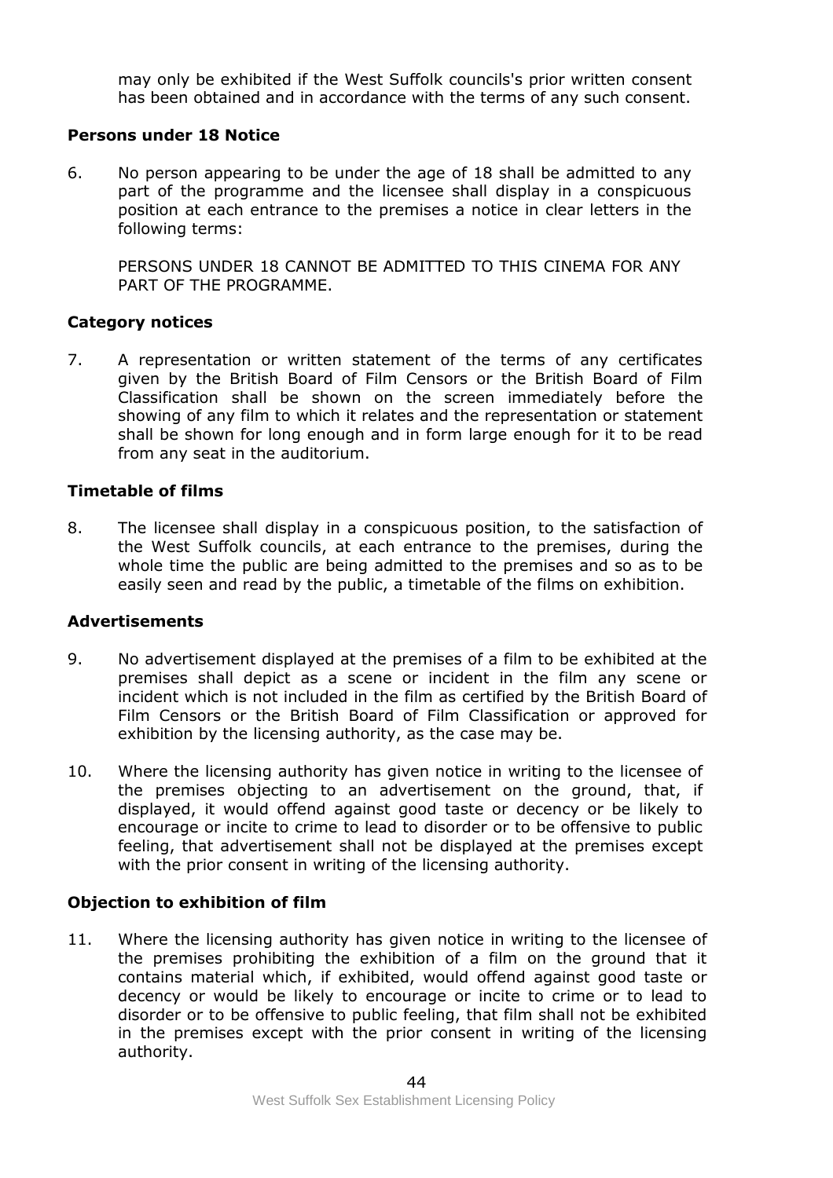may only be exhibited if the West Suffolk councils's prior written consent has been obtained and in accordance with the terms of any such consent.

**Persons under 18 Notice**

6. No person appearing to be under the age of 18 shall be admitted to any part of the programme and the licensee shall display in a conspicuous position at each entrance to the premises a notice in clear letters in the following terms:

   PERSONS UNDER 18 CANNOT BE ADMITTED TO THIS CINEMA FOR ANY PART OF THE PROGRAMME.

**Category notices**

7. A representation or written statement of the terms of any certificates given by the British Board of Film Censors or the British Board of Film Classification shall be shown on the screen immediately before the showing of any film to which it relates and the representation or statement shall be shown for long enough and in form large enough for it to be read from any seat in the auditorium.

**Timetable of films**

8. The licensee shall display in a conspicuous position, to the satisfaction of the West Suffolk councils, at each entrance to the premises, during the whole time the public are being admitted to the premises and so as to be easily seen and read by the public, a timetable of the films on exhibition.

**Advertisements**

9. No advertisement displayed at the premises of a film to be exhibited at the premises shall depict as a scene or incident in the film any scene or incident which is not included in the film as certified by the British Board of Film Censors or the British Board of Film Classification or approved for exhibition by the licensing authority, as the case may be.

10. Where the licensing authority has given notice in writing to the licensee of the premises objecting to an advertisement on the ground, that, if displayed, it would offend against good taste or decency or be likely to encourage or incite to crime to lead to disorder or to be offensive to public feeling, that advertisement shall not be displayed at the premises except with the prior consent in writing of the licensing authority.

**Objection to exhibition of film**

11. Where the licensing authority has given notice in writing to the licensee of the premises prohibiting the exhibition of a film on the ground that it contains material which, if exhibited, would offend against good taste or decency or would be likely to encourage or incite to crime or to lead to disorder or to be offensive to public feeling, that film shall not be exhibited in the premises except with the prior consent in writing of the licensing authority.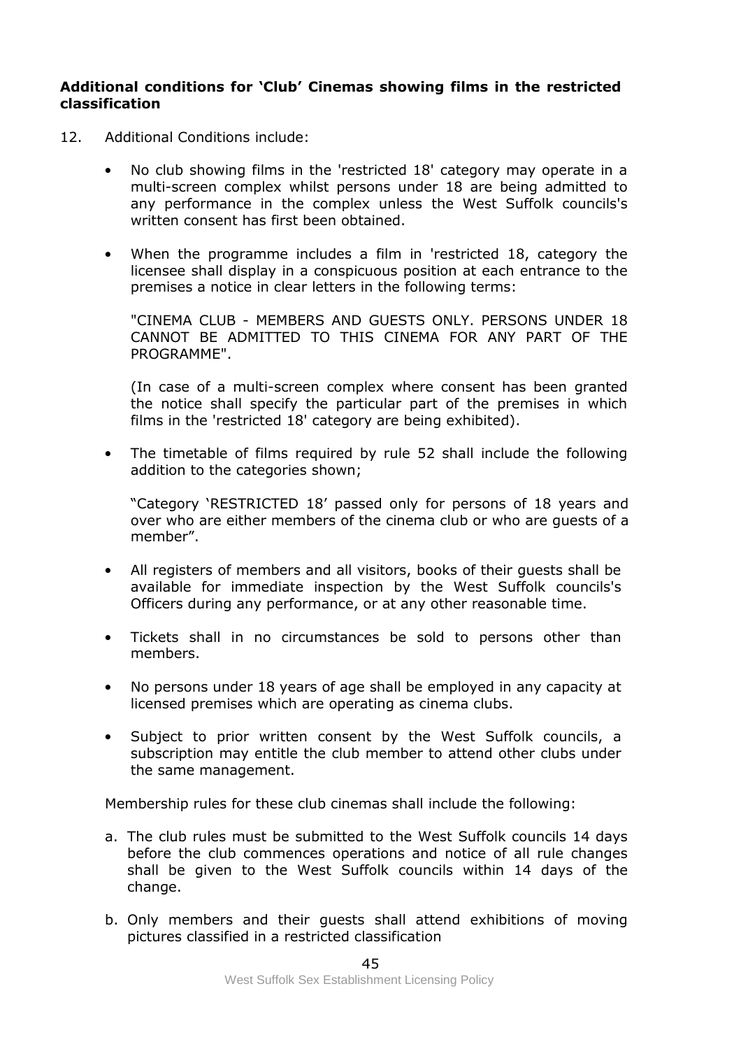**Additional conditions for 'Club' Cinemas showing films in the restricted classification**

12. Additional Conditions include:

    - No club showing films in the 'restricted 18' category may operate in a multi-screen complex whilst persons under 18 are being admitted to any performance in the complex unless the West Suffolk councils's written consent has first been obtained.

    - When the programme includes a film in 'restricted 18, category the licensee shall display in a conspicuous position at each entrance to the premises a notice in clear letters in the following terms:

      "CINEMA CLUB - MEMBERS AND GUESTS ONLY. PERSONS UNDER 18 CANNOT BE ADMITTED TO THIS CINEMA FOR ANY PART OF THE PROGRAMME".

      (In case of a multi-screen complex where consent has been granted the notice shall specify the particular part of the premises in which films in the 'restricted 18' category are being exhibited).

    - The timetable of films required by rule 52 shall include the following addition to the categories shown;

      "Category 'RESTRICTED 18' passed only for persons of 18 years and over who are either members of the cinema club or who are guests of a member".

    - All registers of members and all visitors, books of their guests shall be available for immediate inspection by the West Suffolk councils's Officers during any performance, or at any other reasonable time.

    - Tickets shall in no circumstances be sold to persons other than members.

    - No persons under 18 years of age shall be employed in any capacity at licensed premises which are operating as cinema clubs.

    - Subject to prior written consent by the West Suffolk councils, a subscription may entitle the club member to attend other clubs under the same management.

    Membership rules for these club cinemas shall include the following:

    a. The club rules must be submitted to the West Suffolk councils 14 days before the club commences operations and notice of all rule changes shall be given to the West Suffolk councils within 14 days of the change.

    b. Only members and their guests shall attend exhibitions of moving pictures classified in a restricted classification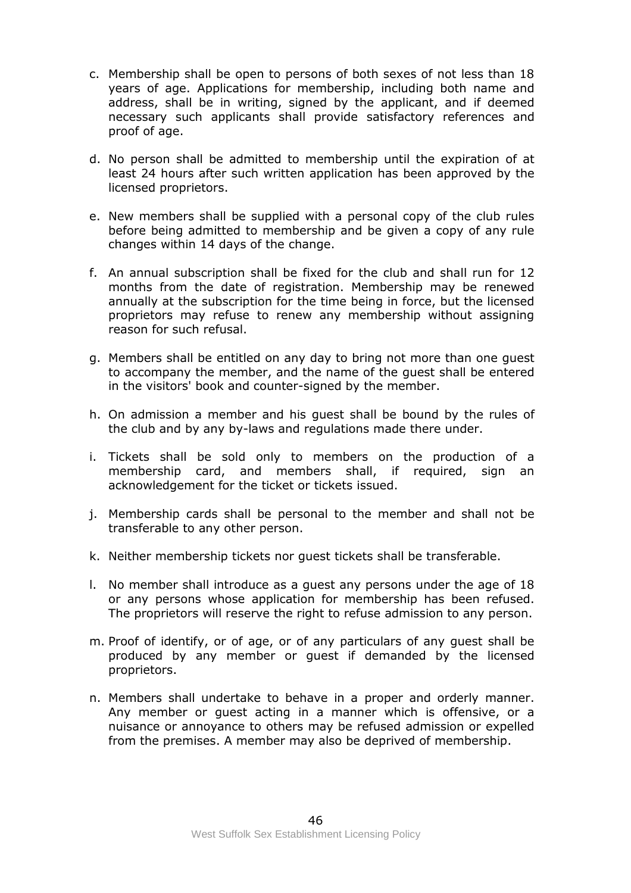c. Membership shall be open to persons of both sexes of not less than 18 years of age. Applications for membership, including both name and address, shall be in writing, signed by the applicant, and if deemed necessary such applicants shall provide satisfactory references and proof of age.

d. No person shall be admitted to membership until the expiration of at least 24 hours after such written application has been approved by the licensed proprietors.

e. New members shall be supplied with a personal copy of the club rules before being admitted to membership and be given a copy of any rule changes within 14 days of the change.

f. An annual subscription shall be fixed for the club and shall run for 12 months from the date of registration. Membership may be renewed annually at the subscription for the time being in force, but the licensed proprietors may refuse to renew any membership without assigning reason for such refusal.

g. Members shall be entitled on any day to bring not more than one guest to accompany the member, and the name of the guest shall be entered in the visitors' book and counter-signed by the member.

h. On admission a member and his guest shall be bound by the rules of the club and by any by-laws and regulations made there under.

i. Tickets shall be sold only to members on the production of a membership card, and members shall, if required, sign an acknowledgement for the ticket or tickets issued.

j. Membership cards shall be personal to the member and shall not be transferable to any other person.

k. Neither membership tickets nor guest tickets shall be transferable.

l. No member shall introduce as a guest any persons under the age of 18 or any persons whose application for membership has been refused. The proprietors will reserve the right to refuse admission to any person.

m. Proof of identify, or of age, or of any particulars of any guest shall be produced by any member or guest if demanded by the licensed proprietors.

n. Members shall undertake to behave in a proper and orderly manner. Any member or guest acting in a manner which is offensive, or a nuisance or annoyance to others may be refused admission or expelled from the premises. A member may also be deprived of membership.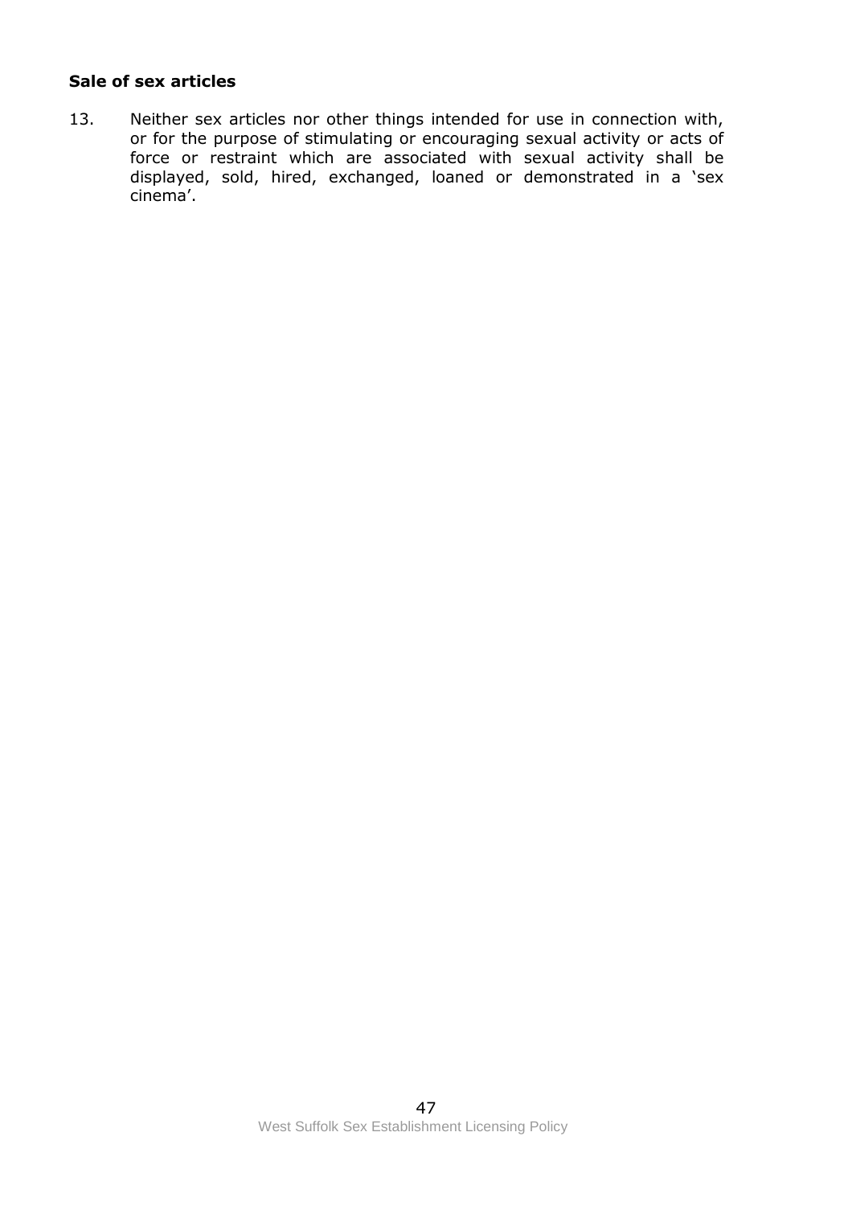**Sale of sex articles**

13. Neither sex articles nor other things intended for use in connection with, or for the purpose of stimulating or encouraging sexual activity or acts of force or restraint which are associated with sexual activity shall be displayed, sold, hired, exchanged, loaned or demonstrated in a 'sex cinema'.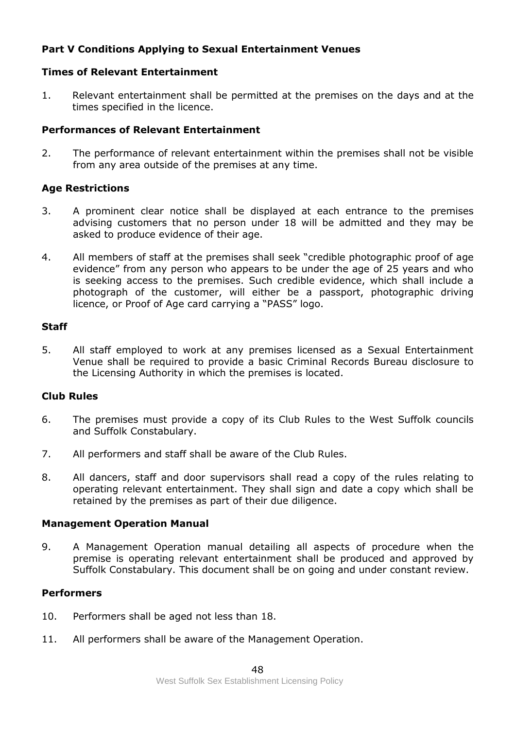**Part V Conditions Applying to Sexual Entertainment Venues**

**Times of Relevant Entertainment**

1. Relevant entertainment shall be permitted at the premises on the days and at the times specified in the licence.

**Performances of Relevant Entertainment**

2. The performance of relevant entertainment within the premises shall not be visible from any area outside of the premises at any time.

**Age Restrictions**

3. A prominent clear notice shall be displayed at each entrance to the premises advising customers that no person under 18 will be admitted and they may be asked to produce evidence of their age.

4. All members of staff at the premises shall seek "credible photographic proof of age evidence" from any person who appears to be under the age of 25 years and who is seeking access to the premises. Such credible evidence, which shall include a photograph of the customer, will either be a passport, photographic driving licence, or Proof of Age card carrying a "PASS" logo.

**Staff**

5. All staff employed to work at any premises licensed as a Sexual Entertainment Venue shall be required to provide a basic Criminal Records Bureau disclosure to the Licensing Authority in which the premises is located.

**Club Rules**

6. The premises must provide a copy of its Club Rules to the West Suffolk councils and Suffolk Constabulary.

7. All performers and staff shall be aware of the Club Rules.

8. All dancers, staff and door supervisors shall read a copy of the rules relating to operating relevant entertainment. They shall sign and date a copy which shall be retained by the premises as part of their due diligence.

**Management Operation Manual**

9. A Management Operation manual detailing all aspects of procedure when the premise is operating relevant entertainment shall be produced and approved by Suffolk Constabulary. This document shall be on going and under constant review.

**Performers**

10. Performers shall be aged not less than 18.

11. All performers shall be aware of the Management Operation.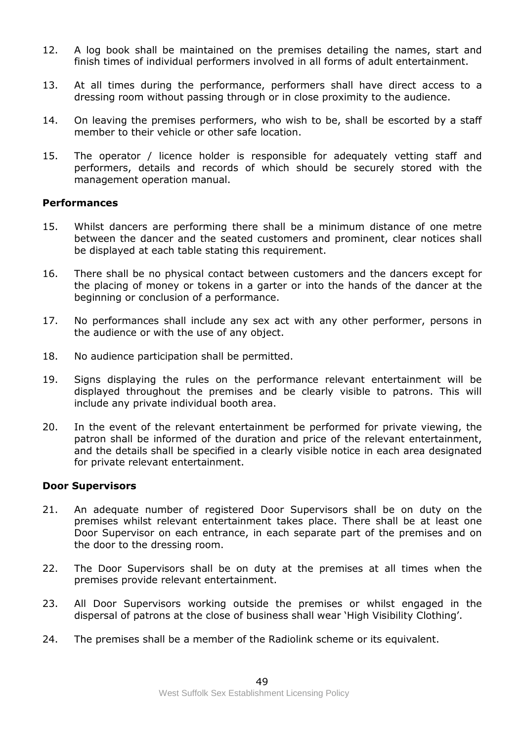12. A log book shall be maintained on the premises detailing the names, start and finish times of individual performers involved in all forms of adult entertainment.

13. At all times during the performance, performers shall have direct access to a dressing room without passing through or in close proximity to the audience.

14. On leaving the premises performers, who wish to be, shall be escorted by a staff member to their vehicle or other safe location.

15. The operator / licence holder is responsible for adequately vetting staff and performers, details and records of which should be securely stored with the management operation manual.

**Performances**

15. Whilst dancers are performing there shall be a minimum distance of one metre between the dancer and the seated customers and prominent, clear notices shall be displayed at each table stating this requirement.

16. There shall be no physical contact between customers and the dancers except for the placing of money or tokens in a garter or into the hands of the dancer at the beginning or conclusion of a performance.

17. No performances shall include any sex act with any other performer, persons in the audience or with the use of any object.

18. No audience participation shall be permitted.

19. Signs displaying the rules on the performance relevant entertainment will be displayed throughout the premises and be clearly visible to patrons. This will include any private individual booth area.

20. In the event of the relevant entertainment be performed for private viewing, the patron shall be informed of the duration and price of the relevant entertainment, and the details shall be specified in a clearly visible notice in each area designated for private relevant entertainment.

**Door Supervisors**

21. An adequate number of registered Door Supervisors shall be on duty on the premises whilst relevant entertainment takes place. There shall be at least one Door Supervisor on each entrance, in each separate part of the premises and on the door to the dressing room.

22. The Door Supervisors shall be on duty at the premises at all times when the premises provide relevant entertainment.

23. All Door Supervisors working outside the premises or whilst engaged in the dispersal of patrons at the close of business shall wear 'High Visibility Clothing'.

24. The premises shall be a member of the Radiolink scheme or its equivalent.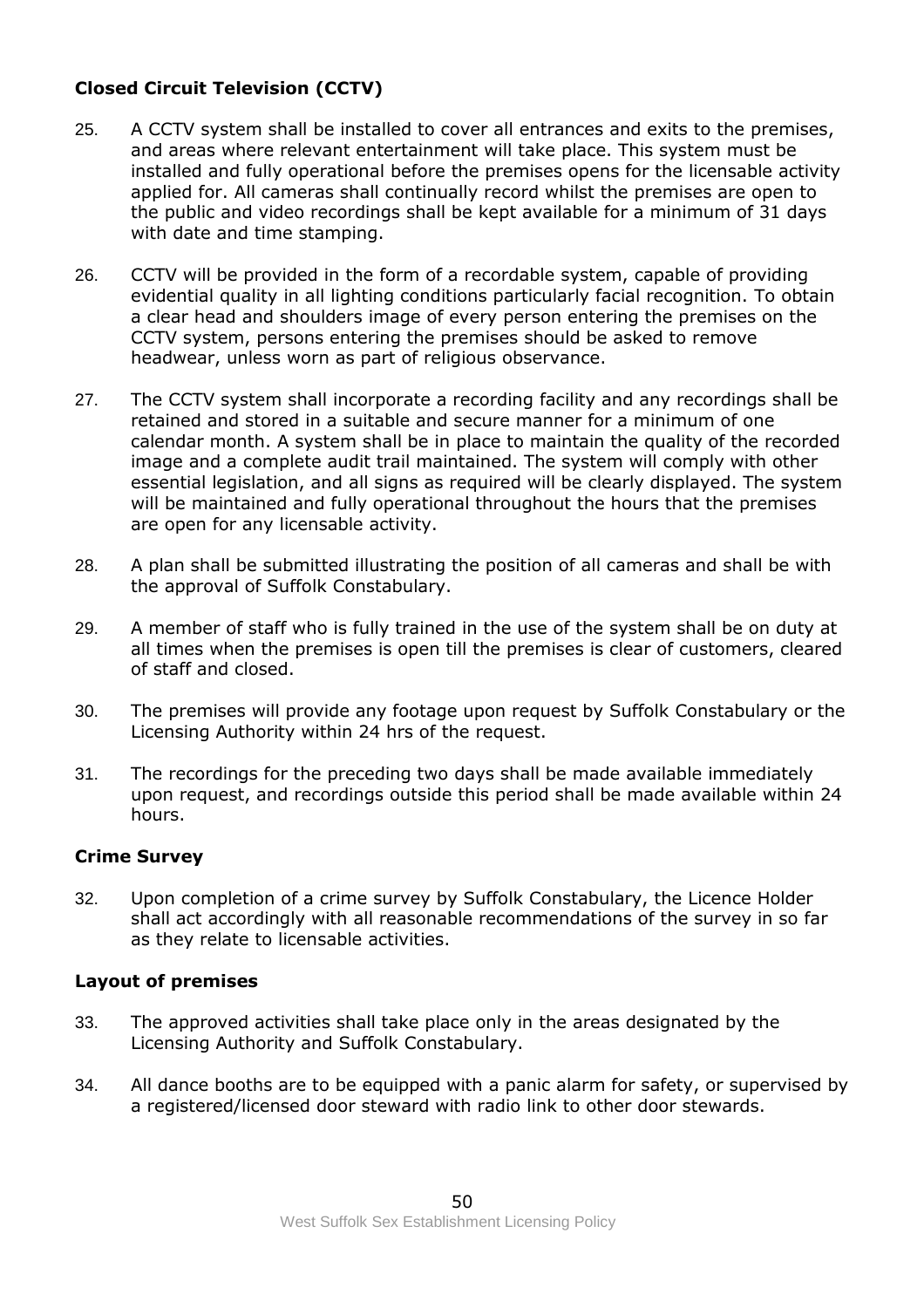**Closed Circuit Television (CCTV)**

25. A CCTV system shall be installed to cover all entrances and exits to the premises, and areas where relevant entertainment will take place. This system must be installed and fully operational before the premises opens for the licensable activity applied for. All cameras shall continually record whilst the premises are open to the public and video recordings shall be kept available for a minimum of 31 days with date and time stamping.

26. CCTV will be provided in the form of a recordable system, capable of providing evidential quality in all lighting conditions particularly facial recognition. To obtain a clear head and shoulders image of every person entering the premises on the CCTV system, persons entering the premises should be asked to remove headwear, unless worn as part of religious observance.

27. The CCTV system shall incorporate a recording facility and any recordings shall be retained and stored in a suitable and secure manner for a minimum of one calendar month. A system shall be in place to maintain the quality of the recorded image and a complete audit trail maintained. The system will comply with other essential legislation, and all signs as required will be clearly displayed. The system will be maintained and fully operational throughout the hours that the premises are open for any licensable activity.

28. A plan shall be submitted illustrating the position of all cameras and shall be with the approval of Suffolk Constabulary.

29. A member of staff who is fully trained in the use of the system shall be on duty at all times when the premises is open till the premises is clear of customers, cleared of staff and closed.

30. The premises will provide any footage upon request by Suffolk Constabulary or the Licensing Authority within 24 hrs of the request.

31. The recordings for the preceding two days shall be made available immediately upon request, and recordings outside this period shall be made available within 24 hours.

**Crime Survey**

32. Upon completion of a crime survey by Suffolk Constabulary, the Licence Holder shall act accordingly with all reasonable recommendations of the survey in so far as they relate to licensable activities.

**Layout of premises**

33. The approved activities shall take place only in the areas designated by the Licensing Authority and Suffolk Constabulary.

34. All dance booths are to be equipped with a panic alarm for safety, or supervised by a registered/licensed door steward with radio link to other door stewards.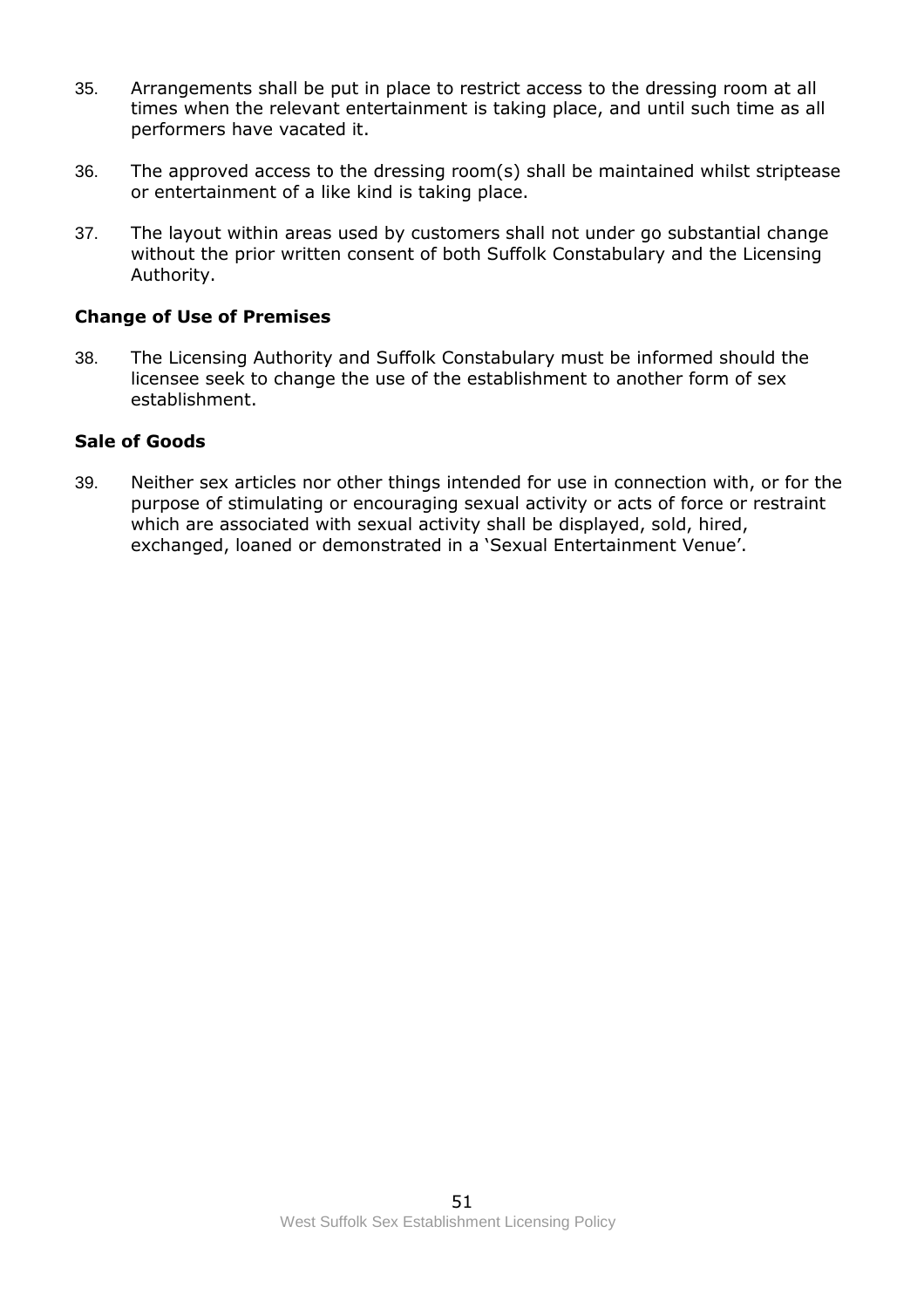35. Arrangements shall be put in place to restrict access to the dressing room at all times when the relevant entertainment is taking place, and until such time as all performers have vacated it.

36. The approved access to the dressing room(s) shall be maintained whilst striptease or entertainment of a like kind is taking place.

37. The layout within areas used by customers shall not under go substantial change without the prior written consent of both Suffolk Constabulary and the Licensing Authority.

### Change of Use of Premises

38. The Licensing Authority and Suffolk Constabulary must be informed should the licensee seek to change the use of the establishment to another form of sex establishment.

### Sale of Goods

39. Neither sex articles nor other things intended for use in connection with, or for the purpose of stimulating or encouraging sexual activity or acts of force or restraint which are associated with sexual activity shall be displayed, sold, hired, exchanged, loaned or demonstrated in a 'Sexual Entertainment Venue'.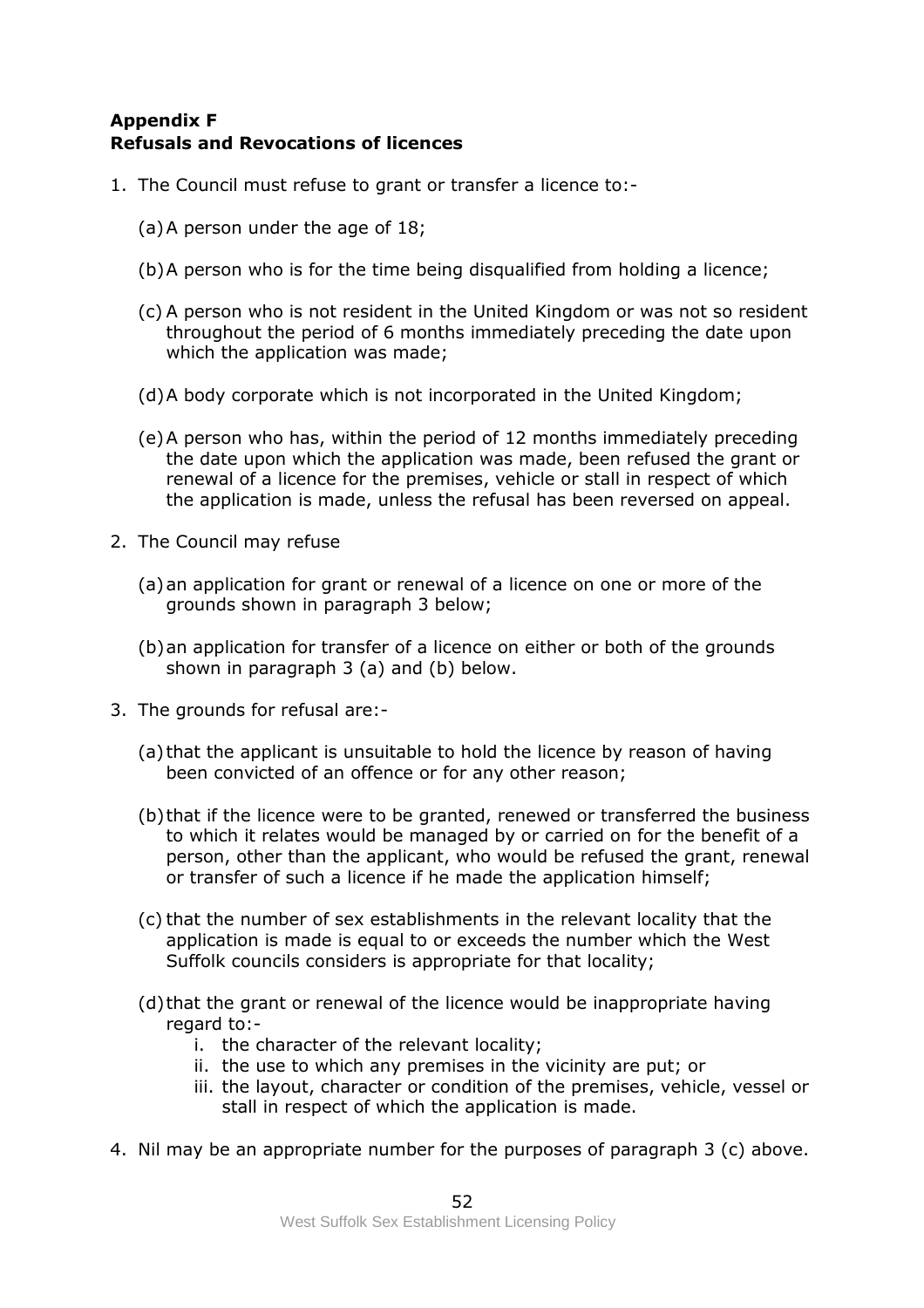**Appendix F**
**Refusals and Revocations of licences**

1. The Council must refuse to grant or transfer a licence to:-

   (a) A person under the age of 18;

   (b) A person who is for the time being disqualified from holding a licence;

   (c) A person who is not resident in the United Kingdom or was not so resident throughout the period of 6 months immediately preceding the date upon which the application was made;

   (d) A body corporate which is not incorporated in the United Kingdom;

   (e) A person who has, within the period of 12 months immediately preceding the date upon which the application was made, been refused the grant or renewal of a licence for the premises, vehicle or stall in respect of which the application is made, unless the refusal has been reversed on appeal.

2. The Council may refuse

   (a) an application for grant or renewal of a licence on one or more of the grounds shown in paragraph 3 below;

   (b) an application for transfer of a licence on either or both of the grounds shown in paragraph 3 (a) and (b) below.

3. The grounds for refusal are:-

   (a) that the applicant is unsuitable to hold the licence by reason of having been convicted of an offence or for any other reason;

   (b) that if the licence were to be granted, renewed or transferred the business to which it relates would be managed by or carried on for the benefit of a person, other than the applicant, who would be refused the grant, renewal or transfer of such a licence if he made the application himself;

   (c) that the number of sex establishments in the relevant locality that the application is made is equal to or exceeds the number which the West Suffolk councils considers is appropriate for that locality;

   (d) that the grant or renewal of the licence would be inappropriate having regard to:-
      i. the character of the relevant locality;
      ii. the use to which any premises in the vicinity are put; or
      iii. the layout, character or condition of the premises, vehicle, vessel or stall in respect of which the application is made.

4. Nil may be an appropriate number for the purposes of paragraph 3 (c) above.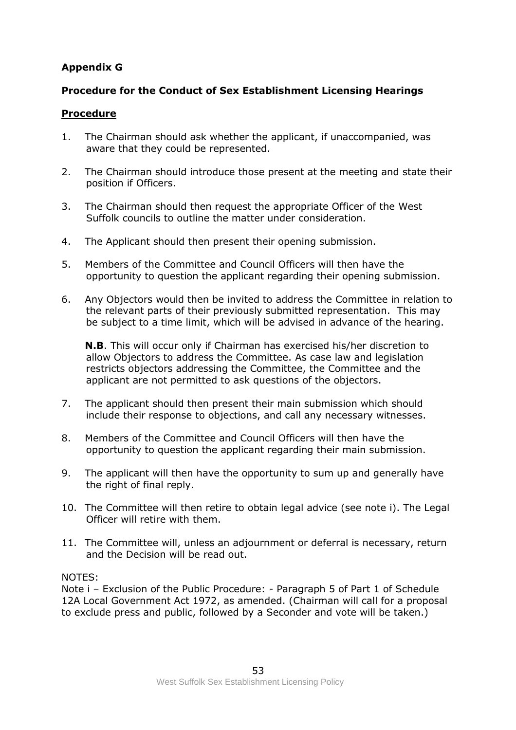**Appendix G**

**Procedure for the Conduct of Sex Establishment Licensing Hearings**

**Procedure**

1. The Chairman should ask whether the applicant, if unaccompanied, was aware that they could be represented.

2. The Chairman should introduce those present at the meeting and state their position if Officers.

3. The Chairman should then request the appropriate Officer of the West Suffolk councils to outline the matter under consideration.

4. The Applicant should then present their opening submission.

5. Members of the Committee and Council Officers will then have the opportunity to question the applicant regarding their opening submission.

6. Any Objectors would then be invited to address the Committee in relation to the relevant parts of their previously submitted representation. This may be subject to a time limit, which will be advised in advance of the hearing.

   **N.B**. This will occur only if Chairman has exercised his/her discretion to allow Objectors to address the Committee. As case law and legislation restricts objectors addressing the Committee, the Committee and the applicant are not permitted to ask questions of the objectors.

7. The applicant should then present their main submission which should include their response to objections, and call any necessary witnesses.

8. Members of the Committee and Council Officers will then have the opportunity to question the applicant regarding their main submission.

9. The applicant will then have the opportunity to sum up and generally have the right of final reply.

10. The Committee will then retire to obtain legal advice (see note i). The Legal Officer will retire with them.

11. The Committee will, unless an adjournment or deferral is necessary, return and the Decision will be read out.

NOTES:
Note i – Exclusion of the Public Procedure: - Paragraph 5 of Part 1 of Schedule 12A Local Government Act 1972, as amended. (Chairman will call for a proposal to exclude press and public, followed by a Seconder and vote will be taken.)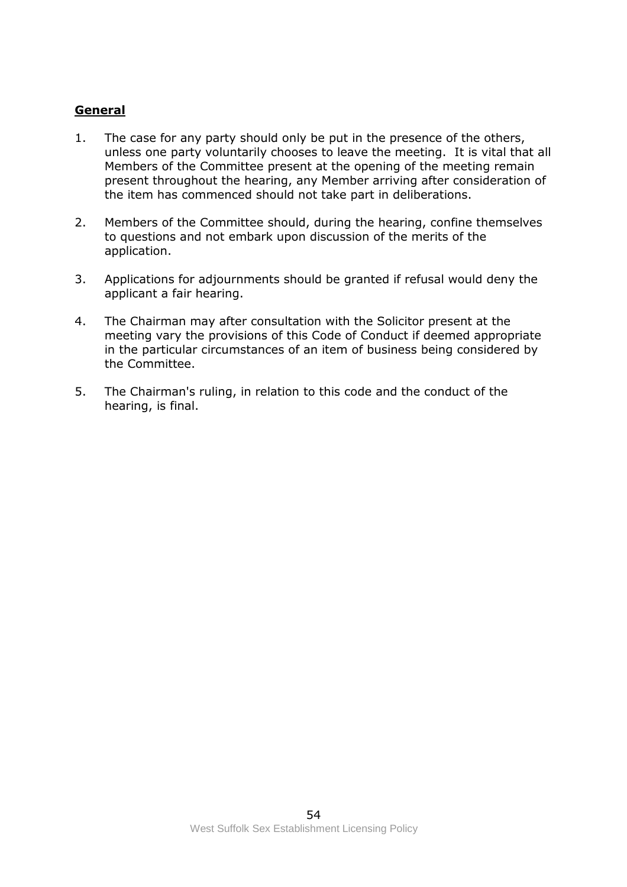**General**

1. The case for any party should only be put in the presence of the others, unless one party voluntarily chooses to leave the meeting. It is vital that all Members of the Committee present at the opening of the meeting remain present throughout the hearing, any Member arriving after consideration of the item has commenced should not take part in deliberations.

2. Members of the Committee should, during the hearing, confine themselves to questions and not embark upon discussion of the merits of the application.

3. Applications for adjournments should be granted if refusal would deny the applicant a fair hearing.

4. The Chairman may after consultation with the Solicitor present at the meeting vary the provisions of this Code of Conduct if deemed appropriate in the particular circumstances of an item of business being considered by the Committee.

5. The Chairman's ruling, in relation to this code and the conduct of the hearing, is final.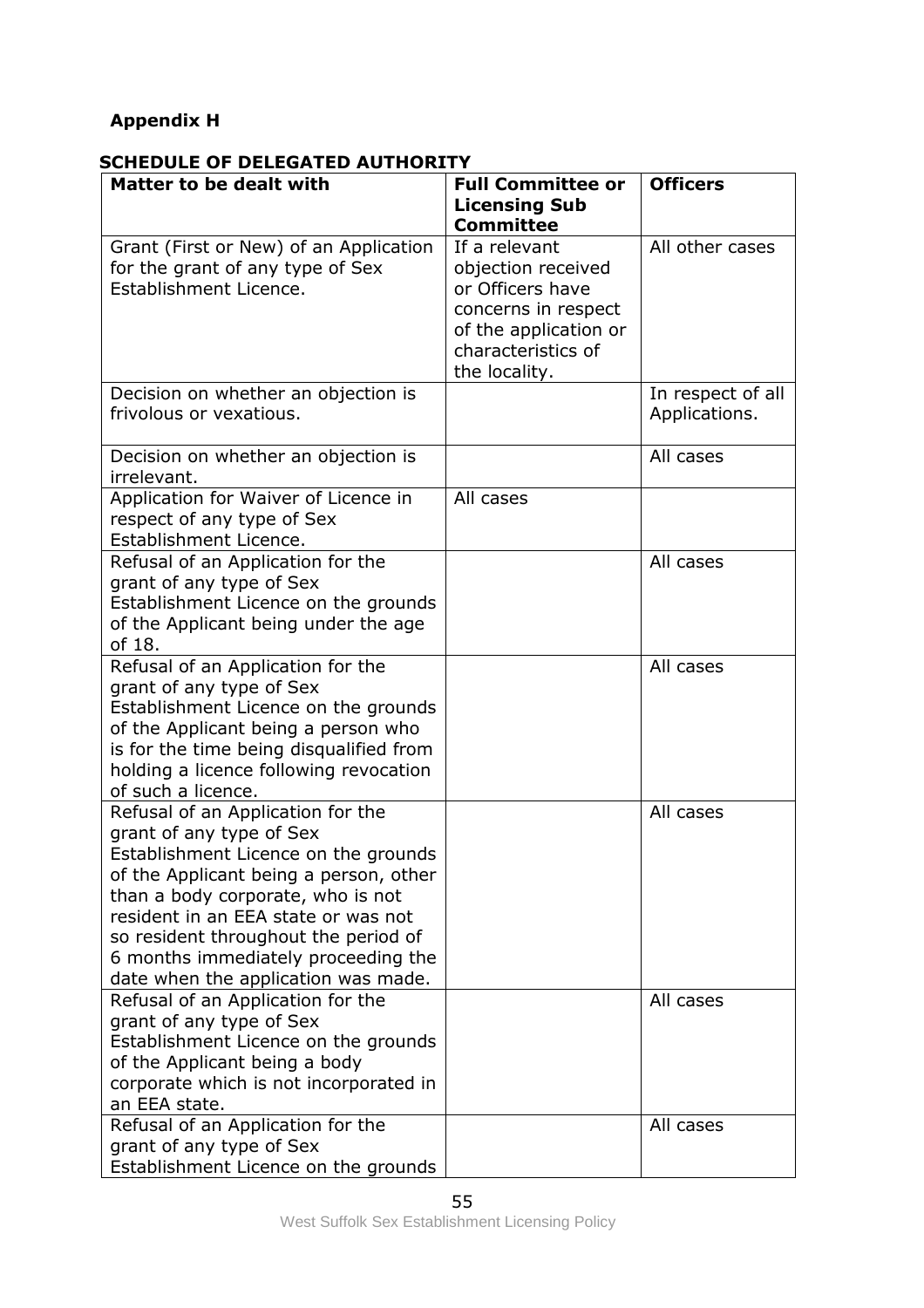**Appendix H**

**SCHEDULE OF DELEGATED AUTHORITY**

| **Matter to be dealt with** | **Full Committee or Licensing Sub Committee** | **Officers** |
| --- | --- | --- |
| Grant (First or New) of an Application for the grant of any type of Sex Establishment Licence. | If a relevant objection received or Officers have concerns in respect of the application or characteristics of the locality. | All other cases |
| Decision on whether an objection is frivolous or vexatious. | | In respect of all Applications. |
| Decision on whether an objection is irrelevant. | | All cases |
| Application for Waiver of Licence in respect of any type of Sex Establishment Licence. | All cases | |
| Refusal of an Application for the grant of any type of Sex Establishment Licence on the grounds of the Applicant being under the age of 18. | | All cases |
| Refusal of an Application for the grant of any type of Sex Establishment Licence on the grounds of the Applicant being a person who is for the time being disqualified from holding a licence following revocation of such a licence. | | All cases |
| Refusal of an Application for the grant of any type of Sex Establishment Licence on the grounds of the Applicant being a person, other than a body corporate, who is not resident in an EEA state or was not so resident throughout the period of 6 months immediately proceeding the date when the application was made. | | All cases |
| Refusal of an Application for the grant of any type of Sex Establishment Licence on the grounds of the Applicant being a body corporate which is not incorporated in an EEA state. | | All cases |
| Refusal of an Application for the grant of any type of Sex Establishment Licence on the grounds | | All cases |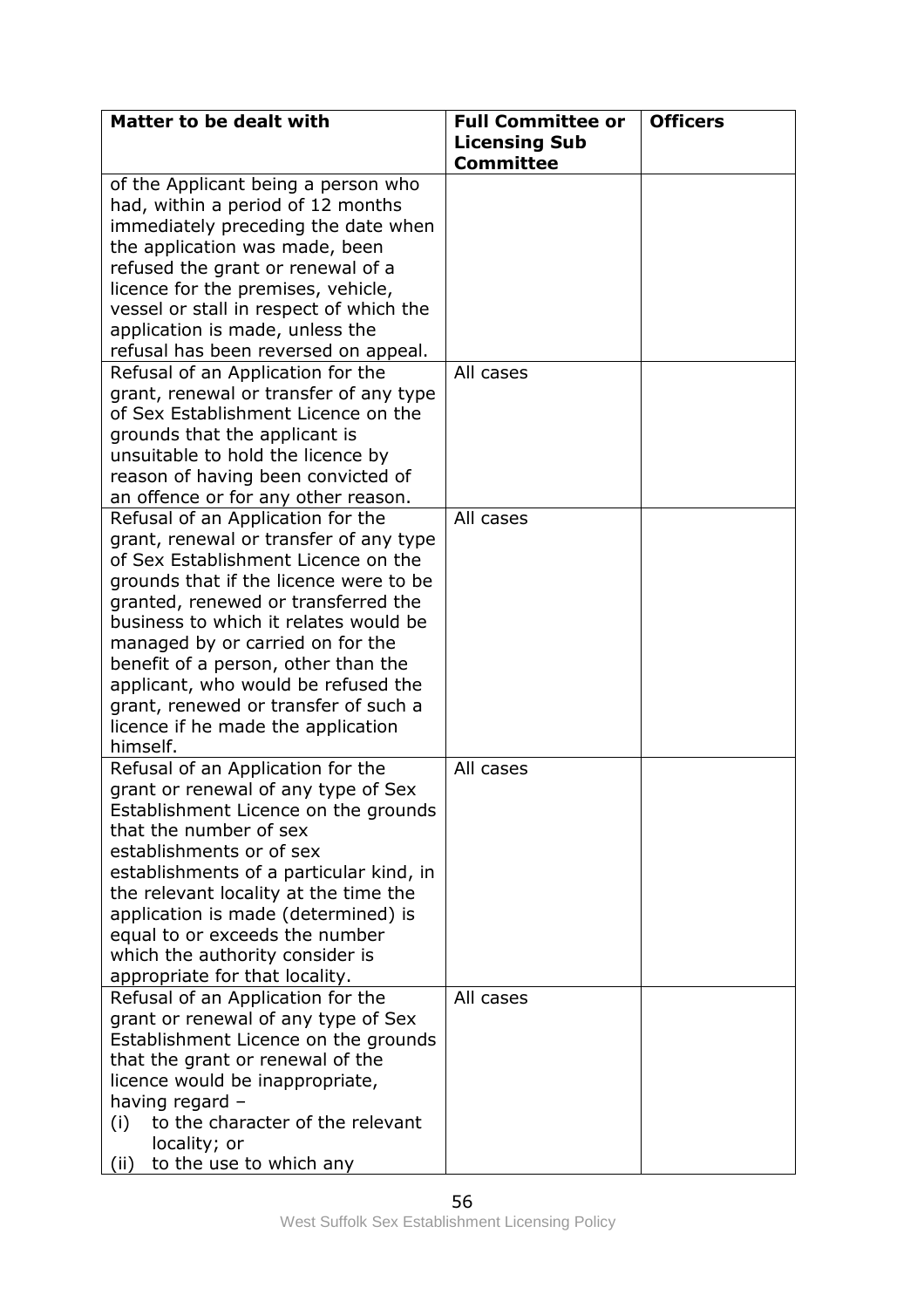| Matter to be dealt with | Full Committee or Licensing Sub Committee | Officers |
|---|---|---|
| of the Applicant being a person who had, within a period of 12 months immediately preceding the date when the application was made, been refused the grant or renewal of a licence for the premises, vehicle, vessel or stall in respect of which the application is made, unless the refusal has been reversed on appeal. | | |
| Refusal of an Application for the grant, renewal or transfer of any type of Sex Establishment Licence on the grounds that the applicant is unsuitable to hold the licence by reason of having been convicted of an offence or for any other reason. | All cases | |
| Refusal of an Application for the grant, renewal or transfer of any type of Sex Establishment Licence on the grounds that if the licence were to be granted, renewed or transferred the business to which it relates would be managed by or carried on for the benefit of a person, other than the applicant, who would be refused the grant, renewed or transfer of such a licence if he made the application himself. | All cases | |
| Refusal of an Application for the grant or renewal of any type of Sex Establishment Licence on the grounds that the number of sex establishments or of sex establishments of a particular kind, in the relevant locality at the time the application is made (determined) is equal to or exceeds the number which the authority consider is appropriate for that locality. | All cases | |
| Refusal of an Application for the grant or renewal of any type of Sex Establishment Licence on the grounds that the grant or renewal of the licence would be inappropriate, having regard – (i) to the character of the relevant locality; or (ii) to the use to which any | All cases | |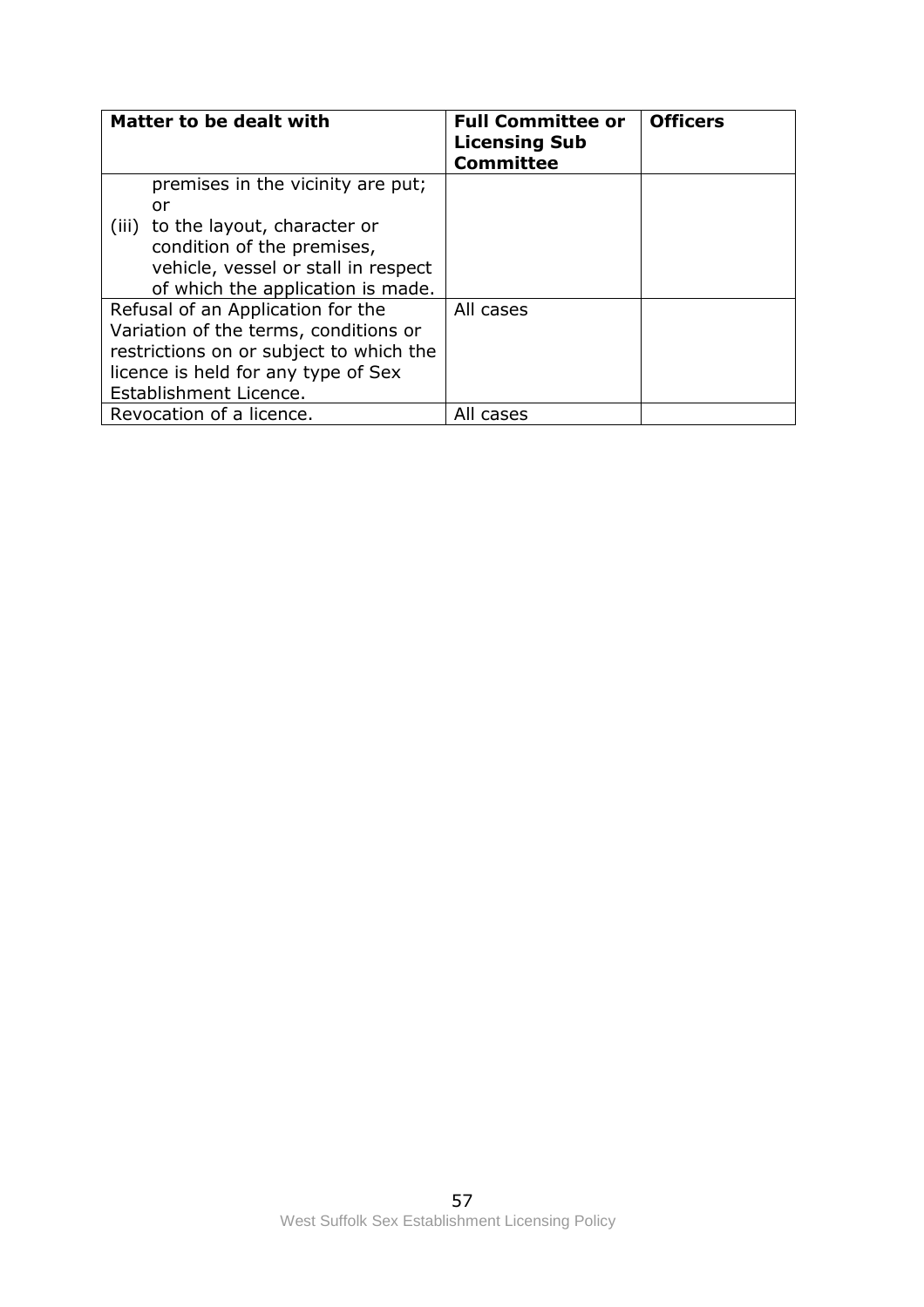| Matter to be dealt with | Full Committee or Licensing Sub Committee | Officers |
| --- | --- | --- |
| premises in the vicinity are put; or (iii) to the layout, character or condition of the premises, vehicle, vessel or stall in respect of which the application is made. | | |
| Refusal of an Application for the Variation of the terms, conditions or restrictions on or subject to which the licence is held for any type of Sex Establishment Licence. | All cases | |
| Revocation of a licence. | All cases | |